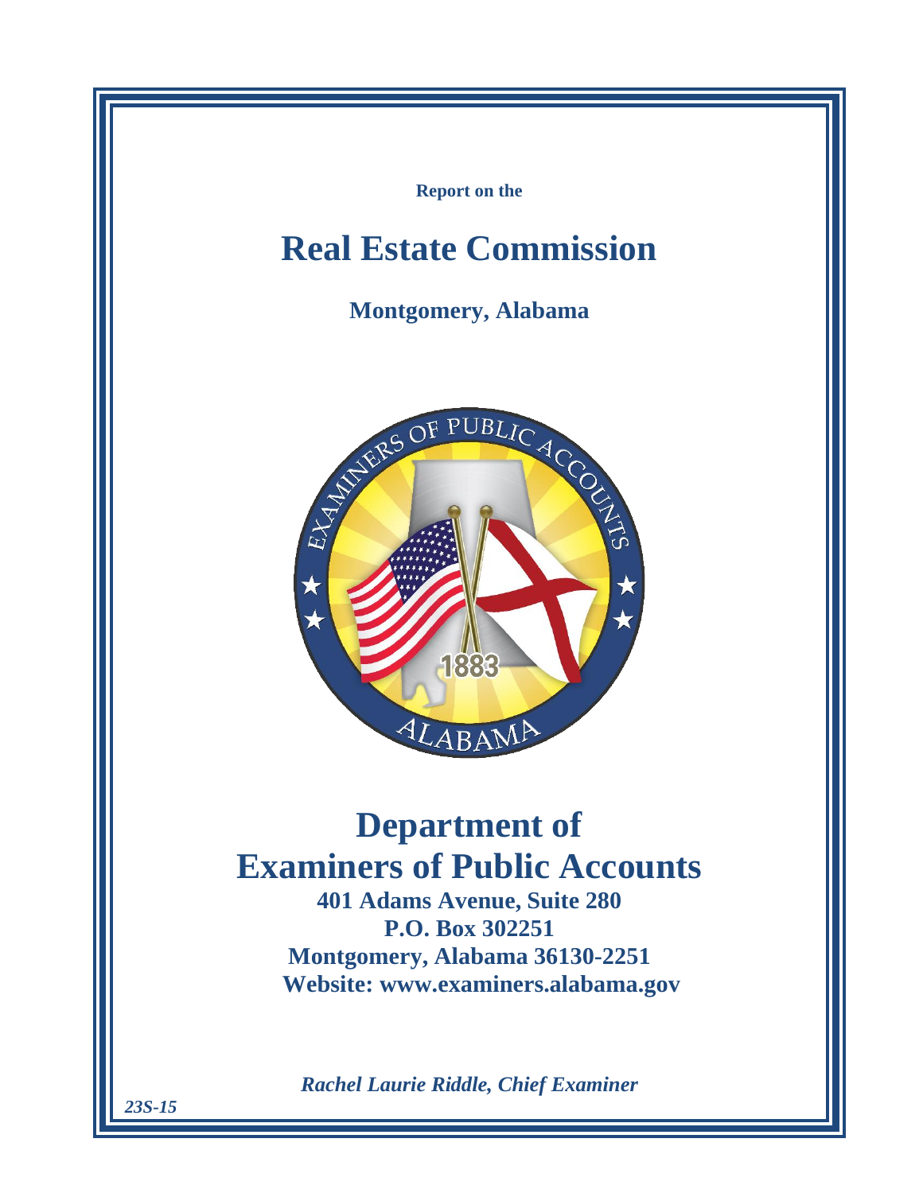**Report on the**

# Real Estate Commission

## Montgomery, Alabama

# Department of Examiners of Public Accounts

**401 Adams Avenue, Suite 280**
**P.O. Box 302251**
**Montgomery, Alabama 36130-2251**
**Website: www.examiners.alabama.gov**

***Rachel Laurie Riddle, Chief Examiner***

***23S-15***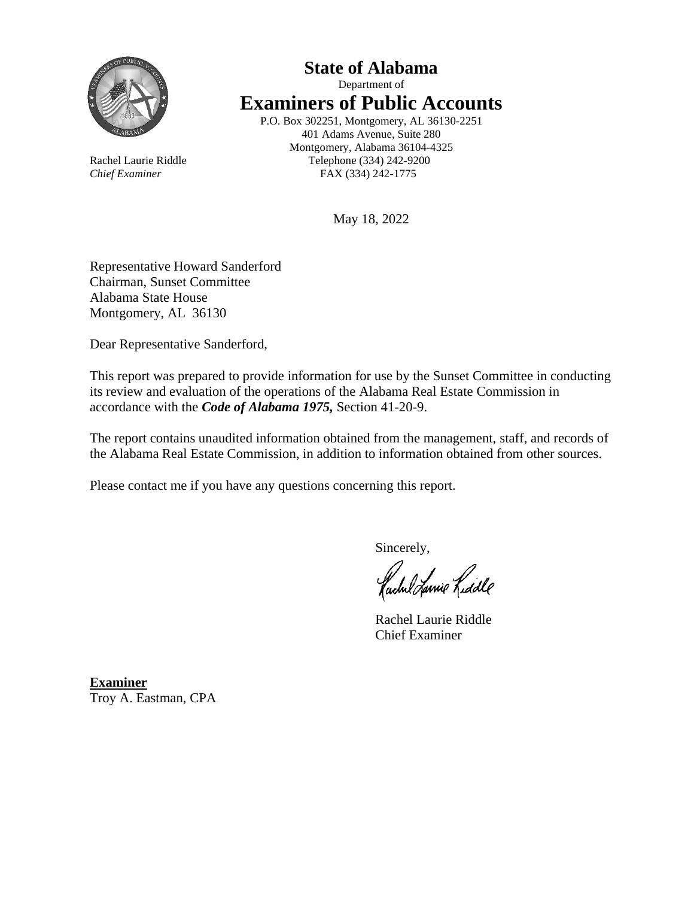# State of Alabama

Department of

# Examiners of Public Accounts

P.O. Box 302251, Montgomery, AL 36130-2251
401 Adams Avenue, Suite 280
Montgomery, Alabama 36104-4325
Telephone (334) 242-9200
FAX (334) 242-1775

Rachel Laurie Riddle
*Chief Examiner*

May 18, 2022

Representative Howard Sanderford
Chairman, Sunset Committee
Alabama State House
Montgomery, AL 36130

Dear Representative Sanderford,

This report was prepared to provide information for use by the Sunset Committee in conducting its review and evaluation of the operations of the Alabama Real Estate Commission in accordance with the ***Code of Alabama 1975,*** Section 41-20-9.

The report contains unaudited information obtained from the management, staff, and records of the Alabama Real Estate Commission, in addition to information obtained from other sources.

Please contact me if you have any questions concerning this report.

Sincerely,

Rachel Laurie Riddle
Chief Examiner

**Examiner**
Troy A. Eastman, CPA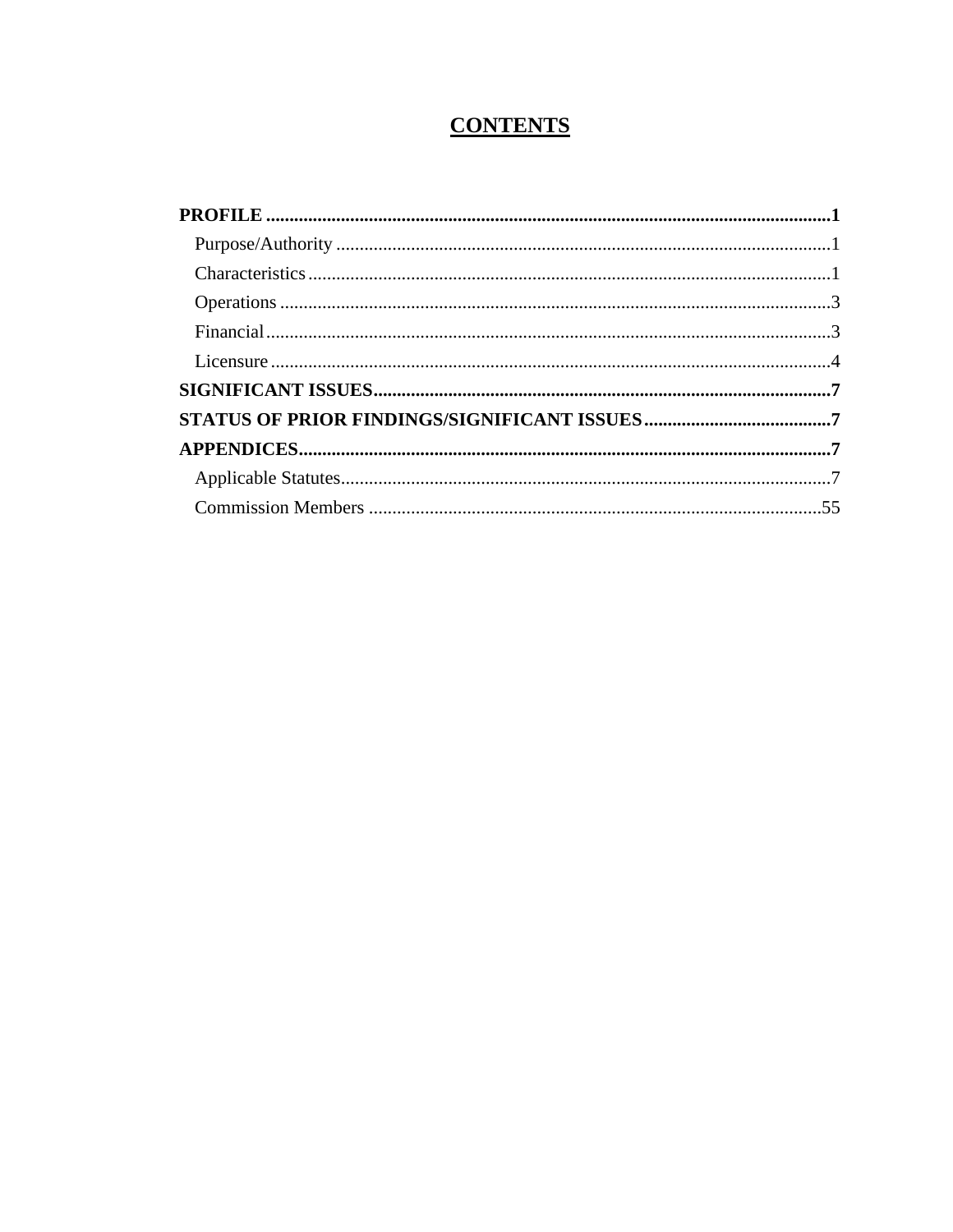# CONTENTS

**PROFILE** ........................................................................................................ **1**

- Purpose/Authority ........................................................................................ 1
- Characteristics ............................................................................................. 1
- Operations ................................................................................................... 3
- Financial ...................................................................................................... 3
- Licensure ..................................................................................................... 4

**SIGNIFICANT ISSUES** ......................................................................................... **7**

**STATUS OF PRIOR FINDINGS/SIGNIFICANT ISSUES** ........................................ **7**

**APPENDICES** ....................................................................................................... **7**

- Applicable Statutes ......................................................................................... 7
- Commission Members .................................................................................... 55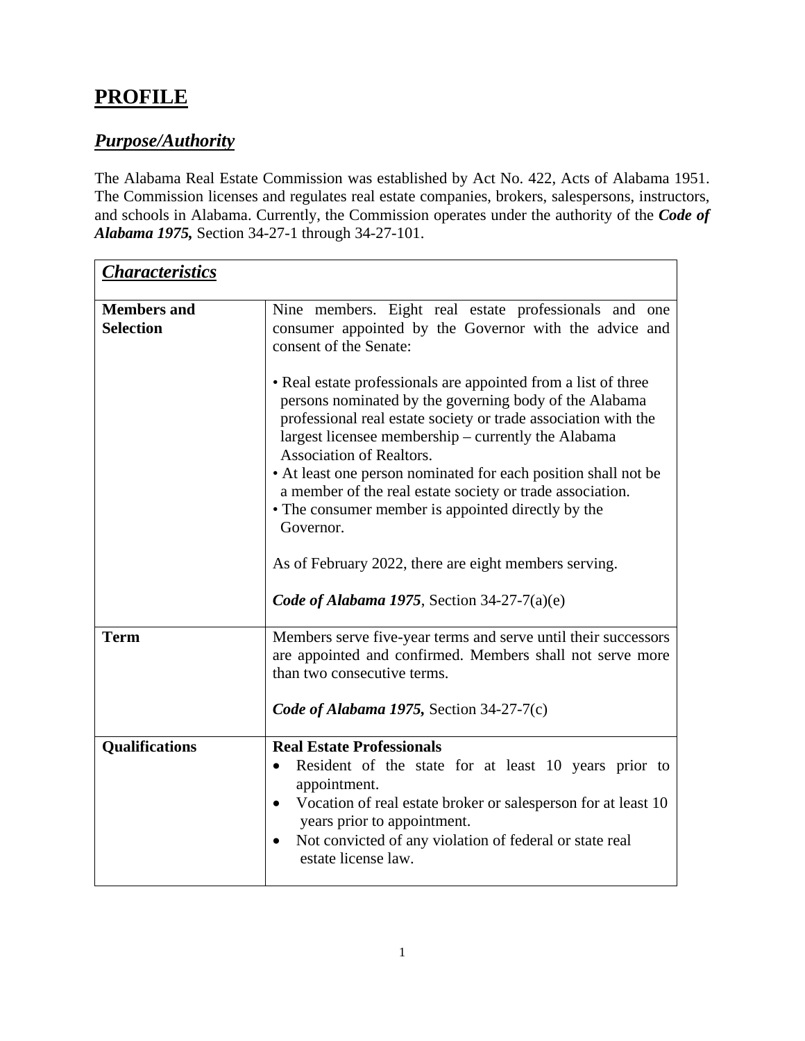# PROFILE

## *Purpose/Authority*

The Alabama Real Estate Commission was established by Act No. 422, Acts of Alabama 1951. The Commission licenses and regulates real estate companies, brokers, salespersons, instructors, and schools in Alabama. Currently, the Commission operates under the authority of the ***Code of Alabama 1975,*** Section 34-27-1 through 34-27-101.

| ***Characteristics*** | |
|---|---|
| **Members and Selection** | Nine members. Eight real estate professionals and one consumer appointed by the Governor with the advice and consent of the Senate:<br><br>• Real estate professionals are appointed from a list of three persons nominated by the governing body of the Alabama professional real estate society or trade association with the largest licensee membership – currently the Alabama Association of Realtors.<br>• At least one person nominated for each position shall not be a member of the real estate society or trade association.<br>• The consumer member is appointed directly by the Governor.<br><br>As of February 2022, there are eight members serving.<br><br>***Code of Alabama 1975***, Section 34-27-7(a)(e) |
| **Term** | Members serve five-year terms and serve until their successors are appointed and confirmed. Members shall not serve more than two consecutive terms.<br><br>***Code of Alabama 1975,*** Section 34-27-7(c) |
| **Qualifications** | **Real Estate Professionals**<br>• Resident of the state for at least 10 years prior to appointment.<br>• Vocation of real estate broker or salesperson for at least 10 years prior to appointment.<br>• Not convicted of any violation of federal or state real estate license law. |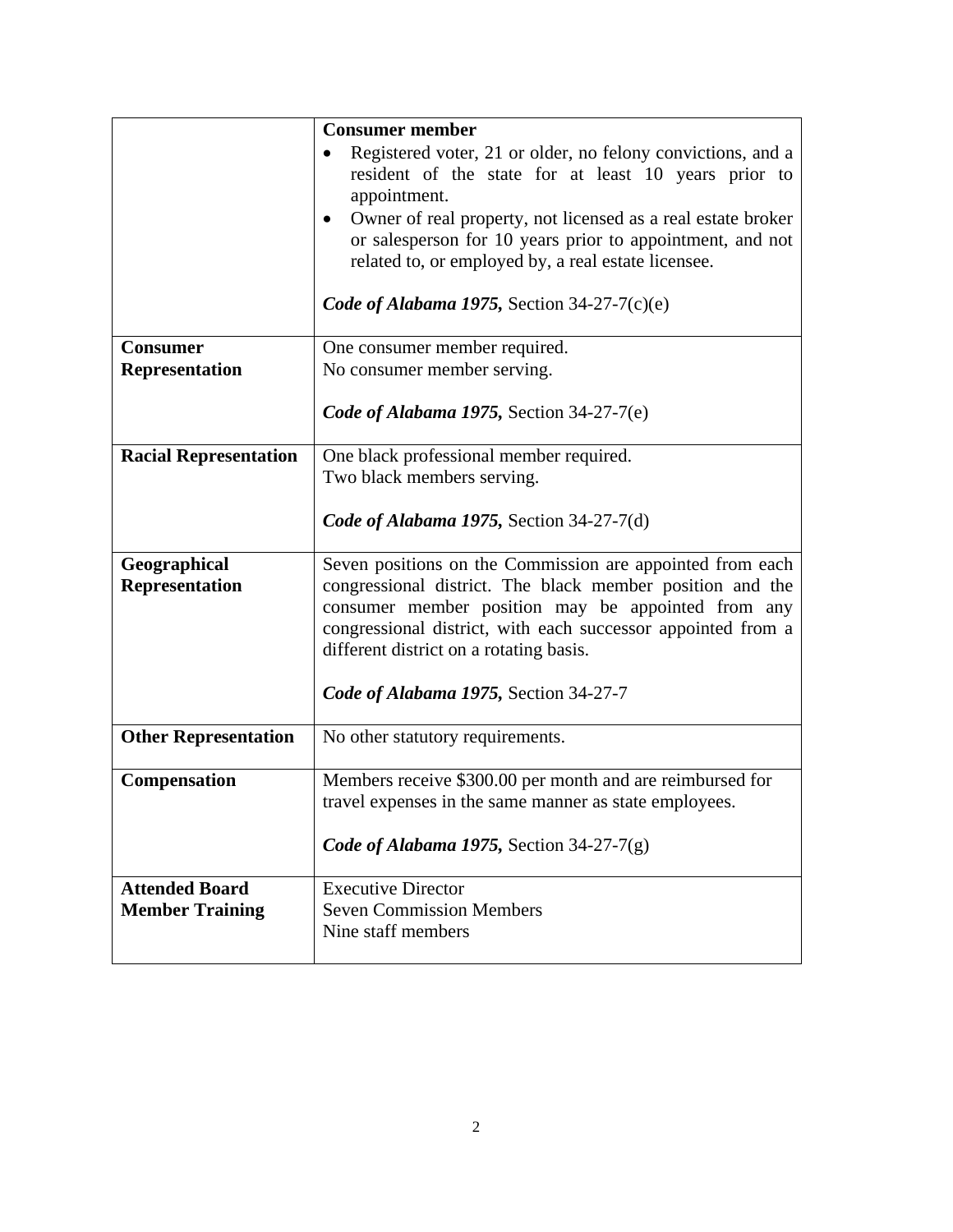| | |
|---|---|
| | **Consumer member**<br>• Registered voter, 21 or older, no felony convictions, and a resident of the state for at least 10 years prior to appointment.<br>• Owner of real property, not licensed as a real estate broker or salesperson for 10 years prior to appointment, and not related to, or employed by, a real estate licensee.<br><br>***Code of Alabama 1975,*** Section 34-27-7(c)(e) |
| **Consumer Representation** | One consumer member required.<br>No consumer member serving.<br><br>***Code of Alabama 1975,*** Section 34-27-7(e) |
| **Racial Representation** | One black professional member required.<br>Two black members serving.<br><br>***Code of Alabama 1975,*** Section 34-27-7(d) |
| **Geographical Representation** | Seven positions on the Commission are appointed from each congressional district. The black member position and the consumer member position may be appointed from any congressional district, with each successor appointed from a different district on a rotating basis.<br><br>***Code of Alabama 1975,*** Section 34-27-7 |
| **Other Representation** | No other statutory requirements. |
| **Compensation** | Members receive $300.00 per month and are reimbursed for travel expenses in the same manner as state employees.<br><br>***Code of Alabama 1975,*** Section 34-27-7(g) |
| **Attended Board Member Training** | Executive Director<br>Seven Commission Members<br>Nine staff members |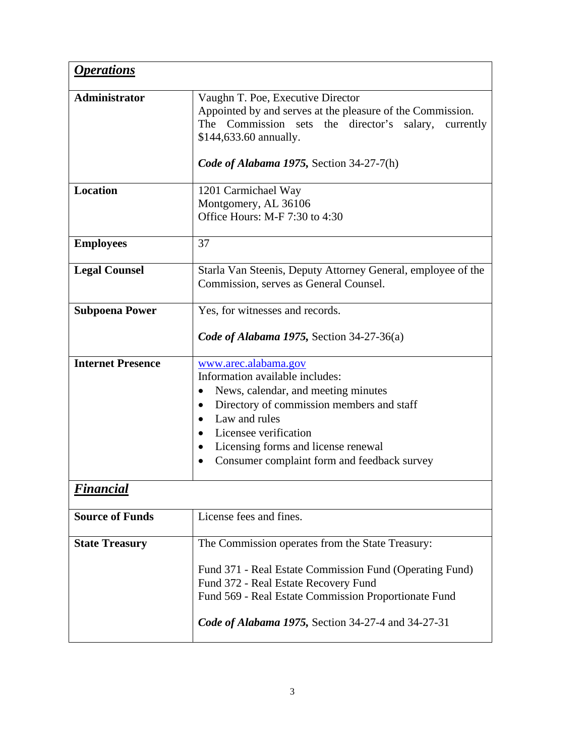| ***Operations*** | |
|---|---|
| **Administrator** | Vaughn T. Poe, Executive Director<br>Appointed by and serves at the pleasure of the Commission. The Commission sets the director's salary, currently $144,633.60 annually.<br><br>***Code of Alabama 1975,*** Section 34-27-7(h) |
| **Location** | 1201 Carmichael Way<br>Montgomery, AL 36106<br>Office Hours: M-F 7:30 to 4:30 |
| **Employees** | 37 |
| **Legal Counsel** | Starla Van Steenis, Deputy Attorney General, employee of the Commission, serves as General Counsel. |
| **Subpoena Power** | Yes, for witnesses and records.<br><br>***Code of Alabama 1975,*** Section 34-27-36(a) |
| **Internet Presence** | www.arec.alabama.gov<br>Information available includes:<br>• News, calendar, and meeting minutes<br>• Directory of commission members and staff<br>• Law and rules<br>• Licensee verification<br>• Licensing forms and license renewal<br>• Consumer complaint form and feedback survey |
| ***Financial*** | |
| **Source of Funds** | License fees and fines. |
| **State Treasury** | The Commission operates from the State Treasury:<br><br>Fund 371 - Real Estate Commission Fund (Operating Fund)<br>Fund 372 - Real Estate Recovery Fund<br>Fund 569 - Real Estate Commission Proportionate Fund<br><br>***Code of Alabama 1975,*** Section 34-27-4 and 34-27-31 |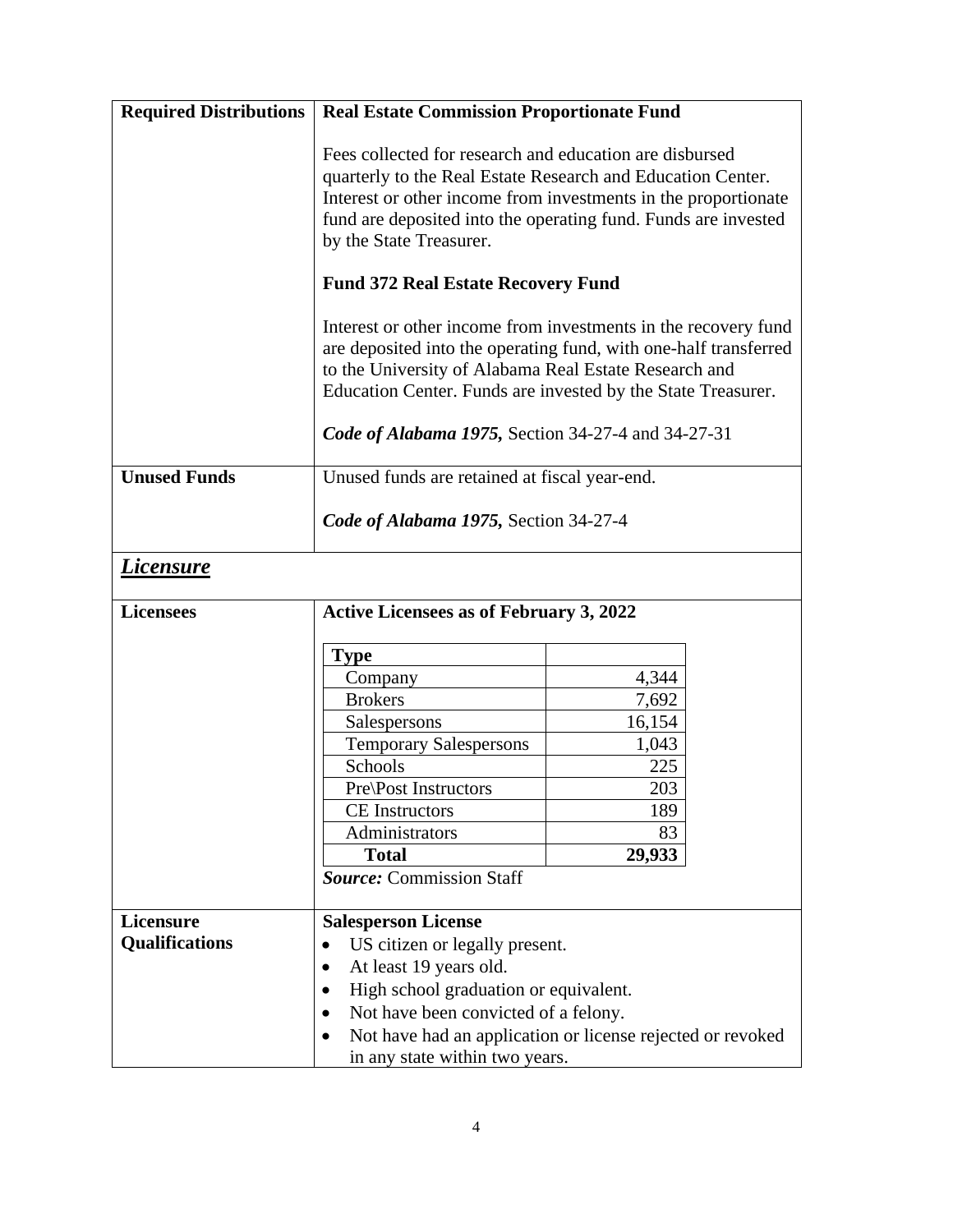| | |
|---|---|
| **Required Distributions** | **Real Estate Commission Proportionate Fund**<br><br>Fees collected for research and education are disbursed quarterly to the Real Estate Research and Education Center. Interest or other income from investments in the proportionate fund are deposited into the operating fund. Funds are invested by the State Treasurer.<br><br>**Fund 372 Real Estate Recovery Fund**<br><br>Interest or other income from investments in the recovery fund are deposited into the operating fund, with one-half transferred to the University of Alabama Real Estate Research and Education Center. Funds are invested by the State Treasurer.<br><br>***Code of Alabama 1975,*** Section 34-27-4 and 34-27-31 |
| **Unused Funds** | Unused funds are retained at fiscal year-end.<br><br>***Code of Alabama 1975,*** Section 34-27-4 |

## ***Licensure***

**Licensees**

**Active Licensees as of February 3, 2022**

| Type | |
|---|---:|
| Company | 4,344 |
| Brokers | 7,692 |
| Salespersons | 16,154 |
| Temporary Salespersons | 1,043 |
| Schools | 225 |
| Pre\Post Instructors | 203 |
| CE Instructors | 189 |
| Administrators | 83 |
| **Total** | **29,933** |

***Source:*** Commission Staff

**Licensure Qualifications**

**Salesperson License**

- US citizen or legally present.
- At least 19 years old.
- High school graduation or equivalent.
- Not have been convicted of a felony.
- Not have had an application or license rejected or revoked in any state within two years.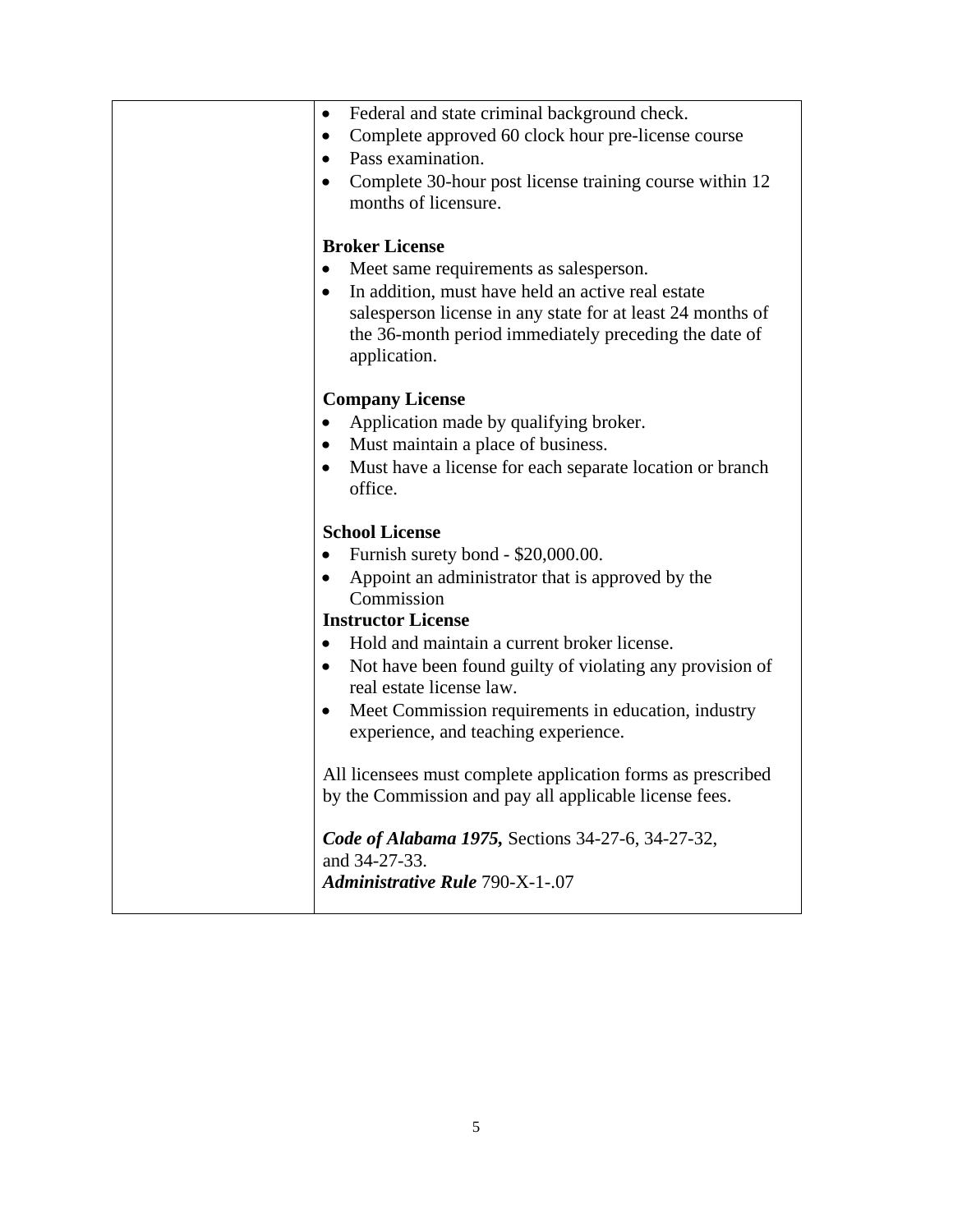| | • Federal and state criminal background check.<br>• Complete approved 60 clock hour pre-license course<br>• Pass examination.<br>• Complete 30-hour post license training course within 12 months of licensure.<br><br>**Broker License**<br>• Meet same requirements as salesperson.<br>• In addition, must have held an active real estate salesperson license in any state for at least 24 months of the 36-month period immediately preceding the date of application.<br><br>**Company License**<br>• Application made by qualifying broker.<br>• Must maintain a place of business.<br>• Must have a license for each separate location or branch office.<br><br>**School License**<br>• Furnish surety bond - $20,000.00.<br>• Appoint an administrator that is approved by the Commission<br>**Instructor License**<br>• Hold and maintain a current broker license.<br>• Not have been found guilty of violating any provision of real estate license law.<br>• Meet Commission requirements in education, industry experience, and teaching experience.<br><br>All licensees must complete application forms as prescribed by the Commission and pay all applicable license fees.<br><br>***Code of Alabama 1975,*** Sections 34-27-6, 34-27-32, and 34-27-33.<br>***Administrative Rule*** 790-X-1-.07 |
|---|---|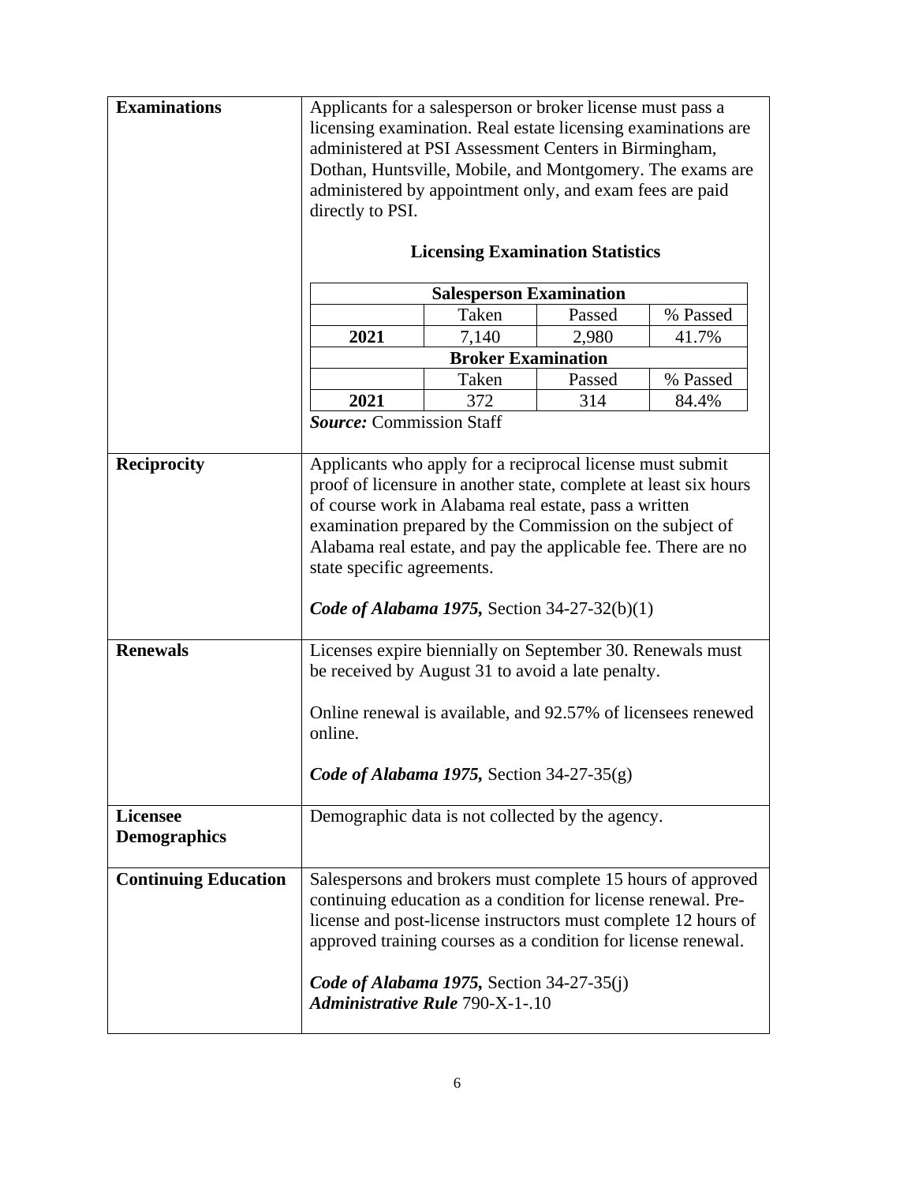| | |
|---|---|
| **Examinations** | Applicants for a salesperson or broker license must pass a licensing examination. Real estate licensing examinations are administered at PSI Assessment Centers in Birmingham, Dothan, Huntsville, Mobile, and Montgomery. The exams are administered by appointment only, and exam fees are paid directly to PSI. |

**Licensing Examination Statistics**

| Salesperson Examination | | | |
|---|---|---|---|
| | Taken | Passed | % Passed |
| **2021** | 7,140 | 2,980 | 41.7% |
| **Broker Examination** | | | |
| | Taken | Passed | % Passed |
| **2021** | 372 | 314 | 84.4% |

***Source:*** Commission Staff

| | |
|---|---|
| **Reciprocity** | Applicants who apply for a reciprocal license must submit proof of licensure in another state, complete at least six hours of course work in Alabama real estate, pass a written examination prepared by the Commission on the subject of Alabama real estate, and pay the applicable fee. There are no state specific agreements.<br><br>***Code of Alabama 1975,*** Section 34-27-32(b)(1) |
| **Renewals** | Licenses expire biennially on September 30. Renewals must be received by August 31 to avoid a late penalty.<br><br>Online renewal is available, and 92.57% of licensees renewed online.<br><br>***Code of Alabama 1975,*** Section 34-27-35(g) |
| **Licensee Demographics** | Demographic data is not collected by the agency. |
| **Continuing Education** | Salespersons and brokers must complete 15 hours of approved continuing education as a condition for license renewal. Pre-license and post-license instructors must complete 12 hours of approved training courses as a condition for license renewal.<br><br>***Code of Alabama 1975,*** Section 34-27-35(j)<br>***Administrative Rule*** 790-X-1-.10 |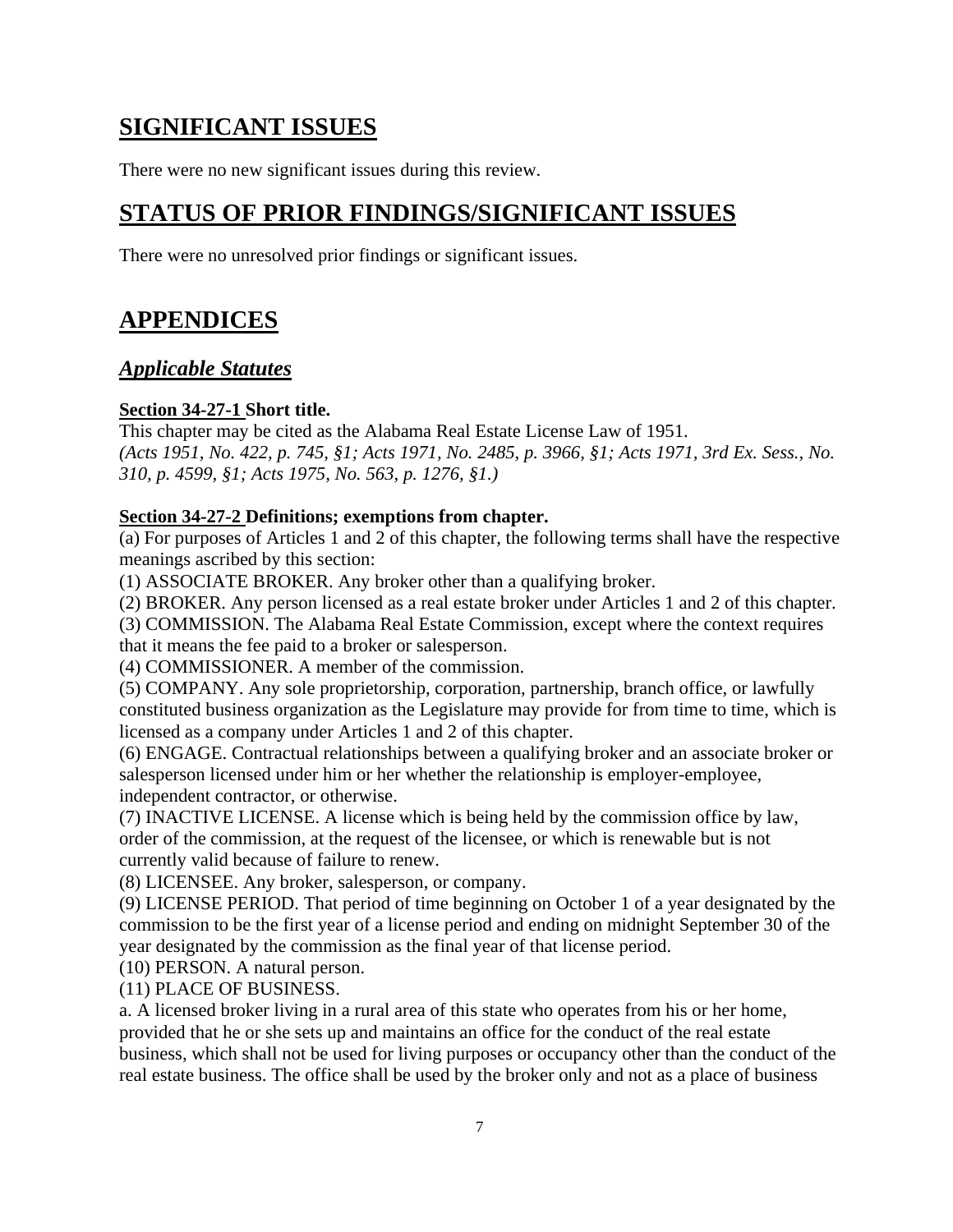## SIGNIFICANT ISSUES

There were no new significant issues during this review.

## STATUS OF PRIOR FINDINGS/SIGNIFICANT ISSUES

There were no unresolved prior findings or significant issues.

## APPENDICES

### *Applicable Statutes*

**Section 34-27-1 Short title.**
This chapter may be cited as the Alabama Real Estate License Law of 1951.
*(Acts 1951, No. 422, p. 745, §1; Acts 1971, No. 2485, p. 3966, §1; Acts 1971, 3rd Ex. Sess., No. 310, p. 4599, §1; Acts 1975, No. 563, p. 1276, §1.)*

**Section 34-27-2 Definitions; exemptions from chapter.**
(a) For purposes of Articles 1 and 2 of this chapter, the following terms shall have the respective meanings ascribed by this section:
(1) ASSOCIATE BROKER. Any broker other than a qualifying broker.
(2) BROKER. Any person licensed as a real estate broker under Articles 1 and 2 of this chapter.
(3) COMMISSION. The Alabama Real Estate Commission, except where the context requires that it means the fee paid to a broker or salesperson.
(4) COMMISSIONER. A member of the commission.
(5) COMPANY. Any sole proprietorship, corporation, partnership, branch office, or lawfully constituted business organization as the Legislature may provide for from time to time, which is licensed as a company under Articles 1 and 2 of this chapter.
(6) ENGAGE. Contractual relationships between a qualifying broker and an associate broker or salesperson licensed under him or her whether the relationship is employer-employee, independent contractor, or otherwise.
(7) INACTIVE LICENSE. A license which is being held by the commission office by law, order of the commission, at the request of the licensee, or which is renewable but is not currently valid because of failure to renew.
(8) LICENSEE. Any broker, salesperson, or company.
(9) LICENSE PERIOD. That period of time beginning on October 1 of a year designated by the commission to be the first year of a license period and ending on midnight September 30 of the year designated by the commission as the final year of that license period.
(10) PERSON. A natural person.
(11) PLACE OF BUSINESS.
a. A licensed broker living in a rural area of this state who operates from his or her home, provided that he or she sets up and maintains an office for the conduct of the real estate business, which shall not be used for living purposes or occupancy other than the conduct of the real estate business. The office shall be used by the broker only and not as a place of business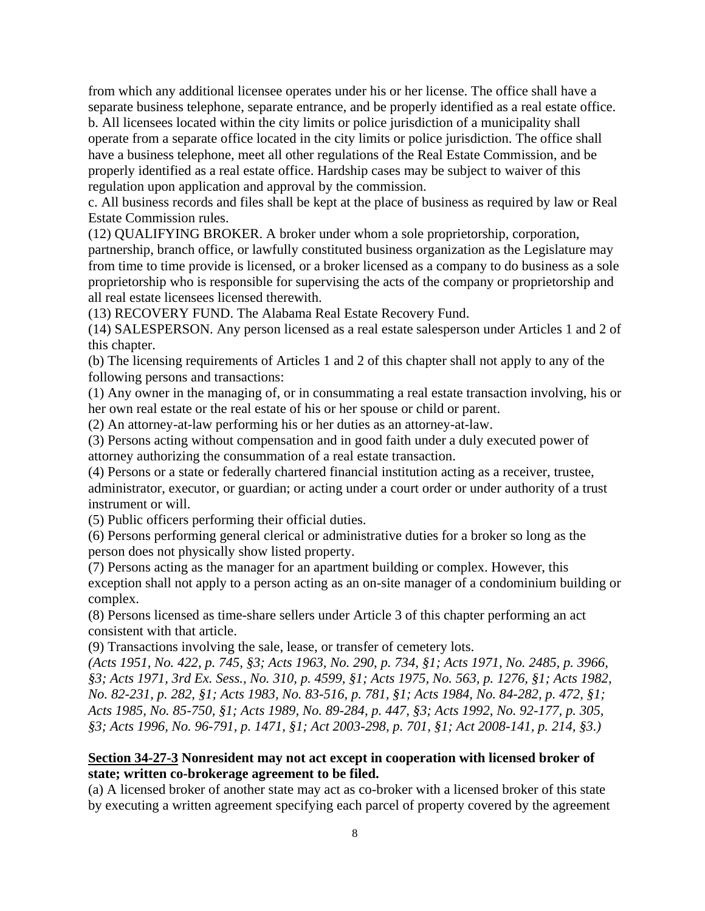from which any additional licensee operates under his or her license. The office shall have a separate business telephone, separate entrance, and be properly identified as a real estate office.
b. All licensees located within the city limits or police jurisdiction of a municipality shall operate from a separate office located in the city limits or police jurisdiction. The office shall have a business telephone, meet all other regulations of the Real Estate Commission, and be properly identified as a real estate office. Hardship cases may be subject to waiver of this regulation upon application and approval by the commission.
c. All business records and files shall be kept at the place of business as required by law or Real Estate Commission rules.
(12) QUALIFYING BROKER. A broker under whom a sole proprietorship, corporation, partnership, branch office, or lawfully constituted business organization as the Legislature may from time to time provide is licensed, or a broker licensed as a company to do business as a sole proprietorship who is responsible for supervising the acts of the company or proprietorship and all real estate licensees licensed therewith.
(13) RECOVERY FUND. The Alabama Real Estate Recovery Fund.
(14) SALESPERSON. Any person licensed as a real estate salesperson under Articles 1 and 2 of this chapter.
(b) The licensing requirements of Articles 1 and 2 of this chapter shall not apply to any of the following persons and transactions:
(1) Any owner in the managing of, or in consummating a real estate transaction involving, his or her own real estate or the real estate of his or her spouse or child or parent.
(2) An attorney-at-law performing his or her duties as an attorney-at-law.
(3) Persons acting without compensation and in good faith under a duly executed power of attorney authorizing the consummation of a real estate transaction.
(4) Persons or a state or federally chartered financial institution acting as a receiver, trustee, administrator, executor, or guardian; or acting under a court order or under authority of a trust instrument or will.
(5) Public officers performing their official duties.
(6) Persons performing general clerical or administrative duties for a broker so long as the person does not physically show listed property.
(7) Persons acting as the manager for an apartment building or complex. However, this exception shall not apply to a person acting as an on-site manager of a condominium building or complex.
(8) Persons licensed as time-share sellers under Article 3 of this chapter performing an act consistent with that article.
(9) Transactions involving the sale, lease, or transfer of cemetery lots.
*(Acts 1951, No. 422, p. 745, §3; Acts 1963, No. 290, p. 734, §1; Acts 1971, No. 2485, p. 3966, §3; Acts 1971, 3rd Ex. Sess., No. 310, p. 4599, §1; Acts 1975, No. 563, p. 1276, §1; Acts 1982, No. 82-231, p. 282, §1; Acts 1983, No. 83-516, p. 781, §1; Acts 1984, No. 84-282, p. 472, §1; Acts 1985, No. 85-750, §1; Acts 1989, No. 89-284, p. 447, §3; Acts 1992, No. 92-177, p. 305, §3; Acts 1996, No. 96-791, p. 1471, §1; Act 2003-298, p. 701, §1; Act 2008-141, p. 214, §3.)*

**Section 34-27-3 Nonresident may not act except in cooperation with licensed broker of state; written co-brokerage agreement to be filed.**

(a) A licensed broker of another state may act as co-broker with a licensed broker of this state by executing a written agreement specifying each parcel of property covered by the agreement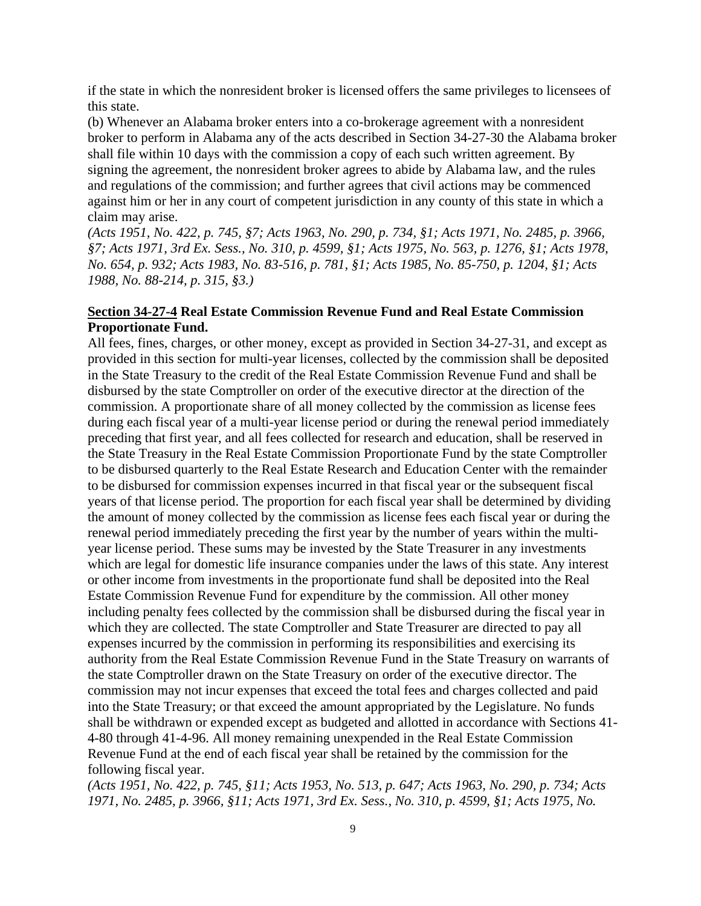if the state in which the nonresident broker is licensed offers the same privileges to licensees of this state.

(b) Whenever an Alabama broker enters into a co-brokerage agreement with a nonresident broker to perform in Alabama any of the acts described in Section 34-27-30 the Alabama broker shall file within 10 days with the commission a copy of each such written agreement. By signing the agreement, the nonresident broker agrees to abide by Alabama law, and the rules and regulations of the commission; and further agrees that civil actions may be commenced against him or her in any court of competent jurisdiction in any county of this state in which a claim may arise.

*(Acts 1951, No. 422, p. 745, §7; Acts 1963, No. 290, p. 734, §1; Acts 1971, No. 2485, p. 3966, §7; Acts 1971, 3rd Ex. Sess., No. 310, p. 4599, §1; Acts 1975, No. 563, p. 1276, §1; Acts 1978, No. 654, p. 932; Acts 1983, No. 83-516, p. 781, §1; Acts 1985, No. 85-750, p. 1204, §1; Acts 1988, No. 88-214, p. 315, §3.)*

### Section 34-27-4 Real Estate Commission Revenue Fund and Real Estate Commission Proportionate Fund.

All fees, fines, charges, or other money, except as provided in Section 34-27-31, and except as provided in this section for multi-year licenses, collected by the commission shall be deposited in the State Treasury to the credit of the Real Estate Commission Revenue Fund and shall be disbursed by the state Comptroller on order of the executive director at the direction of the commission. A proportionate share of all money collected by the commission as license fees during each fiscal year of a multi-year license period or during the renewal period immediately preceding that first year, and all fees collected for research and education, shall be reserved in the State Treasury in the Real Estate Commission Proportionate Fund by the state Comptroller to be disbursed quarterly to the Real Estate Research and Education Center with the remainder to be disbursed for commission expenses incurred in that fiscal year or the subsequent fiscal years of that license period. The proportion for each fiscal year shall be determined by dividing the amount of money collected by the commission as license fees each fiscal year or during the renewal period immediately preceding the first year by the number of years within the multi-year license period. These sums may be invested by the State Treasurer in any investments which are legal for domestic life insurance companies under the laws of this state. Any interest or other income from investments in the proportionate fund shall be deposited into the Real Estate Commission Revenue Fund for expenditure by the commission. All other money including penalty fees collected by the commission shall be disbursed during the fiscal year in which they are collected. The state Comptroller and State Treasurer are directed to pay all expenses incurred by the commission in performing its responsibilities and exercising its authority from the Real Estate Commission Revenue Fund in the State Treasury on warrants of the state Comptroller drawn on the State Treasury on order of the executive director. The commission may not incur expenses that exceed the total fees and charges collected and paid into the State Treasury; or that exceed the amount appropriated by the Legislature. No funds shall be withdrawn or expended except as budgeted and allotted in accordance with Sections 41-4-80 through 41-4-96. All money remaining unexpended in the Real Estate Commission Revenue Fund at the end of each fiscal year shall be retained by the commission for the following fiscal year.

*(Acts 1951, No. 422, p. 745, §11; Acts 1953, No. 513, p. 647; Acts 1963, No. 290, p. 734; Acts 1971, No. 2485, p. 3966, §11; Acts 1971, 3rd Ex. Sess., No. 310, p. 4599, §1; Acts 1975, No.*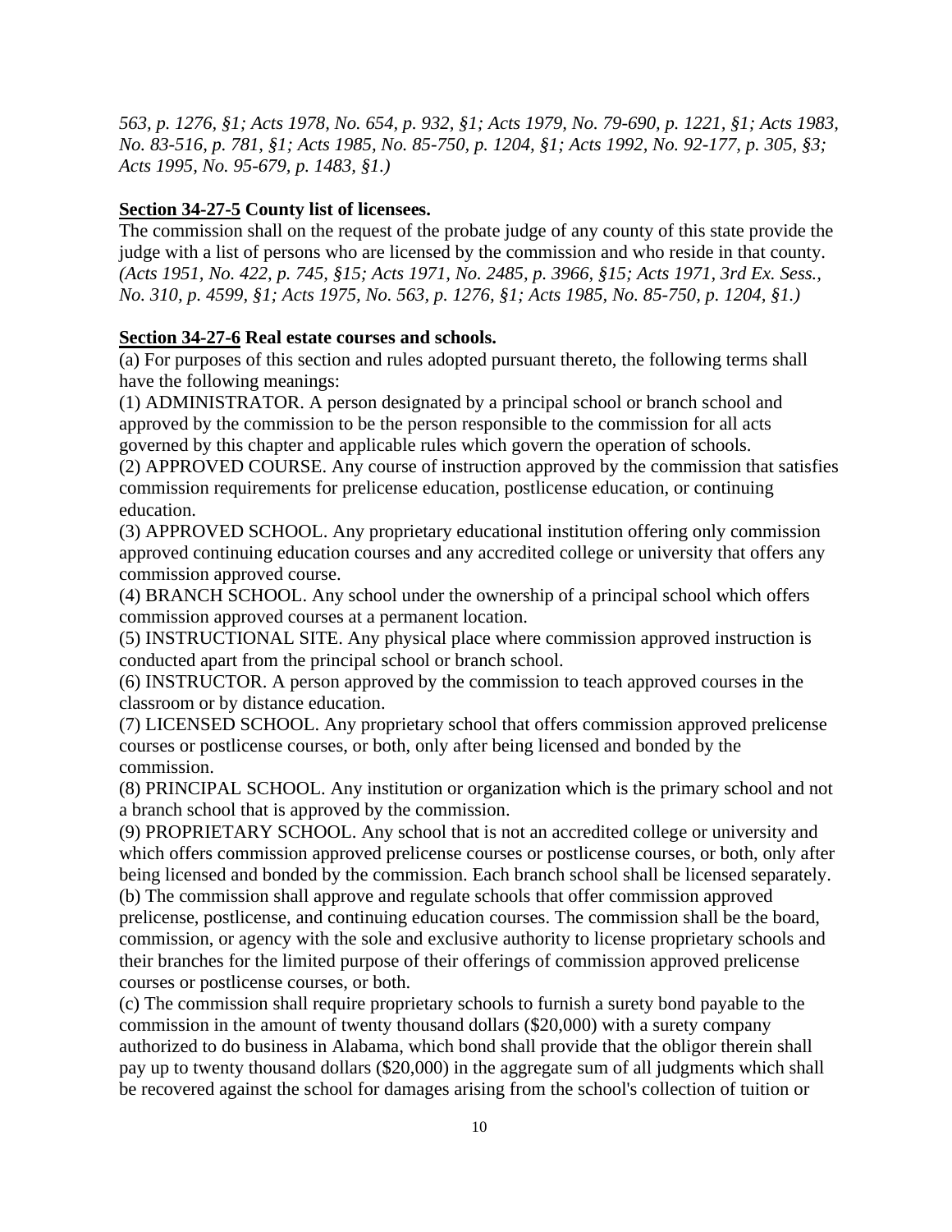*563, p. 1276, §1; Acts 1978, No. 654, p. 932, §1; Acts 1979, No. 79-690, p. 1221, §1; Acts 1983, No. 83-516, p. 781, §1; Acts 1985, No. 85-750, p. 1204, §1; Acts 1992, No. 92-177, p. 305, §3; Acts 1995, No. 95-679, p. 1483, §1.)*

**<u>Section 34-27-5</u> County list of licensees.**

The commission shall on the request of the probate judge of any county of this state provide the judge with a list of persons who are licensed by the commission and who reside in that county. *(Acts 1951, No. 422, p. 745, §15; Acts 1971, No. 2485, p. 3966, §15; Acts 1971, 3rd Ex. Sess., No. 310, p. 4599, §1; Acts 1975, No. 563, p. 1276, §1; Acts 1985, No. 85-750, p. 1204, §1.)*

**<u>Section 34-27-6</u> Real estate courses and schools.**

(a) For purposes of this section and rules adopted pursuant thereto, the following terms shall have the following meanings:

(1) ADMINISTRATOR. A person designated by a principal school or branch school and approved by the commission to be the person responsible to the commission for all acts governed by this chapter and applicable rules which govern the operation of schools.

(2) APPROVED COURSE. Any course of instruction approved by the commission that satisfies commission requirements for prelicense education, postlicense education, or continuing education.

(3) APPROVED SCHOOL. Any proprietary educational institution offering only commission approved continuing education courses and any accredited college or university that offers any commission approved course.

(4) BRANCH SCHOOL. Any school under the ownership of a principal school which offers commission approved courses at a permanent location.

(5) INSTRUCTIONAL SITE. Any physical place where commission approved instruction is conducted apart from the principal school or branch school.

(6) INSTRUCTOR. A person approved by the commission to teach approved courses in the classroom or by distance education.

(7) LICENSED SCHOOL. Any proprietary school that offers commission approved prelicense courses or postlicense courses, or both, only after being licensed and bonded by the commission.

(8) PRINCIPAL SCHOOL. Any institution or organization which is the primary school and not a branch school that is approved by the commission.

(9) PROPRIETARY SCHOOL. Any school that is not an accredited college or university and which offers commission approved prelicense courses or postlicense courses, or both, only after being licensed and bonded by the commission. Each branch school shall be licensed separately.

(b) The commission shall approve and regulate schools that offer commission approved prelicense, postlicense, and continuing education courses. The commission shall be the board, commission, or agency with the sole and exclusive authority to license proprietary schools and their branches for the limited purpose of their offerings of commission approved prelicense courses or postlicense courses, or both.

(c) The commission shall require proprietary schools to furnish a surety bond payable to the commission in the amount of twenty thousand dollars ($20,000) with a surety company authorized to do business in Alabama, which bond shall provide that the obligor therein shall pay up to twenty thousand dollars ($20,000) in the aggregate sum of all judgments which shall be recovered against the school for damages arising from the school's collection of tuition or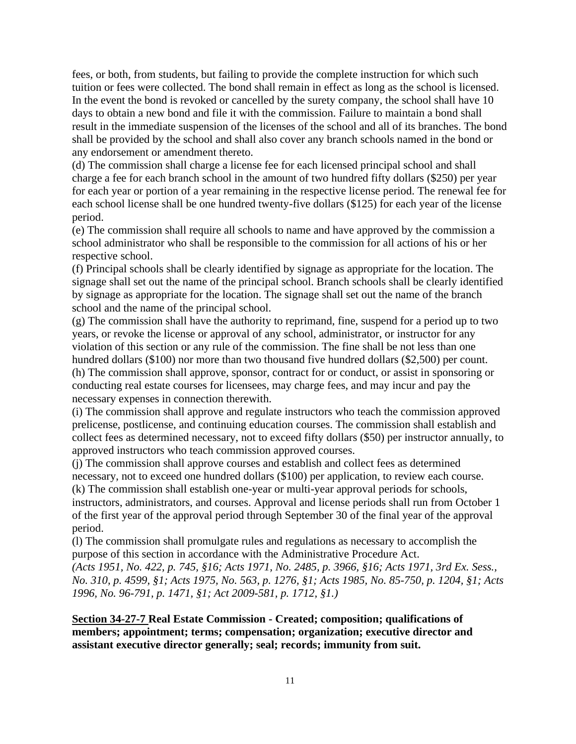fees, or both, from students, but failing to provide the complete instruction for which such tuition or fees were collected. The bond shall remain in effect as long as the school is licensed. In the event the bond is revoked or cancelled by the surety company, the school shall have 10 days to obtain a new bond and file it with the commission. Failure to maintain a bond shall result in the immediate suspension of the licenses of the school and all of its branches. The bond shall be provided by the school and shall also cover any branch schools named in the bond or any endorsement or amendment thereto.

(d) The commission shall charge a license fee for each licensed principal school and shall charge a fee for each branch school in the amount of two hundred fifty dollars ($250) per year for each year or portion of a year remaining in the respective license period. The renewal fee for each school license shall be one hundred twenty-five dollars ($125) for each year of the license period.

(e) The commission shall require all schools to name and have approved by the commission a school administrator who shall be responsible to the commission for all actions of his or her respective school.

(f) Principal schools shall be clearly identified by signage as appropriate for the location. The signage shall set out the name of the principal school. Branch schools shall be clearly identified by signage as appropriate for the location. The signage shall set out the name of the branch school and the name of the principal school.

(g) The commission shall have the authority to reprimand, fine, suspend for a period up to two years, or revoke the license or approval of any school, administrator, or instructor for any violation of this section or any rule of the commission. The fine shall be not less than one hundred dollars ($100) nor more than two thousand five hundred dollars ($2,500) per count.

(h) The commission shall approve, sponsor, contract for or conduct, or assist in sponsoring or conducting real estate courses for licensees, may charge fees, and may incur and pay the necessary expenses in connection therewith.

(i) The commission shall approve and regulate instructors who teach the commission approved prelicense, postlicense, and continuing education courses. The commission shall establish and collect fees as determined necessary, not to exceed fifty dollars ($50) per instructor annually, to approved instructors who teach commission approved courses.

(j) The commission shall approve courses and establish and collect fees as determined necessary, not to exceed one hundred dollars ($100) per application, to review each course.

(k) The commission shall establish one-year or multi-year approval periods for schools, instructors, administrators, and courses. Approval and license periods shall run from October 1 of the first year of the approval period through September 30 of the final year of the approval period.

(l) The commission shall promulgate rules and regulations as necessary to accomplish the purpose of this section in accordance with the Administrative Procedure Act.

*(Acts 1951, No. 422, p. 745, §16; Acts 1971, No. 2485, p. 3966, §16; Acts 1971, 3rd Ex. Sess., No. 310, p. 4599, §1; Acts 1975, No. 563, p. 1276, §1; Acts 1985, No. 85-750, p. 1204, §1; Acts 1996, No. 96-791, p. 1471, §1; Act 2009-581, p. 1712, §1.)*

**<u>Section 34-27-7</u> Real Estate Commission - Created; composition; qualifications of members; appointment; terms; compensation; organization; executive director and assistant executive director generally; seal; records; immunity from suit.**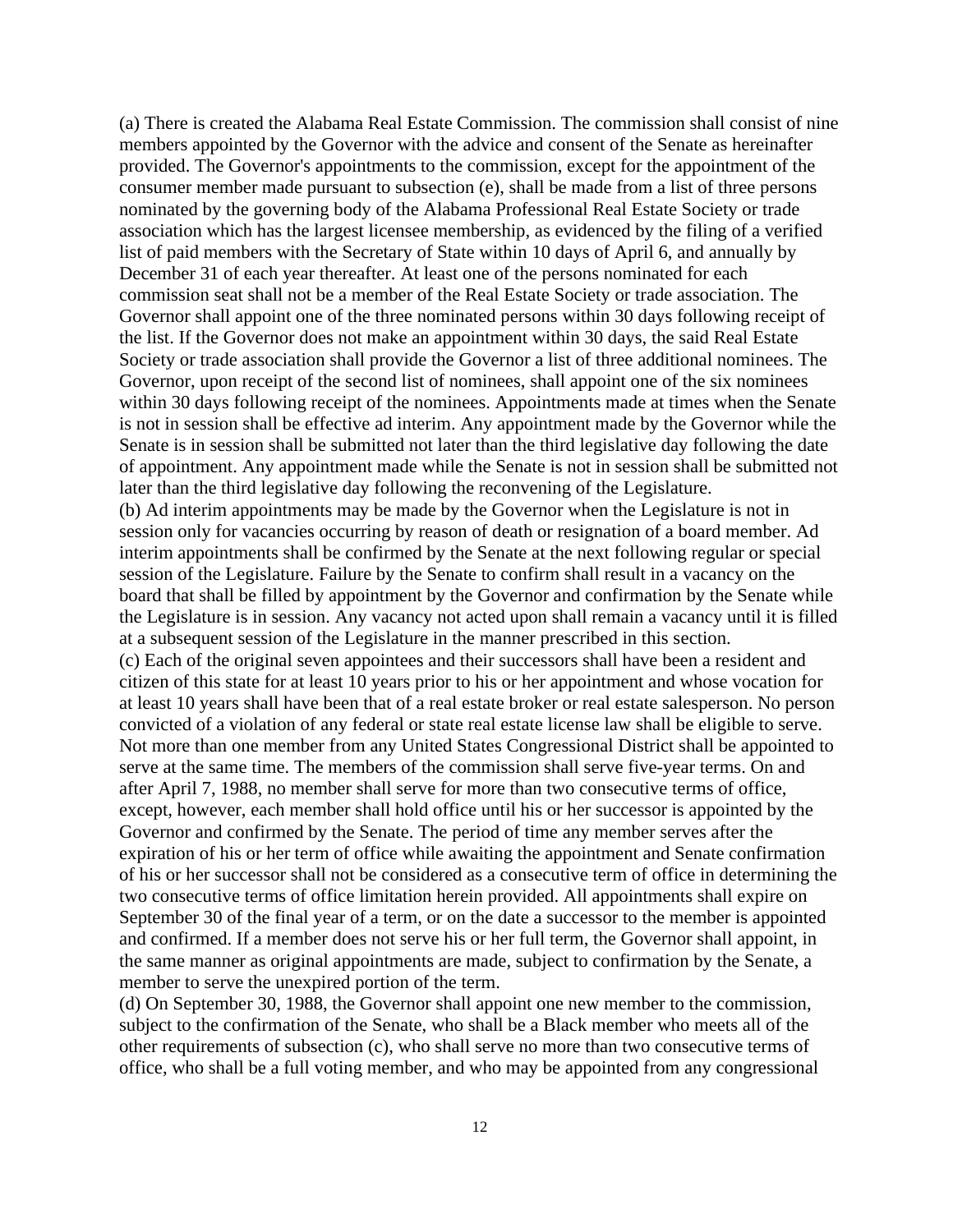(a) There is created the Alabama Real Estate Commission. The commission shall consist of nine members appointed by the Governor with the advice and consent of the Senate as hereinafter provided. The Governor's appointments to the commission, except for the appointment of the consumer member made pursuant to subsection (e), shall be made from a list of three persons nominated by the governing body of the Alabama Professional Real Estate Society or trade association which has the largest licensee membership, as evidenced by the filing of a verified list of paid members with the Secretary of State within 10 days of April 6, and annually by December 31 of each year thereafter. At least one of the persons nominated for each commission seat shall not be a member of the Real Estate Society or trade association. The Governor shall appoint one of the three nominated persons within 30 days following receipt of the list. If the Governor does not make an appointment within 30 days, the said Real Estate Society or trade association shall provide the Governor a list of three additional nominees. The Governor, upon receipt of the second list of nominees, shall appoint one of the six nominees within 30 days following receipt of the nominees. Appointments made at times when the Senate is not in session shall be effective ad interim. Any appointment made by the Governor while the Senate is in session shall be submitted not later than the third legislative day following the date of appointment. Any appointment made while the Senate is not in session shall be submitted not later than the third legislative day following the reconvening of the Legislature.
(b) Ad interim appointments may be made by the Governor when the Legislature is not in session only for vacancies occurring by reason of death or resignation of a board member. Ad interim appointments shall be confirmed by the Senate at the next following regular or special session of the Legislature. Failure by the Senate to confirm shall result in a vacancy on the board that shall be filled by appointment by the Governor and confirmation by the Senate while the Legislature is in session. Any vacancy not acted upon shall remain a vacancy until it is filled at a subsequent session of the Legislature in the manner prescribed in this section.
(c) Each of the original seven appointees and their successors shall have been a resident and citizen of this state for at least 10 years prior to his or her appointment and whose vocation for at least 10 years shall have been that of a real estate broker or real estate salesperson. No person convicted of a violation of any federal or state real estate license law shall be eligible to serve. Not more than one member from any United States Congressional District shall be appointed to serve at the same time. The members of the commission shall serve five-year terms. On and after April 7, 1988, no member shall serve for more than two consecutive terms of office, except, however, each member shall hold office until his or her successor is appointed by the Governor and confirmed by the Senate. The period of time any member serves after the expiration of his or her term of office while awaiting the appointment and Senate confirmation of his or her successor shall not be considered as a consecutive term of office in determining the two consecutive terms of office limitation herein provided. All appointments shall expire on September 30 of the final year of a term, or on the date a successor to the member is appointed and confirmed. If a member does not serve his or her full term, the Governor shall appoint, in the same manner as original appointments are made, subject to confirmation by the Senate, a member to serve the unexpired portion of the term.
(d) On September 30, 1988, the Governor shall appoint one new member to the commission, subject to the confirmation of the Senate, who shall be a Black member who meets all of the other requirements of subsection (c), who shall serve no more than two consecutive terms of office, who shall be a full voting member, and who may be appointed from any congressional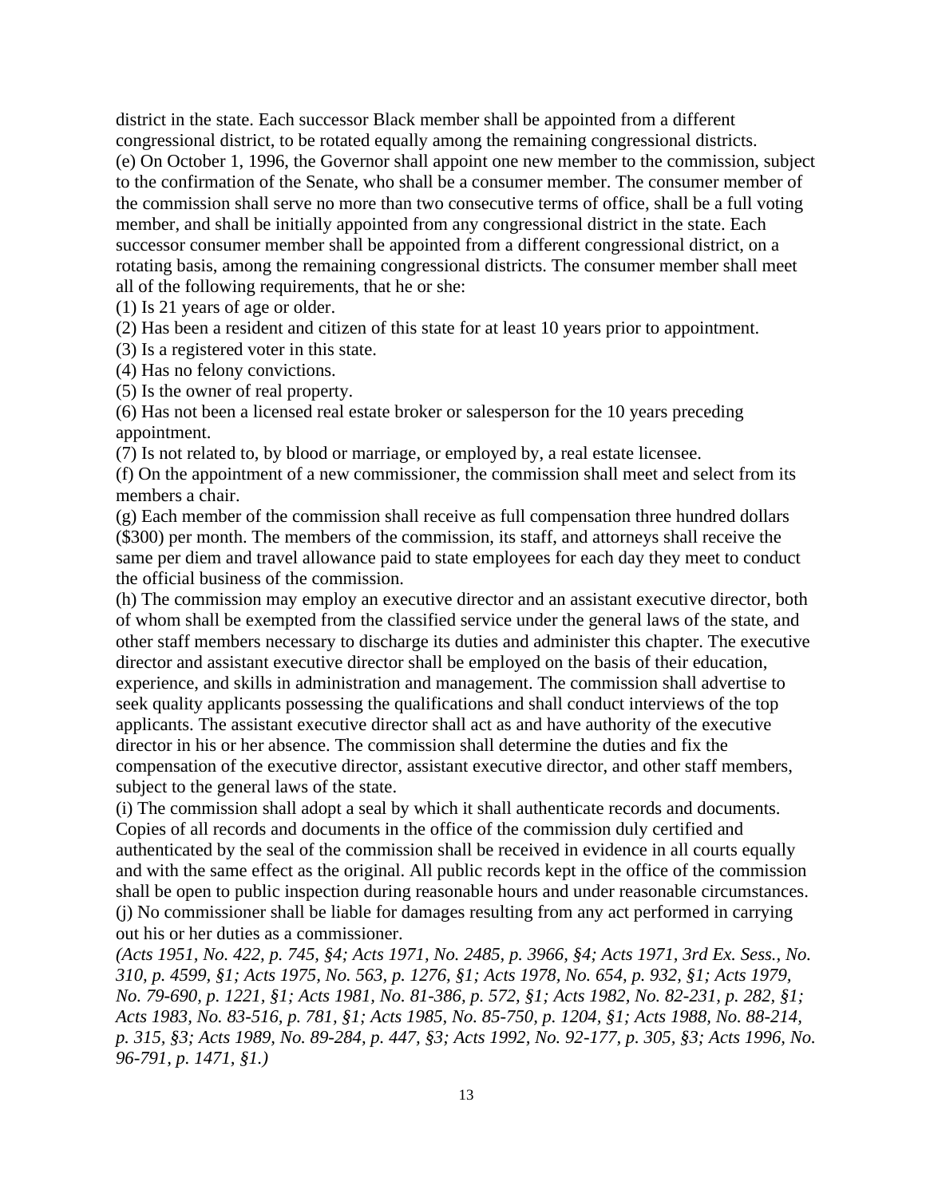district in the state. Each successor Black member shall be appointed from a different congressional district, to be rotated equally among the remaining congressional districts.

(e) On October 1, 1996, the Governor shall appoint one new member to the commission, subject to the confirmation of the Senate, who shall be a consumer member. The consumer member of the commission shall serve no more than two consecutive terms of office, shall be a full voting member, and shall be initially appointed from any congressional district in the state. Each successor consumer member shall be appointed from a different congressional district, on a rotating basis, among the remaining congressional districts. The consumer member shall meet all of the following requirements, that he or she:

(1) Is 21 years of age or older.

(2) Has been a resident and citizen of this state for at least 10 years prior to appointment.

(3) Is a registered voter in this state.

(4) Has no felony convictions.

(5) Is the owner of real property.

(6) Has not been a licensed real estate broker or salesperson for the 10 years preceding appointment.

(7) Is not related to, by blood or marriage, or employed by, a real estate licensee.

(f) On the appointment of a new commissioner, the commission shall meet and select from its members a chair.

(g) Each member of the commission shall receive as full compensation three hundred dollars ($300) per month. The members of the commission, its staff, and attorneys shall receive the same per diem and travel allowance paid to state employees for each day they meet to conduct the official business of the commission.

(h) The commission may employ an executive director and an assistant executive director, both of whom shall be exempted from the classified service under the general laws of the state, and other staff members necessary to discharge its duties and administer this chapter. The executive director and assistant executive director shall be employed on the basis of their education, experience, and skills in administration and management. The commission shall advertise to seek quality applicants possessing the qualifications and shall conduct interviews of the top applicants. The assistant executive director shall act as and have authority of the executive director in his or her absence. The commission shall determine the duties and fix the compensation of the executive director, assistant executive director, and other staff members, subject to the general laws of the state.

(i) The commission shall adopt a seal by which it shall authenticate records and documents. Copies of all records and documents in the office of the commission duly certified and authenticated by the seal of the commission shall be received in evidence in all courts equally and with the same effect as the original. All public records kept in the office of the commission shall be open to public inspection during reasonable hours and under reasonable circumstances.

(j) No commissioner shall be liable for damages resulting from any act performed in carrying out his or her duties as a commissioner.

*(Acts 1951, No. 422, p. 745, §4; Acts 1971, No. 2485, p. 3966, §4; Acts 1971, 3rd Ex. Sess., No. 310, p. 4599, §1; Acts 1975, No. 563, p. 1276, §1; Acts 1978, No. 654, p. 932, §1; Acts 1979, No. 79-690, p. 1221, §1; Acts 1981, No. 81-386, p. 572, §1; Acts 1982, No. 82-231, p. 282, §1; Acts 1983, No. 83-516, p. 781, §1; Acts 1985, No. 85-750, p. 1204, §1; Acts 1988, No. 88-214, p. 315, §3; Acts 1989, No. 89-284, p. 447, §3; Acts 1992, No. 92-177, p. 305, §3; Acts 1996, No. 96-791, p. 1471, §1.)*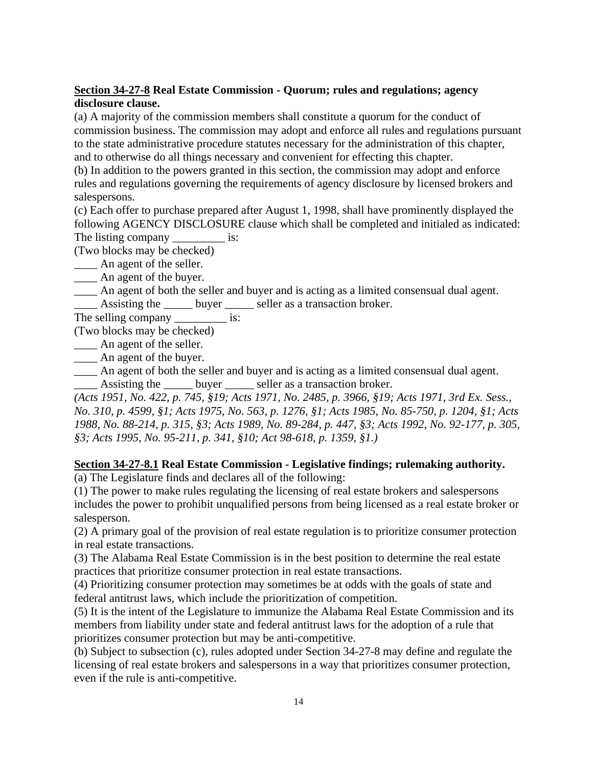**<u>Section 34-27-8</u> Real Estate Commission - Quorum; rules and regulations; agency disclosure clause.**

(a) A majority of the commission members shall constitute a quorum for the conduct of commission business. The commission may adopt and enforce all rules and regulations pursuant to the state administrative procedure statutes necessary for the administration of this chapter, and to otherwise do all things necessary and convenient for effecting this chapter.

(b) In addition to the powers granted in this section, the commission may adopt and enforce rules and regulations governing the requirements of agency disclosure by licensed brokers and salespersons.

(c) Each offer to purchase prepared after August 1, 1998, shall have prominently displayed the following AGENCY DISCLOSURE clause which shall be completed and initialed as indicated:

The listing company _________ is:

(Two blocks may be checked)

____ An agent of the seller.

____ An agent of the buyer.

____ An agent of both the seller and buyer and is acting as a limited consensual dual agent.

____ Assisting the _____ buyer _____ seller as a transaction broker.

The selling company _________ is:

(Two blocks may be checked)

____ An agent of the seller.

____ An agent of the buyer.

____ An agent of both the seller and buyer and is acting as a limited consensual dual agent.

____ Assisting the _____ buyer _____ seller as a transaction broker.

*(Acts 1951, No. 422, p. 745, §19; Acts 1971, No. 2485, p. 3966, §19; Acts 1971, 3rd Ex. Sess., No. 310, p. 4599, §1; Acts 1975, No. 563, p. 1276, §1; Acts 1985, No. 85-750, p. 1204, §1; Acts 1988, No. 88-214, p. 315, §3; Acts 1989, No. 89-284, p. 447, §3; Acts 1992, No. 92-177, p. 305, §3; Acts 1995, No. 95-211, p. 341, §10; Act 98-618, p. 1359, §1.)*

**<u>Section 34-27-8.1</u> Real Estate Commission - Legislative findings; rulemaking authority.**

(a) The Legislature finds and declares all of the following:

(1) The power to make rules regulating the licensing of real estate brokers and salespersons includes the power to prohibit unqualified persons from being licensed as a real estate broker or salesperson.

(2) A primary goal of the provision of real estate regulation is to prioritize consumer protection in real estate transactions.

(3) The Alabama Real Estate Commission is in the best position to determine the real estate practices that prioritize consumer protection in real estate transactions.

(4) Prioritizing consumer protection may sometimes be at odds with the goals of state and federal antitrust laws, which include the prioritization of competition.

(5) It is the intent of the Legislature to immunize the Alabama Real Estate Commission and its members from liability under state and federal antitrust laws for the adoption of a rule that prioritizes consumer protection but may be anti-competitive.

(b) Subject to subsection (c), rules adopted under Section 34-27-8 may define and regulate the licensing of real estate brokers and salespersons in a way that prioritizes consumer protection, even if the rule is anti-competitive.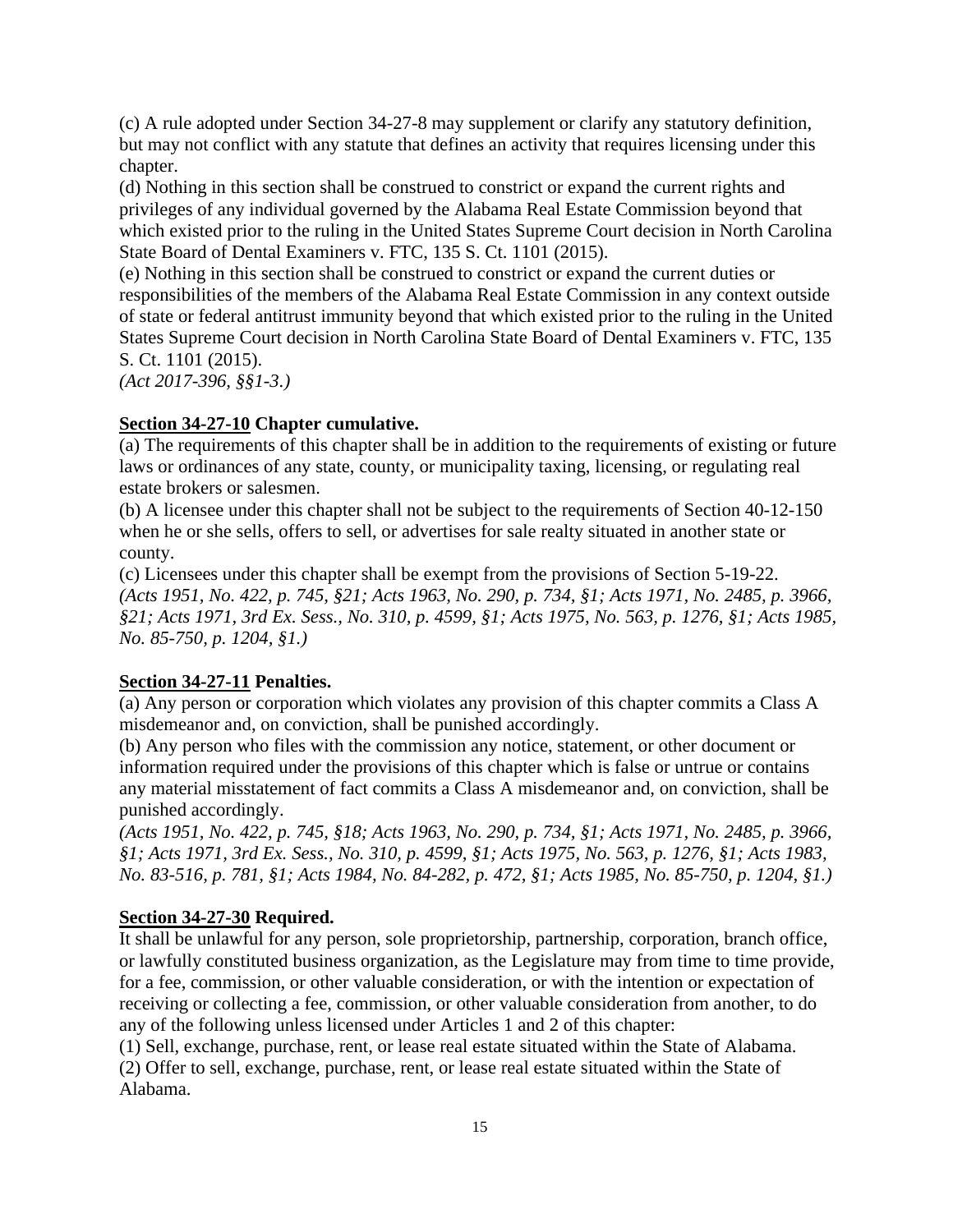(c) A rule adopted under Section 34-27-8 may supplement or clarify any statutory definition, but may not conflict with any statute that defines an activity that requires licensing under this chapter.
(d) Nothing in this section shall be construed to constrict or expand the current rights and privileges of any individual governed by the Alabama Real Estate Commission beyond that which existed prior to the ruling in the United States Supreme Court decision in North Carolina State Board of Dental Examiners v. FTC, 135 S. Ct. 1101 (2015).
(e) Nothing in this section shall be construed to constrict or expand the current duties or responsibilities of the members of the Alabama Real Estate Commission in any context outside of state or federal antitrust immunity beyond that which existed prior to the ruling in the United States Supreme Court decision in North Carolina State Board of Dental Examiners v. FTC, 135 S. Ct. 1101 (2015).
*(Act 2017-396, §§1-3.)*

**Section 34-27-10 Chapter cumulative.**
(a) The requirements of this chapter shall be in addition to the requirements of existing or future laws or ordinances of any state, county, or municipality taxing, licensing, or regulating real estate brokers or salesmen.
(b) A licensee under this chapter shall not be subject to the requirements of Section 40-12-150 when he or she sells, offers to sell, or advertises for sale realty situated in another state or county.
(c) Licensees under this chapter shall be exempt from the provisions of Section 5-19-22.
*(Acts 1951, No. 422, p. 745, §21; Acts 1963, No. 290, p. 734, §1; Acts 1971, No. 2485, p. 3966, §21; Acts 1971, 3rd Ex. Sess., No. 310, p. 4599, §1; Acts 1975, No. 563, p. 1276, §1; Acts 1985, No. 85-750, p. 1204, §1.)*

**Section 34-27-11 Penalties.**
(a) Any person or corporation which violates any provision of this chapter commits a Class A misdemeanor and, on conviction, shall be punished accordingly.
(b) Any person who files with the commission any notice, statement, or other document or information required under the provisions of this chapter which is false or untrue or contains any material misstatement of fact commits a Class A misdemeanor and, on conviction, shall be punished accordingly.
*(Acts 1951, No. 422, p. 745, §18; Acts 1963, No. 290, p. 734, §1; Acts 1971, No. 2485, p. 3966, §1; Acts 1971, 3rd Ex. Sess., No. 310, p. 4599, §1; Acts 1975, No. 563, p. 1276, §1; Acts 1983, No. 83-516, p. 781, §1; Acts 1984, No. 84-282, p. 472, §1; Acts 1985, No. 85-750, p. 1204, §1.)*

**Section 34-27-30 Required.**
It shall be unlawful for any person, sole proprietorship, partnership, corporation, branch office, or lawfully constituted business organization, as the Legislature may from time to time provide, for a fee, commission, or other valuable consideration, or with the intention or expectation of receiving or collecting a fee, commission, or other valuable consideration from another, to do any of the following unless licensed under Articles 1 and 2 of this chapter:
(1) Sell, exchange, purchase, rent, or lease real estate situated within the State of Alabama.
(2) Offer to sell, exchange, purchase, rent, or lease real estate situated within the State of Alabama.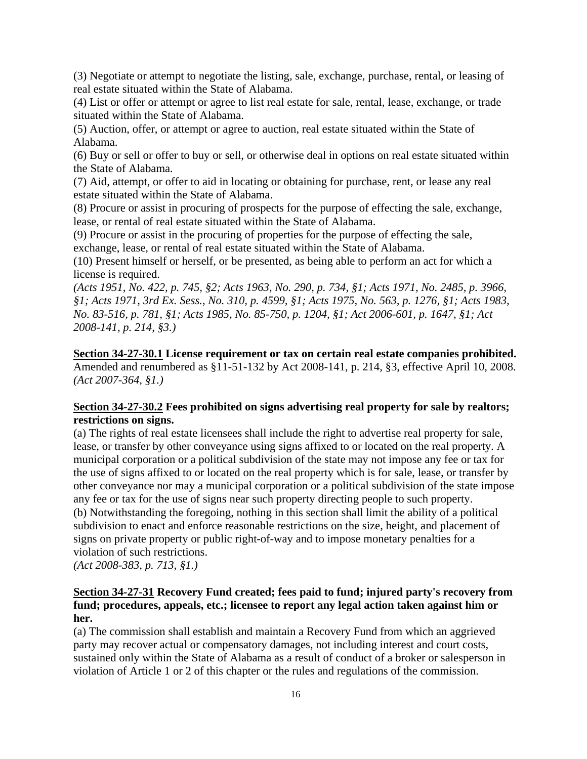(3) Negotiate or attempt to negotiate the listing, sale, exchange, purchase, rental, or leasing of real estate situated within the State of Alabama.
(4) List or offer or attempt or agree to list real estate for sale, rental, lease, exchange, or trade situated within the State of Alabama.
(5) Auction, offer, or attempt or agree to auction, real estate situated within the State of Alabama.
(6) Buy or sell or offer to buy or sell, or otherwise deal in options on real estate situated within the State of Alabama.
(7) Aid, attempt, or offer to aid in locating or obtaining for purchase, rent, or lease any real estate situated within the State of Alabama.
(8) Procure or assist in procuring of prospects for the purpose of effecting the sale, exchange, lease, or rental of real estate situated within the State of Alabama.
(9) Procure or assist in the procuring of properties for the purpose of effecting the sale, exchange, lease, or rental of real estate situated within the State of Alabama.
(10) Present himself or herself, or be presented, as being able to perform an act for which a license is required.
*(Acts 1951, No. 422, p. 745, §2; Acts 1963, No. 290, p. 734, §1; Acts 1971, No. 2485, p. 3966, §1; Acts 1971, 3rd Ex. Sess., No. 310, p. 4599, §1; Acts 1975, No. 563, p. 1276, §1; Acts 1983, No. 83-516, p. 781, §1; Acts 1985, No. 85-750, p. 1204, §1; Act 2006-601, p. 1647, §1; Act 2008-141, p. 214, §3.)*

**Section 34-27-30.1 License requirement or tax on certain real estate companies prohibited.**
Amended and renumbered as §11-51-132 by Act 2008-141, p. 214, §3, effective April 10, 2008. *(Act 2007-364, §1.)*

**Section 34-27-30.2 Fees prohibited on signs advertising real property for sale by realtors; restrictions on signs.**
(a) The rights of real estate licensees shall include the right to advertise real property for sale, lease, or transfer by other conveyance using signs affixed to or located on the real property. A municipal corporation or a political subdivision of the state may not impose any fee or tax for the use of signs affixed to or located on the real property which is for sale, lease, or transfer by other conveyance nor may a municipal corporation or a political subdivision of the state impose any fee or tax for the use of signs near such property directing people to such property.
(b) Notwithstanding the foregoing, nothing in this section shall limit the ability of a political subdivision to enact and enforce reasonable restrictions on the size, height, and placement of signs on private property or public right-of-way and to impose monetary penalties for a violation of such restrictions.
*(Act 2008-383, p. 713, §1.)*

**Section 34-27-31 Recovery Fund created; fees paid to fund; injured party's recovery from fund; procedures, appeals, etc.; licensee to report any legal action taken against him or her.**
(a) The commission shall establish and maintain a Recovery Fund from which an aggrieved party may recover actual or compensatory damages, not including interest and court costs, sustained only within the State of Alabama as a result of conduct of a broker or salesperson in violation of Article 1 or 2 of this chapter or the rules and regulations of the commission.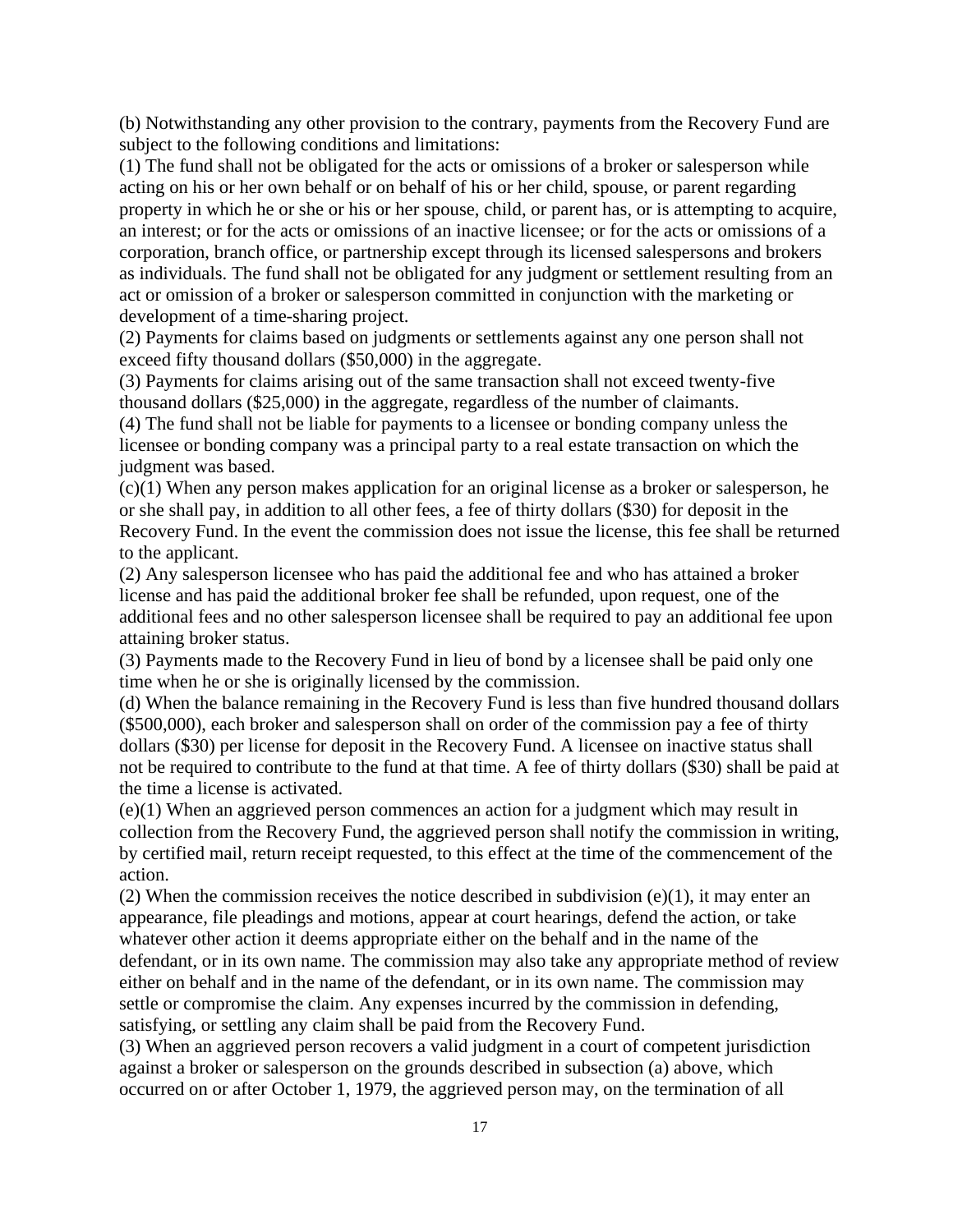(b) Notwithstanding any other provision to the contrary, payments from the Recovery Fund are subject to the following conditions and limitations:

(1) The fund shall not be obligated for the acts or omissions of a broker or salesperson while acting on his or her own behalf or on behalf of his or her child, spouse, or parent regarding property in which he or she or his or her spouse, child, or parent has, or is attempting to acquire, an interest; or for the acts or omissions of an inactive licensee; or for the acts or omissions of a corporation, branch office, or partnership except through its licensed salespersons and brokers as individuals. The fund shall not be obligated for any judgment or settlement resulting from an act or omission of a broker or salesperson committed in conjunction with the marketing or development of a time-sharing project.

(2) Payments for claims based on judgments or settlements against any one person shall not exceed fifty thousand dollars ($50,000) in the aggregate.

(3) Payments for claims arising out of the same transaction shall not exceed twenty-five thousand dollars ($25,000) in the aggregate, regardless of the number of claimants.

(4) The fund shall not be liable for payments to a licensee or bonding company unless the licensee or bonding company was a principal party to a real estate transaction on which the judgment was based.

(c)(1) When any person makes application for an original license as a broker or salesperson, he or she shall pay, in addition to all other fees, a fee of thirty dollars ($30) for deposit in the Recovery Fund. In the event the commission does not issue the license, this fee shall be returned to the applicant.

(2) Any salesperson licensee who has paid the additional fee and who has attained a broker license and has paid the additional broker fee shall be refunded, upon request, one of the additional fees and no other salesperson licensee shall be required to pay an additional fee upon attaining broker status.

(3) Payments made to the Recovery Fund in lieu of bond by a licensee shall be paid only one time when he or she is originally licensed by the commission.

(d) When the balance remaining in the Recovery Fund is less than five hundred thousand dollars ($500,000), each broker and salesperson shall on order of the commission pay a fee of thirty dollars ($30) per license for deposit in the Recovery Fund. A licensee on inactive status shall not be required to contribute to the fund at that time. A fee of thirty dollars ($30) shall be paid at the time a license is activated.

(e)(1) When an aggrieved person commences an action for a judgment which may result in collection from the Recovery Fund, the aggrieved person shall notify the commission in writing, by certified mail, return receipt requested, to this effect at the time of the commencement of the action.

(2) When the commission receives the notice described in subdivision (e)(1), it may enter an appearance, file pleadings and motions, appear at court hearings, defend the action, or take whatever other action it deems appropriate either on the behalf and in the name of the defendant, or in its own name. The commission may also take any appropriate method of review either on behalf and in the name of the defendant, or in its own name. The commission may settle or compromise the claim. Any expenses incurred by the commission in defending, satisfying, or settling any claim shall be paid from the Recovery Fund.

(3) When an aggrieved person recovers a valid judgment in a court of competent jurisdiction against a broker or salesperson on the grounds described in subsection (a) above, which occurred on or after October 1, 1979, the aggrieved person may, on the termination of all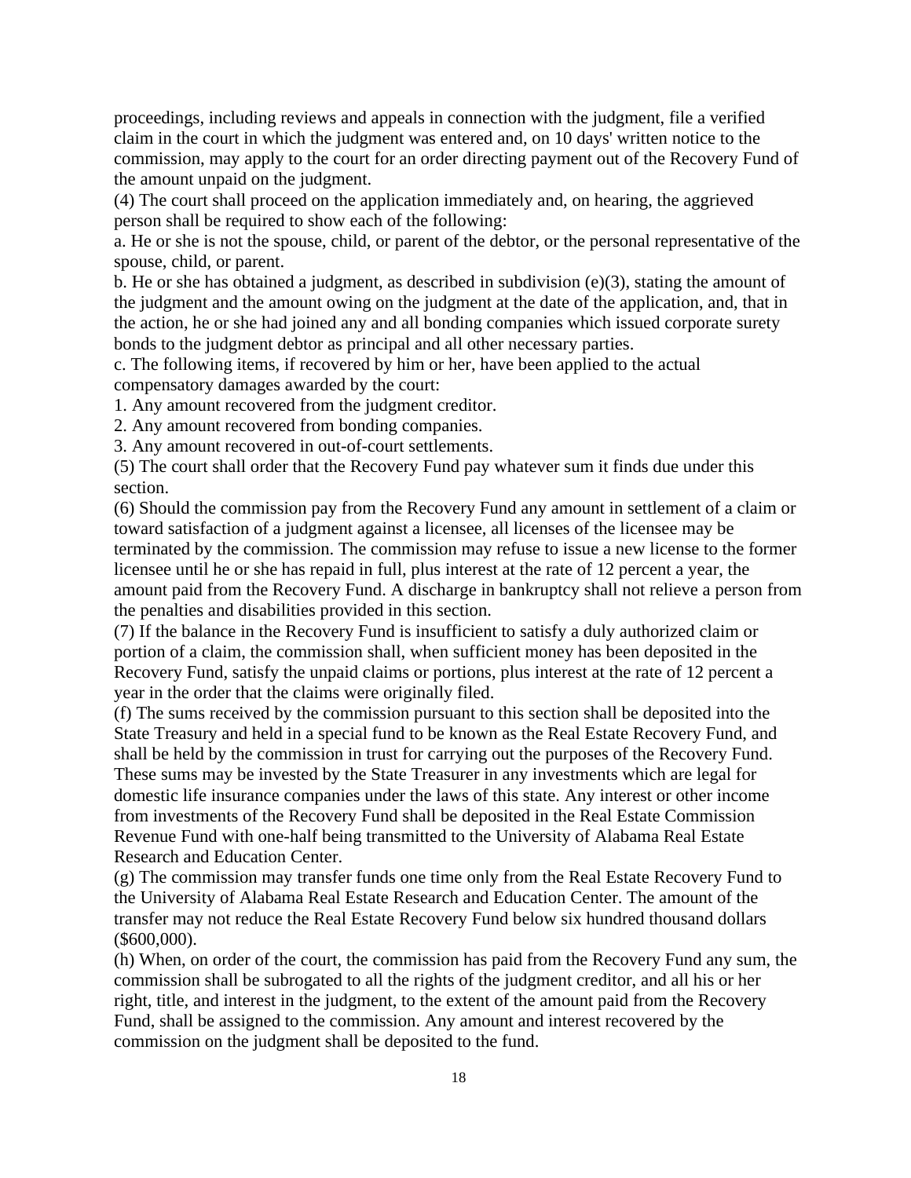proceedings, including reviews and appeals in connection with the judgment, file a verified claim in the court in which the judgment was entered and, on 10 days' written notice to the commission, may apply to the court for an order directing payment out of the Recovery Fund of the amount unpaid on the judgment.

(4) The court shall proceed on the application immediately and, on hearing, the aggrieved person shall be required to show each of the following:

a. He or she is not the spouse, child, or parent of the debtor, or the personal representative of the spouse, child, or parent.

b. He or she has obtained a judgment, as described in subdivision (e)(3), stating the amount of the judgment and the amount owing on the judgment at the date of the application, and, that in the action, he or she had joined any and all bonding companies which issued corporate surety bonds to the judgment debtor as principal and all other necessary parties.

c. The following items, if recovered by him or her, have been applied to the actual compensatory damages awarded by the court:

1. Any amount recovered from the judgment creditor.
2. Any amount recovered from bonding companies.
3. Any amount recovered in out-of-court settlements.

(5) The court shall order that the Recovery Fund pay whatever sum it finds due under this section.

(6) Should the commission pay from the Recovery Fund any amount in settlement of a claim or toward satisfaction of a judgment against a licensee, all licenses of the licensee may be terminated by the commission. The commission may refuse to issue a new license to the former licensee until he or she has repaid in full, plus interest at the rate of 12 percent a year, the amount paid from the Recovery Fund. A discharge in bankruptcy shall not relieve a person from the penalties and disabilities provided in this section.

(7) If the balance in the Recovery Fund is insufficient to satisfy a duly authorized claim or portion of a claim, the commission shall, when sufficient money has been deposited in the Recovery Fund, satisfy the unpaid claims or portions, plus interest at the rate of 12 percent a year in the order that the claims were originally filed.

(f) The sums received by the commission pursuant to this section shall be deposited into the State Treasury and held in a special fund to be known as the Real Estate Recovery Fund, and shall be held by the commission in trust for carrying out the purposes of the Recovery Fund. These sums may be invested by the State Treasurer in any investments which are legal for domestic life insurance companies under the laws of this state. Any interest or other income from investments of the Recovery Fund shall be deposited in the Real Estate Commission Revenue Fund with one-half being transmitted to the University of Alabama Real Estate Research and Education Center.

(g) The commission may transfer funds one time only from the Real Estate Recovery Fund to the University of Alabama Real Estate Research and Education Center. The amount of the transfer may not reduce the Real Estate Recovery Fund below six hundred thousand dollars ($600,000).

(h) When, on order of the court, the commission has paid from the Recovery Fund any sum, the commission shall be subrogated to all the rights of the judgment creditor, and all his or her right, title, and interest in the judgment, to the extent of the amount paid from the Recovery Fund, shall be assigned to the commission. Any amount and interest recovered by the commission on the judgment shall be deposited to the fund.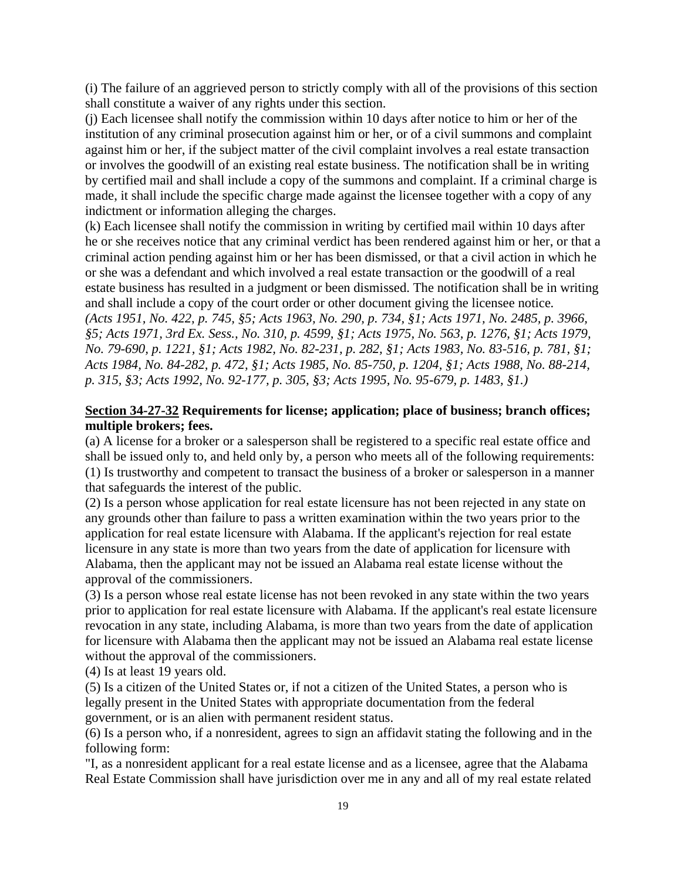(i) The failure of an aggrieved person to strictly comply with all of the provisions of this section shall constitute a waiver of any rights under this section.

(j) Each licensee shall notify the commission within 10 days after notice to him or her of the institution of any criminal prosecution against him or her, or of a civil summons and complaint against him or her, if the subject matter of the civil complaint involves a real estate transaction or involves the goodwill of an existing real estate business. The notification shall be in writing by certified mail and shall include a copy of the summons and complaint. If a criminal charge is made, it shall include the specific charge made against the licensee together with a copy of any indictment or information alleging the charges.

(k) Each licensee shall notify the commission in writing by certified mail within 10 days after he or she receives notice that any criminal verdict has been rendered against him or her, or that a criminal action pending against him or her has been dismissed, or that a civil action in which he or she was a defendant and which involved a real estate transaction or the goodwill of a real estate business has resulted in a judgment or been dismissed. The notification shall be in writing and shall include a copy of the court order or other document giving the licensee notice.

*(Acts 1951, No. 422, p. 745, §5; Acts 1963, No. 290, p. 734, §1; Acts 1971, No. 2485, p. 3966, §5; Acts 1971, 3rd Ex. Sess., No. 310, p. 4599, §1; Acts 1975, No. 563, p. 1276, §1; Acts 1979, No. 79-690, p. 1221, §1; Acts 1982, No. 82-231, p. 282, §1; Acts 1983, No. 83-516, p. 781, §1; Acts 1984, No. 84-282, p. 472, §1; Acts 1985, No. 85-750, p. 1204, §1; Acts 1988, No. 88-214, p. 315, §3; Acts 1992, No. 92-177, p. 305, §3; Acts 1995, No. 95-679, p. 1483, §1.)*

**Section 34-27-32 Requirements for license; application; place of business; branch offices; multiple brokers; fees.**

(a) A license for a broker or a salesperson shall be registered to a specific real estate office and shall be issued only to, and held only by, a person who meets all of the following requirements:

(1) Is trustworthy and competent to transact the business of a broker or salesperson in a manner that safeguards the interest of the public.

(2) Is a person whose application for real estate licensure has not been rejected in any state on any grounds other than failure to pass a written examination within the two years prior to the application for real estate licensure with Alabama. If the applicant's rejection for real estate licensure in any state is more than two years from the date of application for licensure with Alabama, then the applicant may not be issued an Alabama real estate license without the approval of the commissioners.

(3) Is a person whose real estate license has not been revoked in any state within the two years prior to application for real estate licensure with Alabama. If the applicant's real estate licensure revocation in any state, including Alabama, is more than two years from the date of application for licensure with Alabama then the applicant may not be issued an Alabama real estate license without the approval of the commissioners.

(4) Is at least 19 years old.

(5) Is a citizen of the United States or, if not a citizen of the United States, a person who is legally present in the United States with appropriate documentation from the federal government, or is an alien with permanent resident status.

(6) Is a person who, if a nonresident, agrees to sign an affidavit stating the following and in the following form:

"I, as a nonresident applicant for a real estate license and as a licensee, agree that the Alabama Real Estate Commission shall have jurisdiction over me in any and all of my real estate related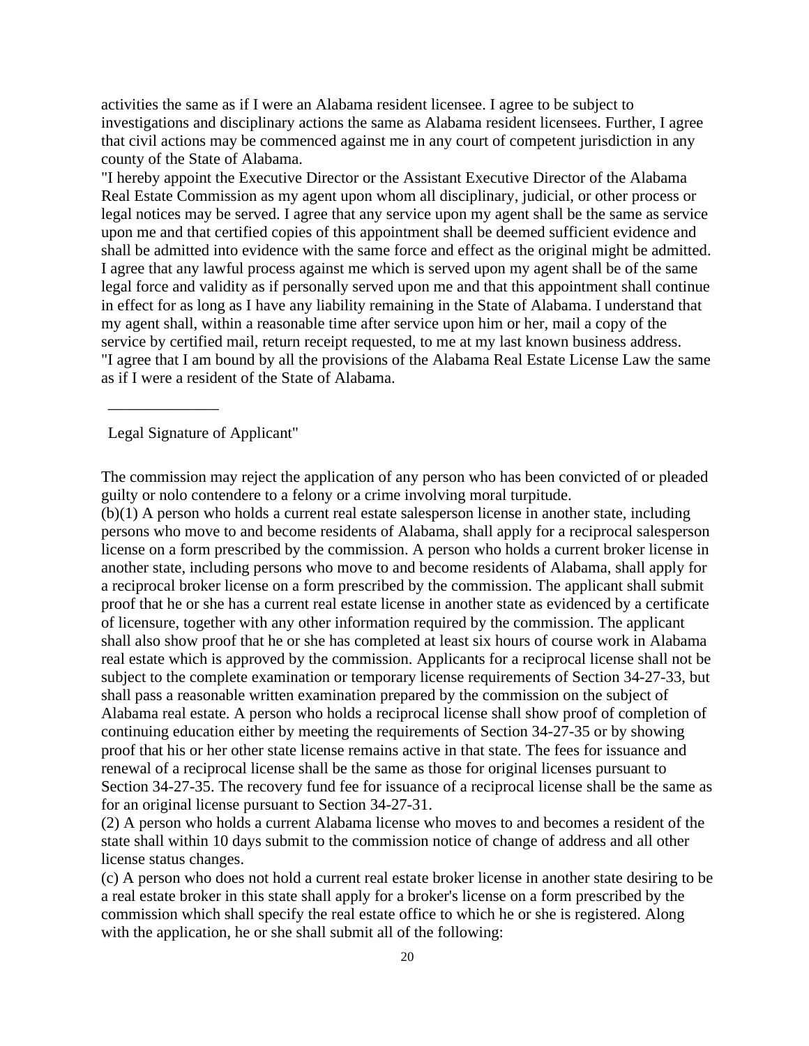activities the same as if I were an Alabama resident licensee. I agree to be subject to investigations and disciplinary actions the same as Alabama resident licensees. Further, I agree that civil actions may be commenced against me in any court of competent jurisdiction in any county of the State of Alabama.

"I hereby appoint the Executive Director or the Assistant Executive Director of the Alabama Real Estate Commission as my agent upon whom all disciplinary, judicial, or other process or legal notices may be served. I agree that any service upon my agent shall be the same as service upon me and that certified copies of this appointment shall be deemed sufficient evidence and shall be admitted into evidence with the same force and effect as the original might be admitted. I agree that any lawful process against me which is served upon my agent shall be of the same legal force and validity as if personally served upon me and that this appointment shall continue in effect for as long as I have any liability remaining in the State of Alabama. I understand that my agent shall, within a reasonable time after service upon him or her, mail a copy of the service by certified mail, return receipt requested, to me at my last known business address.

"I agree that I am bound by all the provisions of the Alabama Real Estate License Law the same as if I were a resident of the State of Alabama.

______________

Legal Signature of Applicant"

The commission may reject the application of any person who has been convicted of or pleaded guilty or nolo contendere to a felony or a crime involving moral turpitude.

(b)(1) A person who holds a current real estate salesperson license in another state, including persons who move to and become residents of Alabama, shall apply for a reciprocal salesperson license on a form prescribed by the commission. A person who holds a current broker license in another state, including persons who move to and become residents of Alabama, shall apply for a reciprocal broker license on a form prescribed by the commission. The applicant shall submit proof that he or she has a current real estate license in another state as evidenced by a certificate of licensure, together with any other information required by the commission. The applicant shall also show proof that he or she has completed at least six hours of course work in Alabama real estate which is approved by the commission. Applicants for a reciprocal license shall not be subject to the complete examination or temporary license requirements of Section 34-27-33, but shall pass a reasonable written examination prepared by the commission on the subject of Alabama real estate. A person who holds a reciprocal license shall show proof of completion of continuing education either by meeting the requirements of Section 34-27-35 or by showing proof that his or her other state license remains active in that state. The fees for issuance and renewal of a reciprocal license shall be the same as those for original licenses pursuant to Section 34-27-35. The recovery fund fee for issuance of a reciprocal license shall be the same as for an original license pursuant to Section 34-27-31.

(2) A person who holds a current Alabama license who moves to and becomes a resident of the state shall within 10 days submit to the commission notice of change of address and all other license status changes.

(c) A person who does not hold a current real estate broker license in another state desiring to be a real estate broker in this state shall apply for a broker's license on a form prescribed by the commission which shall specify the real estate office to which he or she is registered. Along with the application, he or she shall submit all of the following: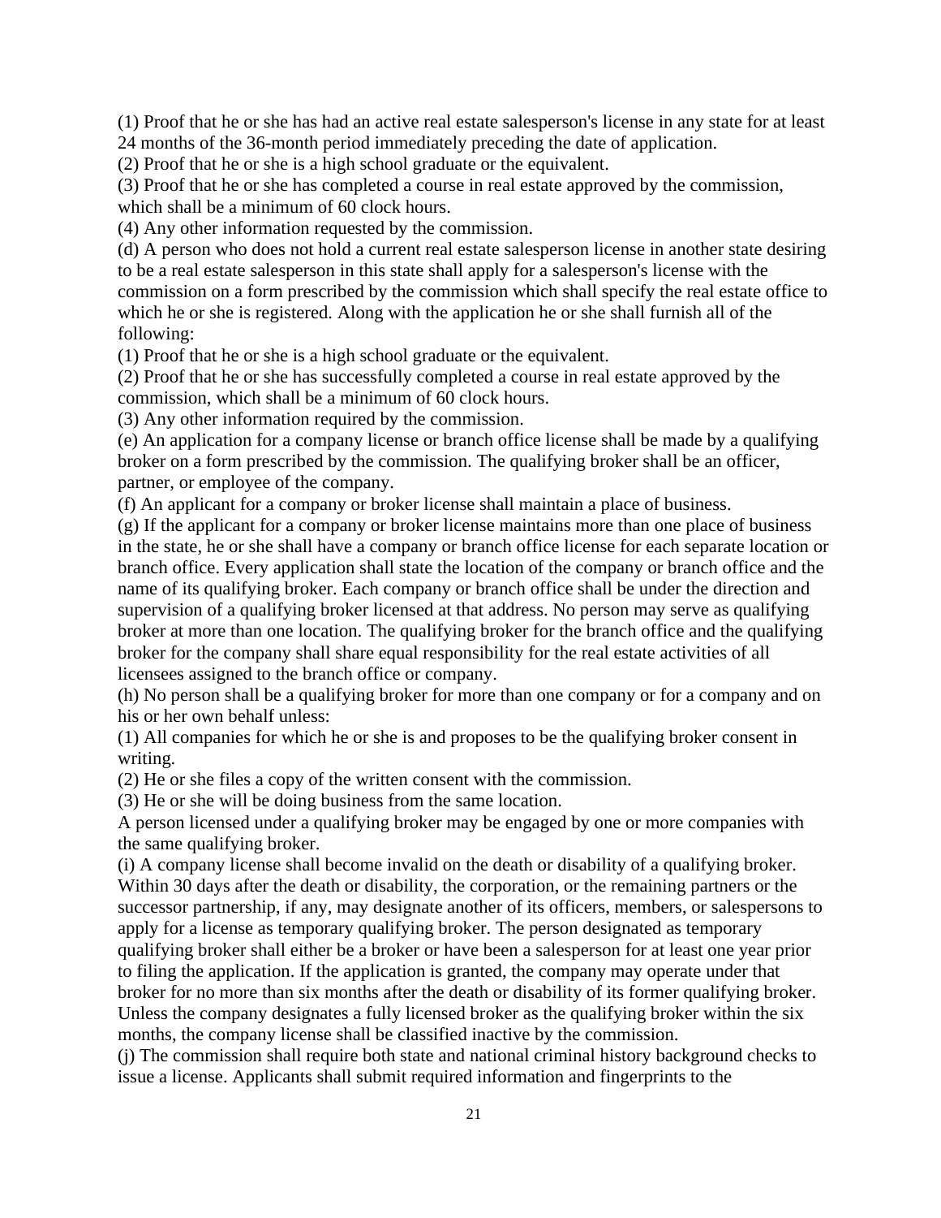(1) Proof that he or she has had an active real estate salesperson's license in any state for at least 24 months of the 36-month period immediately preceding the date of application.

(2) Proof that he or she is a high school graduate or the equivalent.

(3) Proof that he or she has completed a course in real estate approved by the commission, which shall be a minimum of 60 clock hours.

(4) Any other information requested by the commission.

(d) A person who does not hold a current real estate salesperson license in another state desiring to be a real estate salesperson in this state shall apply for a salesperson's license with the commission on a form prescribed by the commission which shall specify the real estate office to which he or she is registered. Along with the application he or she shall furnish all of the following:

(1) Proof that he or she is a high school graduate or the equivalent.

(2) Proof that he or she has successfully completed a course in real estate approved by the commission, which shall be a minimum of 60 clock hours.

(3) Any other information required by the commission.

(e) An application for a company license or branch office license shall be made by a qualifying broker on a form prescribed by the commission. The qualifying broker shall be an officer, partner, or employee of the company.

(f) An applicant for a company or broker license shall maintain a place of business.

(g) If the applicant for a company or broker license maintains more than one place of business in the state, he or she shall have a company or branch office license for each separate location or branch office. Every application shall state the location of the company or branch office and the name of its qualifying broker. Each company or branch office shall be under the direction and supervision of a qualifying broker licensed at that address. No person may serve as qualifying broker at more than one location. The qualifying broker for the branch office and the qualifying broker for the company shall share equal responsibility for the real estate activities of all licensees assigned to the branch office or company.

(h) No person shall be a qualifying broker for more than one company or for a company and on his or her own behalf unless:

(1) All companies for which he or she is and proposes to be the qualifying broker consent in writing.

(2) He or she files a copy of the written consent with the commission.

(3) He or she will be doing business from the same location.

A person licensed under a qualifying broker may be engaged by one or more companies with the same qualifying broker.

(i) A company license shall become invalid on the death or disability of a qualifying broker. Within 30 days after the death or disability, the corporation, or the remaining partners or the successor partnership, if any, may designate another of its officers, members, or salespersons to apply for a license as temporary qualifying broker. The person designated as temporary qualifying broker shall either be a broker or have been a salesperson for at least one year prior to filing the application. If the application is granted, the company may operate under that broker for no more than six months after the death or disability of its former qualifying broker. Unless the company designates a fully licensed broker as the qualifying broker within the six months, the company license shall be classified inactive by the commission.

(j) The commission shall require both state and national criminal history background checks to issue a license. Applicants shall submit required information and fingerprints to the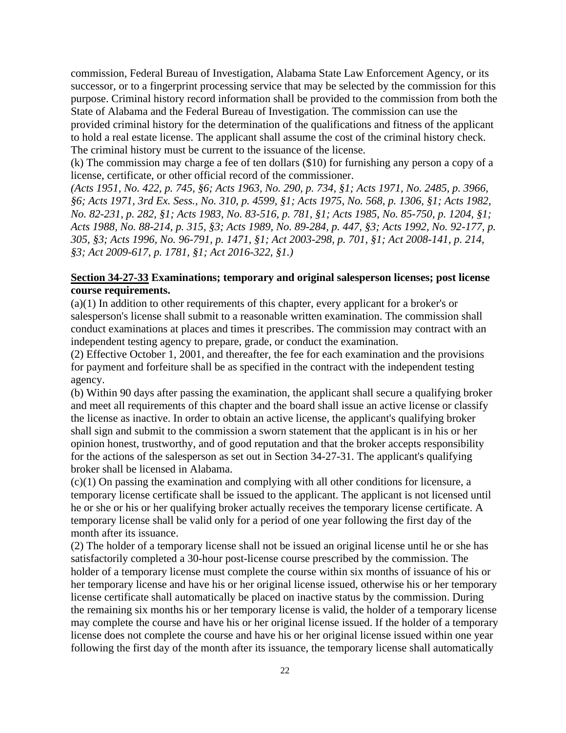commission, Federal Bureau of Investigation, Alabama State Law Enforcement Agency, or its successor, or to a fingerprint processing service that may be selected by the commission for this purpose. Criminal history record information shall be provided to the commission from both the State of Alabama and the Federal Bureau of Investigation. The commission can use the provided criminal history for the determination of the qualifications and fitness of the applicant to hold a real estate license. The applicant shall assume the cost of the criminal history check. The criminal history must be current to the issuance of the license.

(k) The commission may charge a fee of ten dollars ($10) for furnishing any person a copy of a license, certificate, or other official record of the commissioner.

*(Acts 1951, No. 422, p. 745, §6; Acts 1963, No. 290, p. 734, §1; Acts 1971, No. 2485, p. 3966, §6; Acts 1971, 3rd Ex. Sess., No. 310, p. 4599, §1; Acts 1975, No. 568, p. 1306, §1; Acts 1982, No. 82-231, p. 282, §1; Acts 1983, No. 83-516, p. 781, §1; Acts 1985, No. 85-750, p. 1204, §1; Acts 1988, No. 88-214, p. 315, §3; Acts 1989, No. 89-284, p. 447, §3; Acts 1992, No. 92-177, p. 305, §3; Acts 1996, No. 96-791, p. 1471, §1; Act 2003-298, p. 701, §1; Act 2008-141, p. 214, §3; Act 2009-617, p. 1781, §1; Act 2016-322, §1.)*

**Section 34-27-33 Examinations; temporary and original salesperson licenses; post license course requirements.**

(a)(1) In addition to other requirements of this chapter, every applicant for a broker's or salesperson's license shall submit to a reasonable written examination. The commission shall conduct examinations at places and times it prescribes. The commission may contract with an independent testing agency to prepare, grade, or conduct the examination.

(2) Effective October 1, 2001, and thereafter, the fee for each examination and the provisions for payment and forfeiture shall be as specified in the contract with the independent testing agency.

(b) Within 90 days after passing the examination, the applicant shall secure a qualifying broker and meet all requirements of this chapter and the board shall issue an active license or classify the license as inactive. In order to obtain an active license, the applicant's qualifying broker shall sign and submit to the commission a sworn statement that the applicant is in his or her opinion honest, trustworthy, and of good reputation and that the broker accepts responsibility for the actions of the salesperson as set out in Section 34-27-31. The applicant's qualifying broker shall be licensed in Alabama.

(c)(1) On passing the examination and complying with all other conditions for licensure, a temporary license certificate shall be issued to the applicant. The applicant is not licensed until he or she or his or her qualifying broker actually receives the temporary license certificate. A temporary license shall be valid only for a period of one year following the first day of the month after its issuance.

(2) The holder of a temporary license shall not be issued an original license until he or she has satisfactorily completed a 30-hour post-license course prescribed by the commission. The holder of a temporary license must complete the course within six months of issuance of his or her temporary license and have his or her original license issued, otherwise his or her temporary license certificate shall automatically be placed on inactive status by the commission. During the remaining six months his or her temporary license is valid, the holder of a temporary license may complete the course and have his or her original license issued. If the holder of a temporary license does not complete the course and have his or her original license issued within one year following the first day of the month after its issuance, the temporary license shall automatically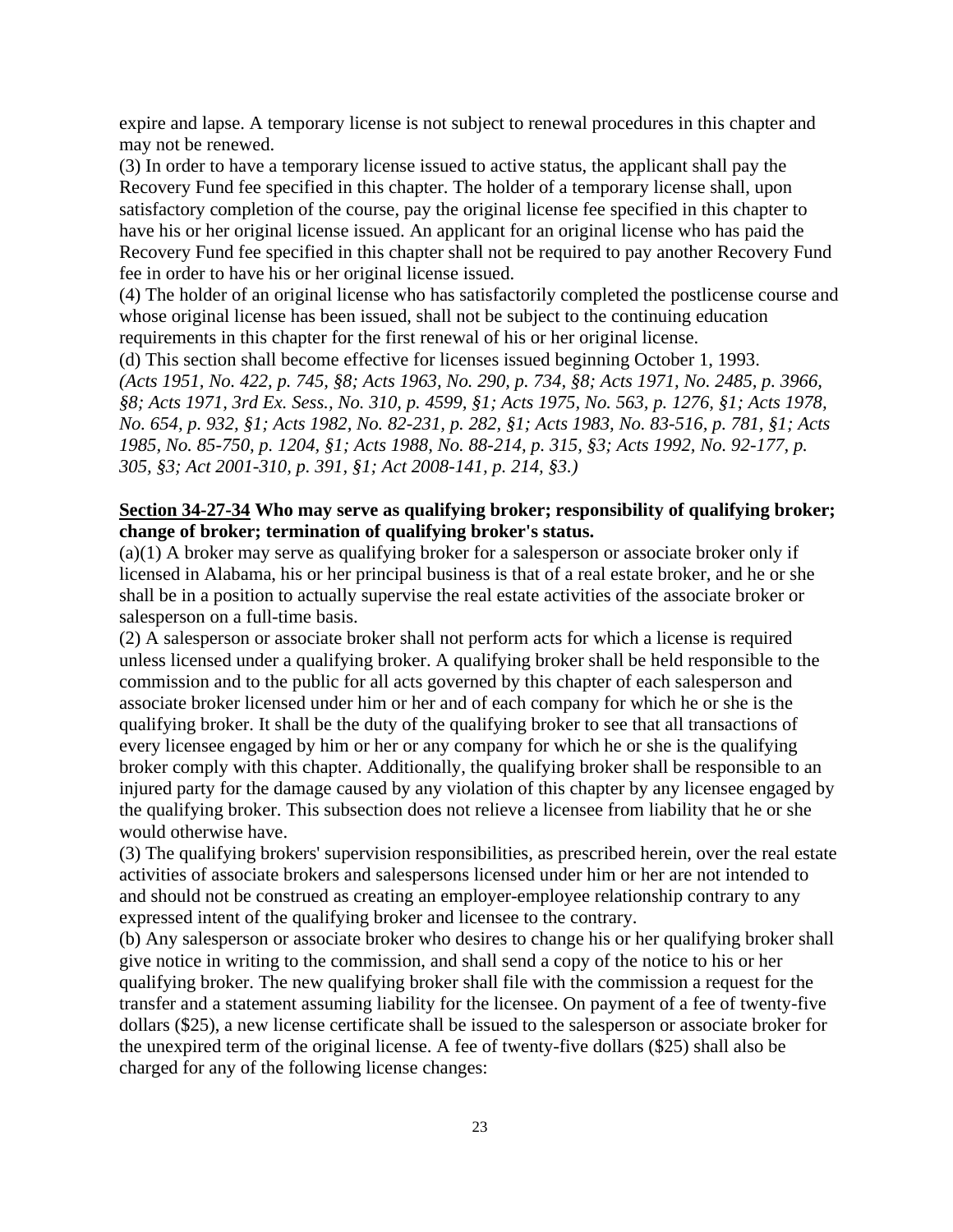expire and lapse. A temporary license is not subject to renewal procedures in this chapter and may not be renewed.

(3) In order to have a temporary license issued to active status, the applicant shall pay the Recovery Fund fee specified in this chapter. The holder of a temporary license shall, upon satisfactory completion of the course, pay the original license fee specified in this chapter to have his or her original license issued. An applicant for an original license who has paid the Recovery Fund fee specified in this chapter shall not be required to pay another Recovery Fund fee in order to have his or her original license issued.

(4) The holder of an original license who has satisfactorily completed the postlicense course and whose original license has been issued, shall not be subject to the continuing education requirements in this chapter for the first renewal of his or her original license.

(d) This section shall become effective for licenses issued beginning October 1, 1993.

*(Acts 1951, No. 422, p. 745, §8; Acts 1963, No. 290, p. 734, §8; Acts 1971, No. 2485, p. 3966, §8; Acts 1971, 3rd Ex. Sess., No. 310, p. 4599, §1; Acts 1975, No. 563, p. 1276, §1; Acts 1978, No. 654, p. 932, §1; Acts 1982, No. 82-231, p. 282, §1; Acts 1983, No. 83-516, p. 781, §1; Acts 1985, No. 85-750, p. 1204, §1; Acts 1988, No. 88-214, p. 315, §3; Acts 1992, No. 92-177, p. 305, §3; Act 2001-310, p. 391, §1; Act 2008-141, p. 214, §3.)*

**Section 34-27-34 Who may serve as qualifying broker; responsibility of qualifying broker; change of broker; termination of qualifying broker's status.**

(a)(1) A broker may serve as qualifying broker for a salesperson or associate broker only if licensed in Alabama, his or her principal business is that of a real estate broker, and he or she shall be in a position to actually supervise the real estate activities of the associate broker or salesperson on a full-time basis.

(2) A salesperson or associate broker shall not perform acts for which a license is required unless licensed under a qualifying broker. A qualifying broker shall be held responsible to the commission and to the public for all acts governed by this chapter of each salesperson and associate broker licensed under him or her and of each company for which he or she is the qualifying broker. It shall be the duty of the qualifying broker to see that all transactions of every licensee engaged by him or her or any company for which he or she is the qualifying broker comply with this chapter. Additionally, the qualifying broker shall be responsible to an injured party for the damage caused by any violation of this chapter by any licensee engaged by the qualifying broker. This subsection does not relieve a licensee from liability that he or she would otherwise have.

(3) The qualifying brokers' supervision responsibilities, as prescribed herein, over the real estate activities of associate brokers and salespersons licensed under him or her are not intended to and should not be construed as creating an employer-employee relationship contrary to any expressed intent of the qualifying broker and licensee to the contrary.

(b) Any salesperson or associate broker who desires to change his or her qualifying broker shall give notice in writing to the commission, and shall send a copy of the notice to his or her qualifying broker. The new qualifying broker shall file with the commission a request for the transfer and a statement assuming liability for the licensee. On payment of a fee of twenty-five dollars ($25), a new license certificate shall be issued to the salesperson or associate broker for the unexpired term of the original license. A fee of twenty-five dollars ($25) shall also be charged for any of the following license changes: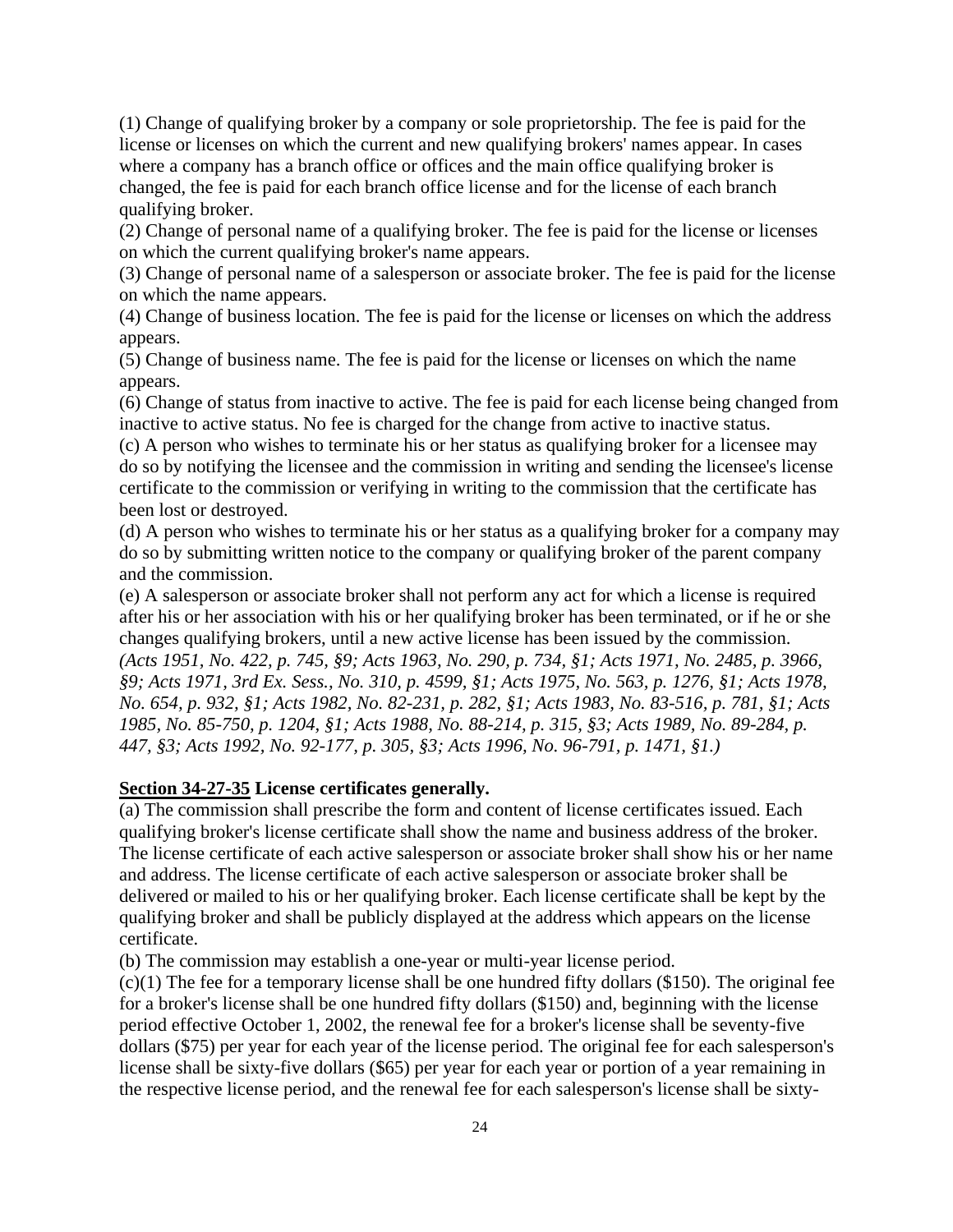(1) Change of qualifying broker by a company or sole proprietorship. The fee is paid for the license or licenses on which the current and new qualifying brokers' names appear. In cases where a company has a branch office or offices and the main office qualifying broker is changed, the fee is paid for each branch office license and for the license of each branch qualifying broker.
(2) Change of personal name of a qualifying broker. The fee is paid for the license or licenses on which the current qualifying broker's name appears.
(3) Change of personal name of a salesperson or associate broker. The fee is paid for the license on which the name appears.
(4) Change of business location. The fee is paid for the license or licenses on which the address appears.
(5) Change of business name. The fee is paid for the license or licenses on which the name appears.
(6) Change of status from inactive to active. The fee is paid for each license being changed from inactive to active status. No fee is charged for the change from active to inactive status.
(c) A person who wishes to terminate his or her status as qualifying broker for a licensee may do so by notifying the licensee and the commission in writing and sending the licensee's license certificate to the commission or verifying in writing to the commission that the certificate has been lost or destroyed.
(d) A person who wishes to terminate his or her status as a qualifying broker for a company may do so by submitting written notice to the company or qualifying broker of the parent company and the commission.
(e) A salesperson or associate broker shall not perform any act for which a license is required after his or her association with his or her qualifying broker has been terminated, or if he or she changes qualifying brokers, until a new active license has been issued by the commission.
*(Acts 1951, No. 422, p. 745, §9; Acts 1963, No. 290, p. 734, §1; Acts 1971, No. 2485, p. 3966, §9; Acts 1971, 3rd Ex. Sess., No. 310, p. 4599, §1; Acts 1975, No. 563, p. 1276, §1; Acts 1978, No. 654, p. 932, §1; Acts 1982, No. 82-231, p. 282, §1; Acts 1983, No. 83-516, p. 781, §1; Acts 1985, No. 85-750, p. 1204, §1; Acts 1988, No. 88-214, p. 315, §3; Acts 1989, No. 89-284, p. 447, §3; Acts 1992, No. 92-177, p. 305, §3; Acts 1996, No. 96-791, p. 1471, §1.)*

**Section 34-27-35 License certificates generally.**

(a) The commission shall prescribe the form and content of license certificates issued. Each qualifying broker's license certificate shall show the name and business address of the broker. The license certificate of each active salesperson or associate broker shall show his or her name and address. The license certificate of each active salesperson or associate broker shall be delivered or mailed to his or her qualifying broker. Each license certificate shall be kept by the qualifying broker and shall be publicly displayed at the address which appears on the license certificate.
(b) The commission may establish a one-year or multi-year license period.
(c)(1) The fee for a temporary license shall be one hundred fifty dollars ($150). The original fee for a broker's license shall be one hundred fifty dollars ($150) and, beginning with the license period effective October 1, 2002, the renewal fee for a broker's license shall be seventy-five dollars ($75) per year for each year of the license period. The original fee for each salesperson's license shall be sixty-five dollars ($65) per year for each year or portion of a year remaining in the respective license period, and the renewal fee for each salesperson's license shall be sixty-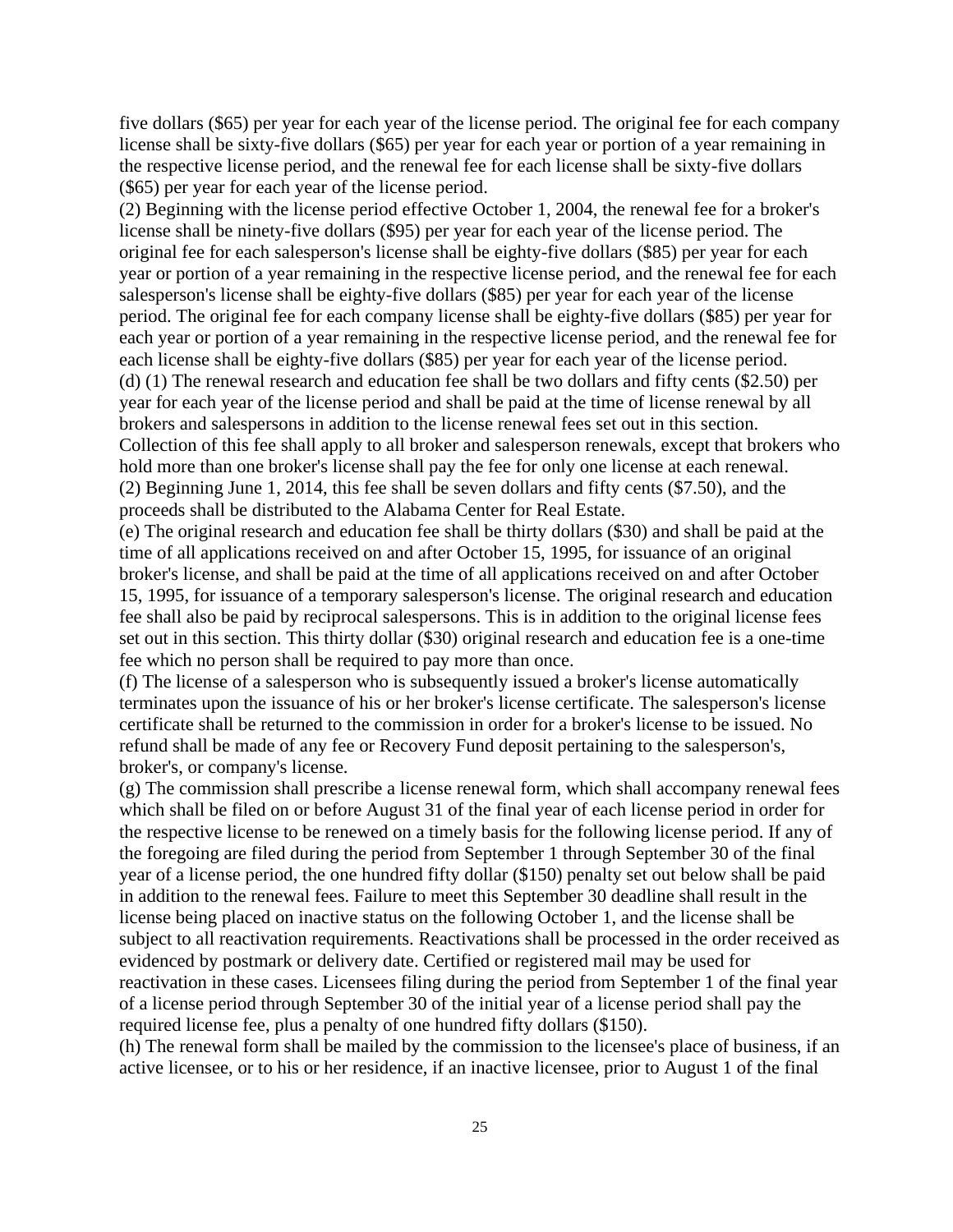five dollars ($65) per year for each year of the license period. The original fee for each company license shall be sixty-five dollars ($65) per year for each year or portion of a year remaining in the respective license period, and the renewal fee for each license shall be sixty-five dollars ($65) per year for each year of the license period.

(2) Beginning with the license period effective October 1, 2004, the renewal fee for a broker's license shall be ninety-five dollars ($95) per year for each year of the license period. The original fee for each salesperson's license shall be eighty-five dollars ($85) per year for each year or portion of a year remaining in the respective license period, and the renewal fee for each salesperson's license shall be eighty-five dollars ($85) per year for each year of the license period. The original fee for each company license shall be eighty-five dollars ($85) per year for each year or portion of a year remaining in the respective license period, and the renewal fee for each license shall be eighty-five dollars ($85) per year for each year of the license period.

(d) (1) The renewal research and education fee shall be two dollars and fifty cents ($2.50) per year for each year of the license period and shall be paid at the time of license renewal by all brokers and salespersons in addition to the license renewal fees set out in this section. Collection of this fee shall apply to all broker and salesperson renewals, except that brokers who hold more than one broker's license shall pay the fee for only one license at each renewal.

(2) Beginning June 1, 2014, this fee shall be seven dollars and fifty cents ($7.50), and the proceeds shall be distributed to the Alabama Center for Real Estate.

(e) The original research and education fee shall be thirty dollars ($30) and shall be paid at the time of all applications received on and after October 15, 1995, for issuance of an original broker's license, and shall be paid at the time of all applications received on and after October 15, 1995, for issuance of a temporary salesperson's license. The original research and education fee shall also be paid by reciprocal salespersons. This is in addition to the original license fees set out in this section. This thirty dollar ($30) original research and education fee is a one-time fee which no person shall be required to pay more than once.

(f) The license of a salesperson who is subsequently issued a broker's license automatically terminates upon the issuance of his or her broker's license certificate. The salesperson's license certificate shall be returned to the commission in order for a broker's license to be issued. No refund shall be made of any fee or Recovery Fund deposit pertaining to the salesperson's, broker's, or company's license.

(g) The commission shall prescribe a license renewal form, which shall accompany renewal fees which shall be filed on or before August 31 of the final year of each license period in order for the respective license to be renewed on a timely basis for the following license period. If any of the foregoing are filed during the period from September 1 through September 30 of the final year of a license period, the one hundred fifty dollar ($150) penalty set out below shall be paid in addition to the renewal fees. Failure to meet this September 30 deadline shall result in the license being placed on inactive status on the following October 1, and the license shall be subject to all reactivation requirements. Reactivations shall be processed in the order received as evidenced by postmark or delivery date. Certified or registered mail may be used for reactivation in these cases. Licensees filing during the period from September 1 of the final year of a license period through September 30 of the initial year of a license period shall pay the required license fee, plus a penalty of one hundred fifty dollars ($150).

(h) The renewal form shall be mailed by the commission to the licensee's place of business, if an active licensee, or to his or her residence, if an inactive licensee, prior to August 1 of the final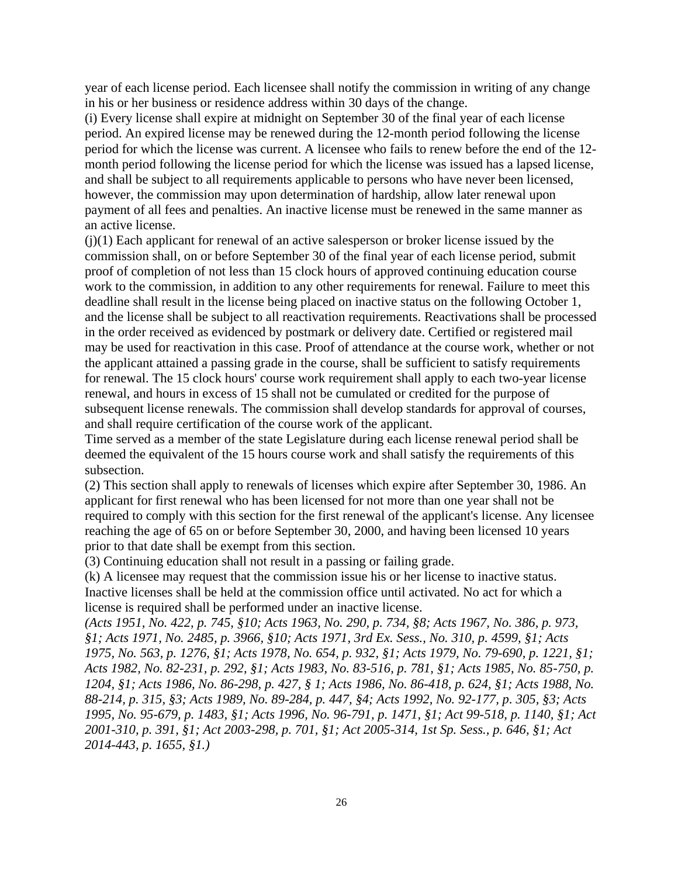year of each license period. Each licensee shall notify the commission in writing of any change in his or her business or residence address within 30 days of the change.

(i) Every license shall expire at midnight on September 30 of the final year of each license period. An expired license may be renewed during the 12-month period following the license period for which the license was current. A licensee who fails to renew before the end of the 12-month period following the license period for which the license was issued has a lapsed license, and shall be subject to all requirements applicable to persons who have never been licensed, however, the commission may upon determination of hardship, allow later renewal upon payment of all fees and penalties. An inactive license must be renewed in the same manner as an active license.

(j)(1) Each applicant for renewal of an active salesperson or broker license issued by the commission shall, on or before September 30 of the final year of each license period, submit proof of completion of not less than 15 clock hours of approved continuing education course work to the commission, in addition to any other requirements for renewal. Failure to meet this deadline shall result in the license being placed on inactive status on the following October 1, and the license shall be subject to all reactivation requirements. Reactivations shall be processed in the order received as evidenced by postmark or delivery date. Certified or registered mail may be used for reactivation in this case. Proof of attendance at the course work, whether or not the applicant attained a passing grade in the course, shall be sufficient to satisfy requirements for renewal. The 15 clock hours' course work requirement shall apply to each two-year license renewal, and hours in excess of 15 shall not be cumulated or credited for the purpose of subsequent license renewals. The commission shall develop standards for approval of courses, and shall require certification of the course work of the applicant.

Time served as a member of the state Legislature during each license renewal period shall be deemed the equivalent of the 15 hours course work and shall satisfy the requirements of this subsection.

(2) This section shall apply to renewals of licenses which expire after September 30, 1986. An applicant for first renewal who has been licensed for not more than one year shall not be required to comply with this section for the first renewal of the applicant's license. Any licensee reaching the age of 65 on or before September 30, 2000, and having been licensed 10 years prior to that date shall be exempt from this section.

(3) Continuing education shall not result in a passing or failing grade.

(k) A licensee may request that the commission issue his or her license to inactive status. Inactive licenses shall be held at the commission office until activated. No act for which a license is required shall be performed under an inactive license.

*(Acts 1951, No. 422, p. 745, §10; Acts 1963, No. 290, p. 734, §8; Acts 1967, No. 386, p. 973, §1; Acts 1971, No. 2485, p. 3966, §10; Acts 1971, 3rd Ex. Sess., No. 310, p. 4599, §1; Acts 1975, No. 563, p. 1276, §1; Acts 1978, No. 654, p. 932, §1; Acts 1979, No. 79-690, p. 1221, §1; Acts 1982, No. 82-231, p. 292, §1; Acts 1983, No. 83-516, p. 781, §1; Acts 1985, No. 85-750, p. 1204, §1; Acts 1986, No. 86-298, p. 427, § 1; Acts 1986, No. 86-418, p. 624, §1; Acts 1988, No. 88-214, p. 315, §3; Acts 1989, No. 89-284, p. 447, §4; Acts 1992, No. 92-177, p. 305, §3; Acts 1995, No. 95-679, p. 1483, §1; Acts 1996, No. 96-791, p. 1471, §1; Act 99-518, p. 1140, §1; Act 2001-310, p. 391, §1; Act 2003-298, p. 701, §1; Act 2005-314, 1st Sp. Sess., p. 646, §1; Act 2014-443, p. 1655, §1.)*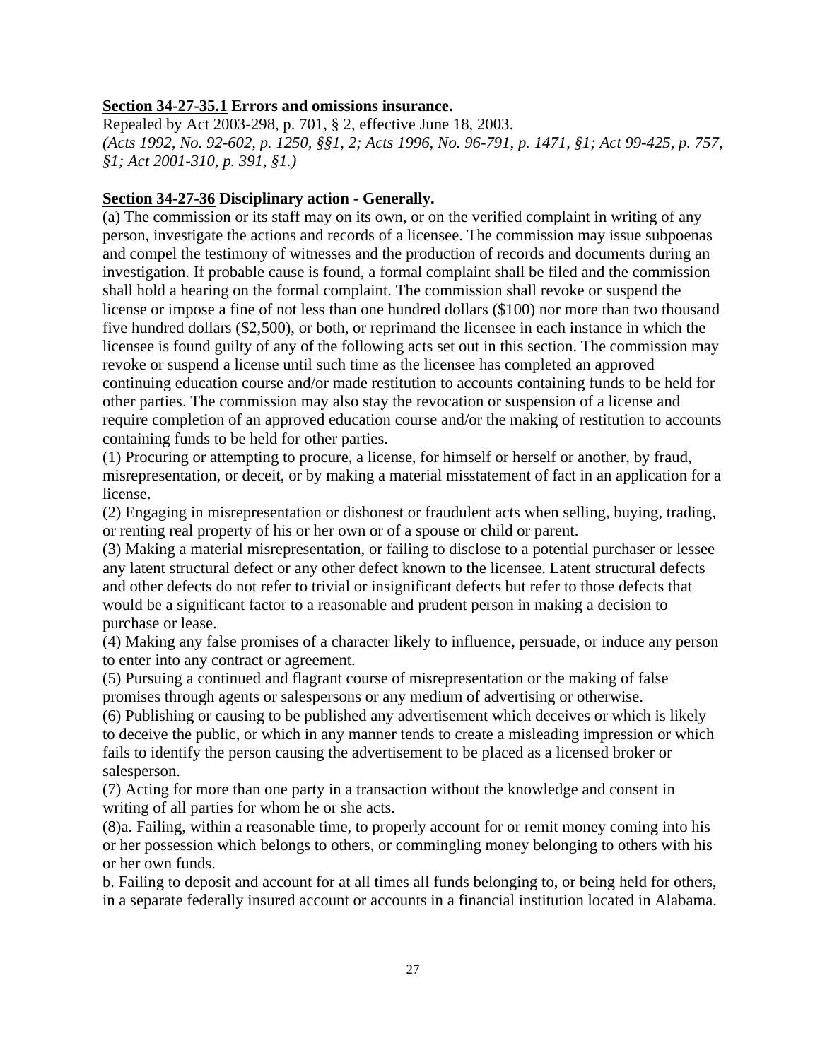**<u>Section 34-27-35.1</u> Errors and omissions insurance.**

Repealed by Act 2003-298, p. 701, § 2, effective June 18, 2003.

*(Acts 1992, No. 92-602, p. 1250, §§1, 2; Acts 1996, No. 96-791, p. 1471, §1; Act 99-425, p. 757, §1; Act 2001-310, p. 391, §1.)*

**<u>Section 34-27-36</u> Disciplinary action - Generally.**

(a) The commission or its staff may on its own, or on the verified complaint in writing of any person, investigate the actions and records of a licensee. The commission may issue subpoenas and compel the testimony of witnesses and the production of records and documents during an investigation. If probable cause is found, a formal complaint shall be filed and the commission shall hold a hearing on the formal complaint. The commission shall revoke or suspend the license or impose a fine of not less than one hundred dollars ($100) nor more than two thousand five hundred dollars ($2,500), or both, or reprimand the licensee in each instance in which the licensee is found guilty of any of the following acts set out in this section. The commission may revoke or suspend a license until such time as the licensee has completed an approved continuing education course and/or made restitution to accounts containing funds to be held for other parties. The commission may also stay the revocation or suspension of a license and require completion of an approved education course and/or the making of restitution to accounts containing funds to be held for other parties.

(1) Procuring or attempting to procure, a license, for himself or herself or another, by fraud, misrepresentation, or deceit, or by making a material misstatement of fact in an application for a license.

(2) Engaging in misrepresentation or dishonest or fraudulent acts when selling, buying, trading, or renting real property of his or her own or of a spouse or child or parent.

(3) Making a material misrepresentation, or failing to disclose to a potential purchaser or lessee any latent structural defect or any other defect known to the licensee. Latent structural defects and other defects do not refer to trivial or insignificant defects but refer to those defects that would be a significant factor to a reasonable and prudent person in making a decision to purchase or lease.

(4) Making any false promises of a character likely to influence, persuade, or induce any person to enter into any contract or agreement.

(5) Pursuing a continued and flagrant course of misrepresentation or the making of false promises through agents or salespersons or any medium of advertising or otherwise.

(6) Publishing or causing to be published any advertisement which deceives or which is likely to deceive the public, or which in any manner tends to create a misleading impression or which fails to identify the person causing the advertisement to be placed as a licensed broker or salesperson.

(7) Acting for more than one party in a transaction without the knowledge and consent in writing of all parties for whom he or she acts.

(8)a. Failing, within a reasonable time, to properly account for or remit money coming into his or her possession which belongs to others, or commingling money belonging to others with his or her own funds.

b. Failing to deposit and account for at all times all funds belonging to, or being held for others, in a separate federally insured account or accounts in a financial institution located in Alabama.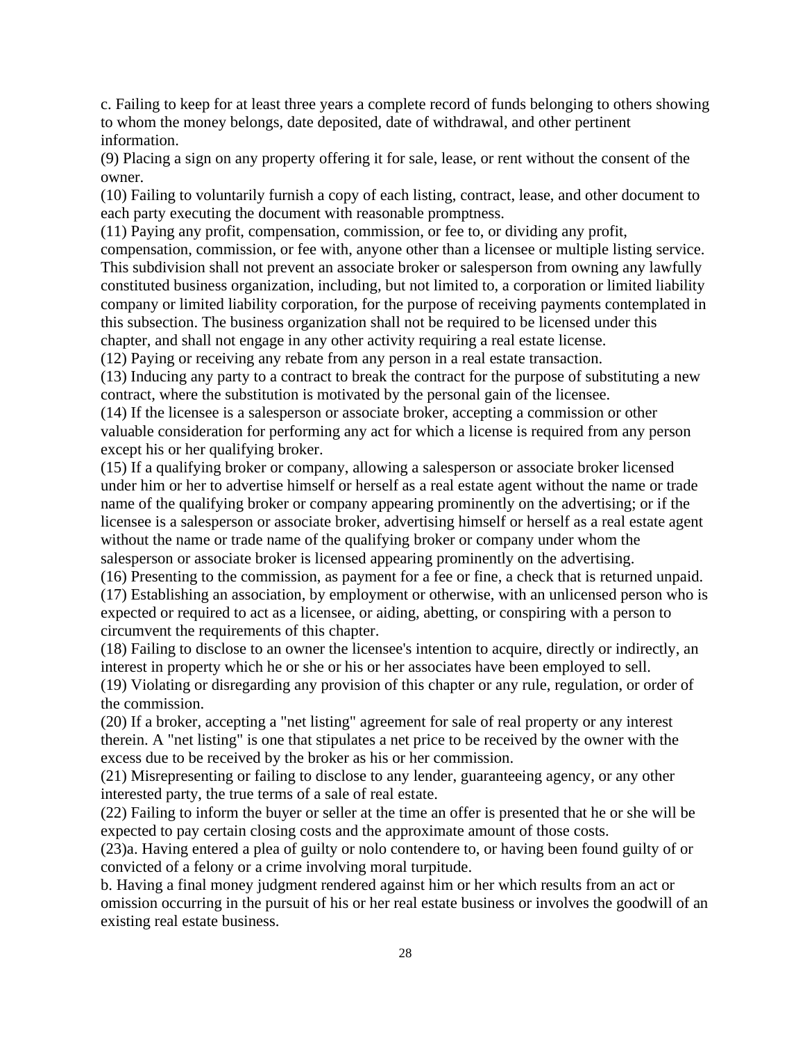c. Failing to keep for at least three years a complete record of funds belonging to others showing to whom the money belongs, date deposited, date of withdrawal, and other pertinent information.

(9) Placing a sign on any property offering it for sale, lease, or rent without the consent of the owner.

(10) Failing to voluntarily furnish a copy of each listing, contract, lease, and other document to each party executing the document with reasonable promptness.

(11) Paying any profit, compensation, commission, or fee to, or dividing any profit, compensation, commission, or fee with, anyone other than a licensee or multiple listing service. This subdivision shall not prevent an associate broker or salesperson from owning any lawfully constituted business organization, including, but not limited to, a corporation or limited liability company or limited liability corporation, for the purpose of receiving payments contemplated in this subsection. The business organization shall not be required to be licensed under this chapter, and shall not engage in any other activity requiring a real estate license.

(12) Paying or receiving any rebate from any person in a real estate transaction.

(13) Inducing any party to a contract to break the contract for the purpose of substituting a new contract, where the substitution is motivated by the personal gain of the licensee.

(14) If the licensee is a salesperson or associate broker, accepting a commission or other valuable consideration for performing any act for which a license is required from any person except his or her qualifying broker.

(15) If a qualifying broker or company, allowing a salesperson or associate broker licensed under him or her to advertise himself or herself as a real estate agent without the name or trade name of the qualifying broker or company appearing prominently on the advertising; or if the licensee is a salesperson or associate broker, advertising himself or herself as a real estate agent without the name or trade name of the qualifying broker or company under whom the salesperson or associate broker is licensed appearing prominently on the advertising.

(16) Presenting to the commission, as payment for a fee or fine, a check that is returned unpaid.

(17) Establishing an association, by employment or otherwise, with an unlicensed person who is expected or required to act as a licensee, or aiding, abetting, or conspiring with a person to circumvent the requirements of this chapter.

(18) Failing to disclose to an owner the licensee's intention to acquire, directly or indirectly, an interest in property which he or she or his or her associates have been employed to sell.

(19) Violating or disregarding any provision of this chapter or any rule, regulation, or order of the commission.

(20) If a broker, accepting a "net listing" agreement for sale of real property or any interest therein. A "net listing" is one that stipulates a net price to be received by the owner with the excess due to be received by the broker as his or her commission.

(21) Misrepresenting or failing to disclose to any lender, guaranteeing agency, or any other interested party, the true terms of a sale of real estate.

(22) Failing to inform the buyer or seller at the time an offer is presented that he or she will be expected to pay certain closing costs and the approximate amount of those costs.

(23)a. Having entered a plea of guilty or nolo contendere to, or having been found guilty of or convicted of a felony or a crime involving moral turpitude.

b. Having a final money judgment rendered against him or her which results from an act or omission occurring in the pursuit of his or her real estate business or involves the goodwill of an existing real estate business.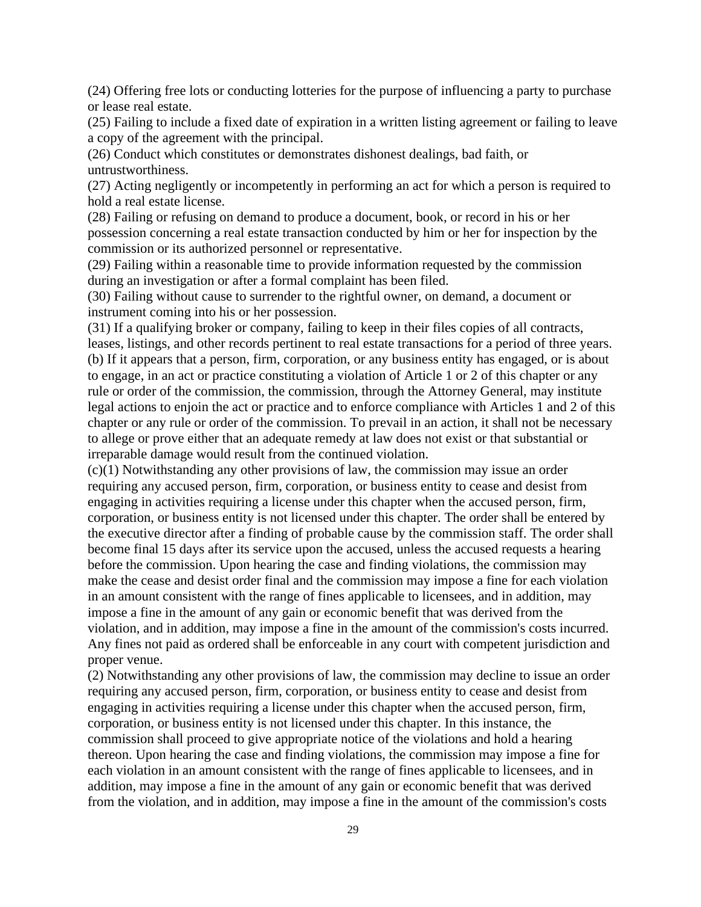(24) Offering free lots or conducting lotteries for the purpose of influencing a party to purchase or lease real estate.
(25) Failing to include a fixed date of expiration in a written listing agreement or failing to leave a copy of the agreement with the principal.
(26) Conduct which constitutes or demonstrates dishonest dealings, bad faith, or untrustworthiness.
(27) Acting negligently or incompetently in performing an act for which a person is required to hold a real estate license.
(28) Failing or refusing on demand to produce a document, book, or record in his or her possession concerning a real estate transaction conducted by him or her for inspection by the commission or its authorized personnel or representative.
(29) Failing within a reasonable time to provide information requested by the commission during an investigation or after a formal complaint has been filed.
(30) Failing without cause to surrender to the rightful owner, on demand, a document or instrument coming into his or her possession.
(31) If a qualifying broker or company, failing to keep in their files copies of all contracts, leases, listings, and other records pertinent to real estate transactions for a period of three years.
(b) If it appears that a person, firm, corporation, or any business entity has engaged, or is about to engage, in an act or practice constituting a violation of Article 1 or 2 of this chapter or any rule or order of the commission, the commission, through the Attorney General, may institute legal actions to enjoin the act or practice and to enforce compliance with Articles 1 and 2 of this chapter or any rule or order of the commission. To prevail in an action, it shall not be necessary to allege or prove either that an adequate remedy at law does not exist or that substantial or irreparable damage would result from the continued violation.
(c)(1) Notwithstanding any other provisions of law, the commission may issue an order requiring any accused person, firm, corporation, or business entity to cease and desist from engaging in activities requiring a license under this chapter when the accused person, firm, corporation, or business entity is not licensed under this chapter. The order shall be entered by the executive director after a finding of probable cause by the commission staff. The order shall become final 15 days after its service upon the accused, unless the accused requests a hearing before the commission. Upon hearing the case and finding violations, the commission may make the cease and desist order final and the commission may impose a fine for each violation in an amount consistent with the range of fines applicable to licensees, and in addition, may impose a fine in the amount of any gain or economic benefit that was derived from the violation, and in addition, may impose a fine in the amount of the commission's costs incurred. Any fines not paid as ordered shall be enforceable in any court with competent jurisdiction and proper venue.
(2) Notwithstanding any other provisions of law, the commission may decline to issue an order requiring any accused person, firm, corporation, or business entity to cease and desist from engaging in activities requiring a license under this chapter when the accused person, firm, corporation, or business entity is not licensed under this chapter. In this instance, the commission shall proceed to give appropriate notice of the violations and hold a hearing thereon. Upon hearing the case and finding violations, the commission may impose a fine for each violation in an amount consistent with the range of fines applicable to licensees, and in addition, may impose a fine in the amount of any gain or economic benefit that was derived from the violation, and in addition, may impose a fine in the amount of the commission's costs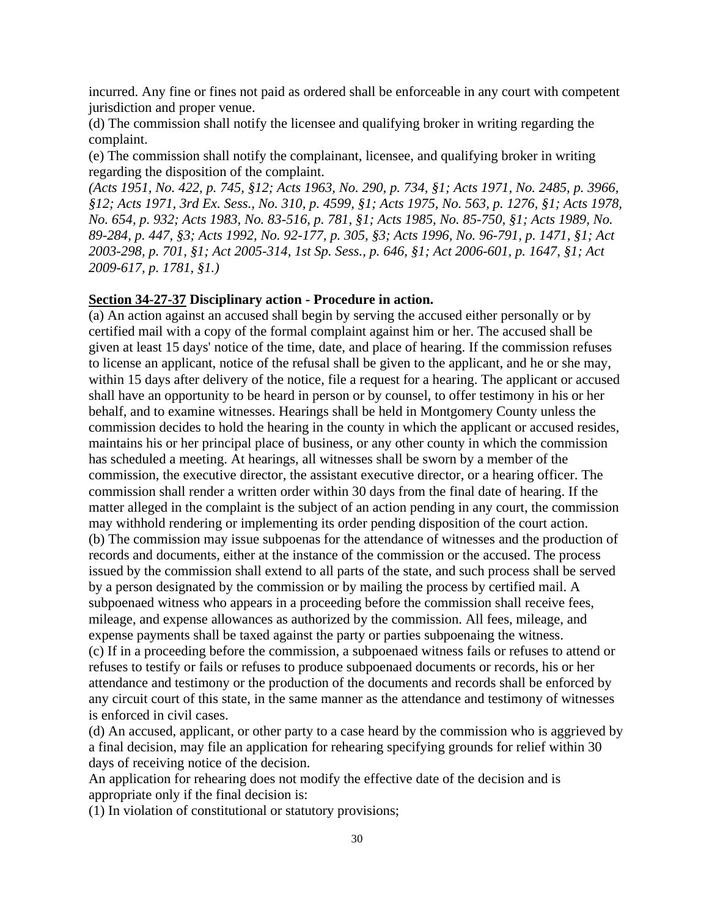incurred. Any fine or fines not paid as ordered shall be enforceable in any court with competent jurisdiction and proper venue.

(d) The commission shall notify the licensee and qualifying broker in writing regarding the complaint.

(e) The commission shall notify the complainant, licensee, and qualifying broker in writing regarding the disposition of the complaint.

*(Acts 1951, No. 422, p. 745, §12; Acts 1963, No. 290, p. 734, §1; Acts 1971, No. 2485, p. 3966, §12; Acts 1971, 3rd Ex. Sess., No. 310, p. 4599, §1; Acts 1975, No. 563, p. 1276, §1; Acts 1978, No. 654, p. 932; Acts 1983, No. 83-516, p. 781, §1; Acts 1985, No. 85-750, §1; Acts 1989, No. 89-284, p. 447, §3; Acts 1992, No. 92-177, p. 305, §3; Acts 1996, No. 96-791, p. 1471, §1; Act 2003-298, p. 701, §1; Act 2005-314, 1st Sp. Sess., p. 646, §1; Act 2006-601, p. 1647, §1; Act 2009-617, p. 1781, §1.)*

**Section 34-27-37 Disciplinary action - Procedure in action.**

(a) An action against an accused shall begin by serving the accused either personally or by certified mail with a copy of the formal complaint against him or her. The accused shall be given at least 15 days' notice of the time, date, and place of hearing. If the commission refuses to license an applicant, notice of the refusal shall be given to the applicant, and he or she may, within 15 days after delivery of the notice, file a request for a hearing. The applicant or accused shall have an opportunity to be heard in person or by counsel, to offer testimony in his or her behalf, and to examine witnesses. Hearings shall be held in Montgomery County unless the commission decides to hold the hearing in the county in which the applicant or accused resides, maintains his or her principal place of business, or any other county in which the commission has scheduled a meeting. At hearings, all witnesses shall be sworn by a member of the commission, the executive director, the assistant executive director, or a hearing officer. The commission shall render a written order within 30 days from the final date of hearing. If the matter alleged in the complaint is the subject of an action pending in any court, the commission may withhold rendering or implementing its order pending disposition of the court action.

(b) The commission may issue subpoenas for the attendance of witnesses and the production of records and documents, either at the instance of the commission or the accused. The process issued by the commission shall extend to all parts of the state, and such process shall be served by a person designated by the commission or by mailing the process by certified mail. A subpoenaed witness who appears in a proceeding before the commission shall receive fees, mileage, and expense allowances as authorized by the commission. All fees, mileage, and expense payments shall be taxed against the party or parties subpoenaing the witness.

(c) If in a proceeding before the commission, a subpoenaed witness fails or refuses to attend or refuses to testify or fails or refuses to produce subpoenaed documents or records, his or her attendance and testimony or the production of the documents and records shall be enforced by any circuit court of this state, in the same manner as the attendance and testimony of witnesses is enforced in civil cases.

(d) An accused, applicant, or other party to a case heard by the commission who is aggrieved by a final decision, may file an application for rehearing specifying grounds for relief within 30 days of receiving notice of the decision.

An application for rehearing does not modify the effective date of the decision and is appropriate only if the final decision is:

(1) In violation of constitutional or statutory provisions;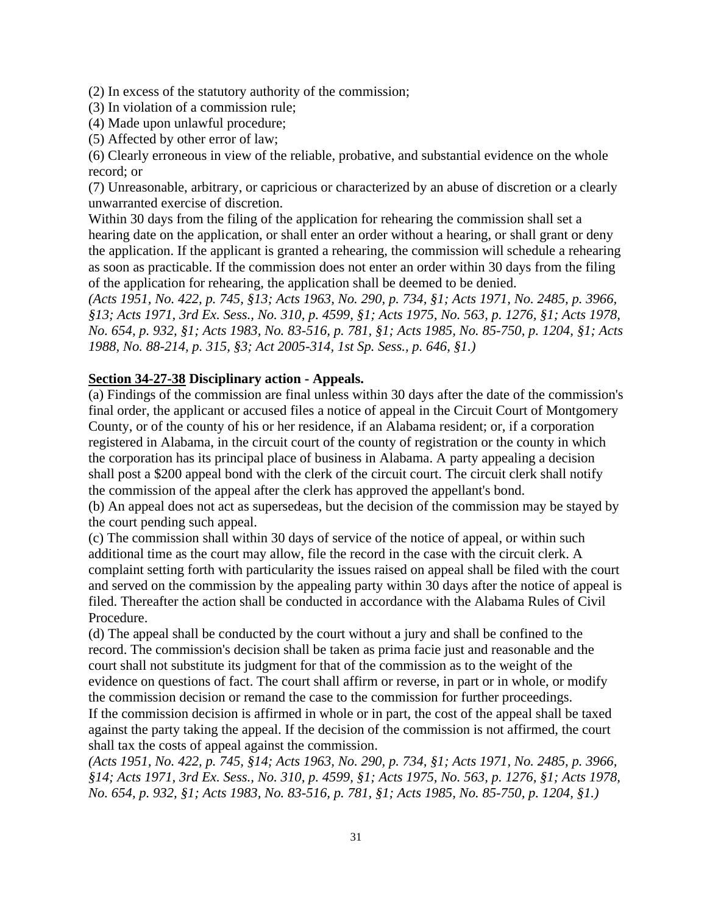(2) In excess of the statutory authority of the commission;
(3) In violation of a commission rule;
(4) Made upon unlawful procedure;
(5) Affected by other error of law;
(6) Clearly erroneous in view of the reliable, probative, and substantial evidence on the whole record; or
(7) Unreasonable, arbitrary, or capricious or characterized by an abuse of discretion or a clearly unwarranted exercise of discretion.

Within 30 days from the filing of the application for rehearing the commission shall set a hearing date on the application, or shall enter an order without a hearing, or shall grant or deny the application. If the applicant is granted a rehearing, the commission will schedule a rehearing as soon as practicable. If the commission does not enter an order within 30 days from the filing of the application for rehearing, the application shall be deemed to be denied.

*(Acts 1951, No. 422, p. 745, §13; Acts 1963, No. 290, p. 734, §1; Acts 1971, No. 2485, p. 3966, §13; Acts 1971, 3rd Ex. Sess., No. 310, p. 4599, §1; Acts 1975, No. 563, p. 1276, §1; Acts 1978, No. 654, p. 932, §1; Acts 1983, No. 83-516, p. 781, §1; Acts 1985, No. 85-750, p. 1204, §1; Acts 1988, No. 88-214, p. 315, §3; Act 2005-314, 1st Sp. Sess., p. 646, §1.)*

**Section 34-27-38 Disciplinary action - Appeals.**

(a) Findings of the commission are final unless within 30 days after the date of the commission's final order, the applicant or accused files a notice of appeal in the Circuit Court of Montgomery County, or of the county of his or her residence, if an Alabama resident; or, if a corporation registered in Alabama, in the circuit court of the county of registration or the county in which the corporation has its principal place of business in Alabama. A party appealing a decision shall post a $200 appeal bond with the clerk of the circuit court. The circuit clerk shall notify the commission of the appeal after the clerk has approved the appellant's bond.

(b) An appeal does not act as supersedeas, but the decision of the commission may be stayed by the court pending such appeal.

(c) The commission shall within 30 days of service of the notice of appeal, or within such additional time as the court may allow, file the record in the case with the circuit clerk. A complaint setting forth with particularity the issues raised on appeal shall be filed with the court and served on the commission by the appealing party within 30 days after the notice of appeal is filed. Thereafter the action shall be conducted in accordance with the Alabama Rules of Civil Procedure.

(d) The appeal shall be conducted by the court without a jury and shall be confined to the record. The commission's decision shall be taken as prima facie just and reasonable and the court shall not substitute its judgment for that of the commission as to the weight of the evidence on questions of fact. The court shall affirm or reverse, in part or in whole, or modify the commission decision or remand the case to the commission for further proceedings.

If the commission decision is affirmed in whole or in part, the cost of the appeal shall be taxed against the party taking the appeal. If the decision of the commission is not affirmed, the court shall tax the costs of appeal against the commission.

*(Acts 1951, No. 422, p. 745, §14; Acts 1963, No. 290, p. 734, §1; Acts 1971, No. 2485, p. 3966, §14; Acts 1971, 3rd Ex. Sess., No. 310, p. 4599, §1; Acts 1975, No. 563, p. 1276, §1; Acts 1978, No. 654, p. 932, §1; Acts 1983, No. 83-516, p. 781, §1; Acts 1985, No. 85-750, p. 1204, §1.)*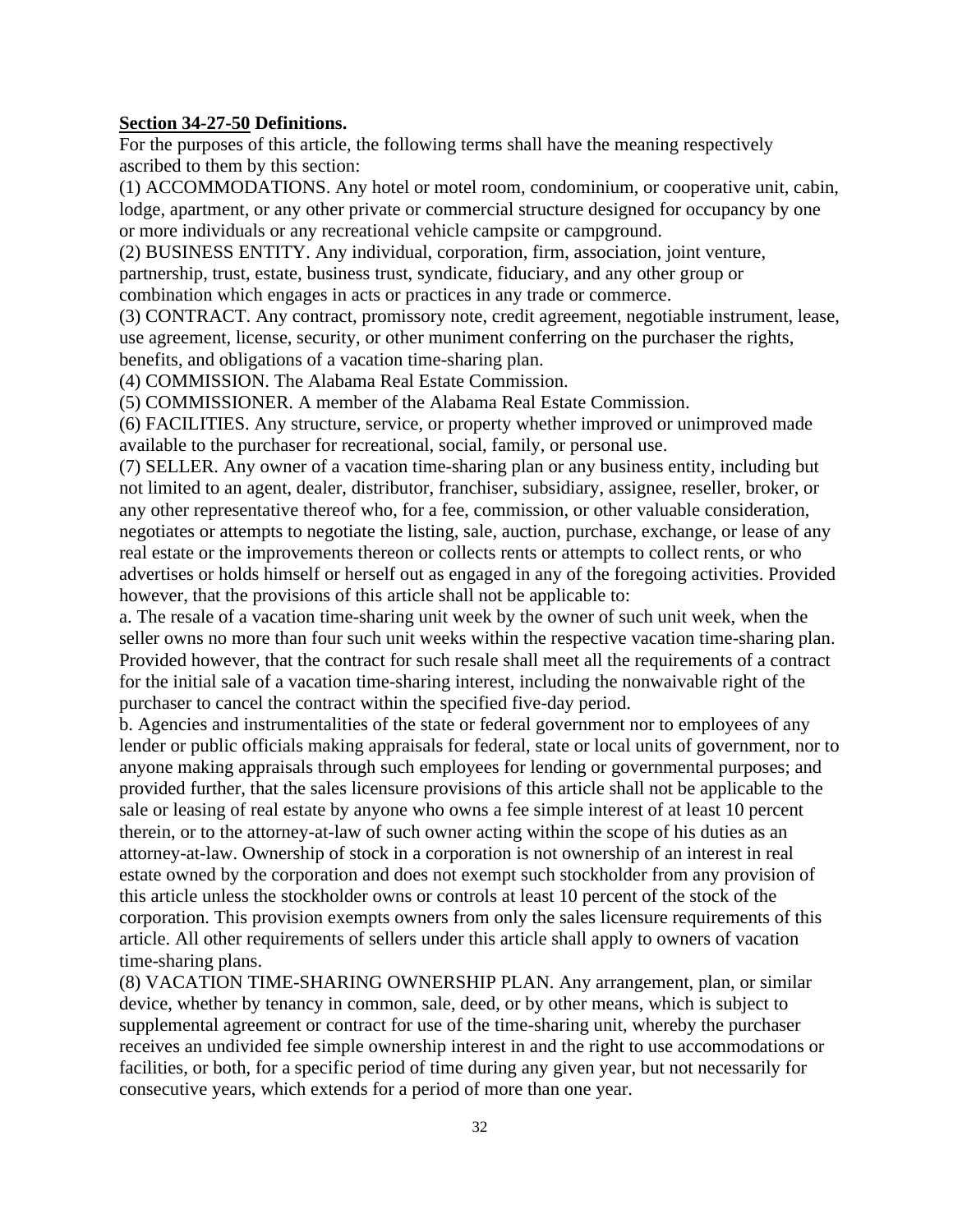**Section 34-27-50 Definitions.**

For the purposes of this article, the following terms shall have the meaning respectively ascribed to them by this section:

(1) ACCOMMODATIONS. Any hotel or motel room, condominium, or cooperative unit, cabin, lodge, apartment, or any other private or commercial structure designed for occupancy by one or more individuals or any recreational vehicle campsite or campground.

(2) BUSINESS ENTITY. Any individual, corporation, firm, association, joint venture, partnership, trust, estate, business trust, syndicate, fiduciary, and any other group or combination which engages in acts or practices in any trade or commerce.

(3) CONTRACT. Any contract, promissory note, credit agreement, negotiable instrument, lease, use agreement, license, security, or other muniment conferring on the purchaser the rights, benefits, and obligations of a vacation time-sharing plan.

(4) COMMISSION. The Alabama Real Estate Commission.

(5) COMMISSIONER. A member of the Alabama Real Estate Commission.

(6) FACILITIES. Any structure, service, or property whether improved or unimproved made available to the purchaser for recreational, social, family, or personal use.

(7) SELLER. Any owner of a vacation time-sharing plan or any business entity, including but not limited to an agent, dealer, distributor, franchiser, subsidiary, assignee, reseller, broker, or any other representative thereof who, for a fee, commission, or other valuable consideration, negotiates or attempts to negotiate the listing, sale, auction, purchase, exchange, or lease of any real estate or the improvements thereon or collects rents or attempts to collect rents, or who advertises or holds himself or herself out as engaged in any of the foregoing activities. Provided however, that the provisions of this article shall not be applicable to:

a. The resale of a vacation time-sharing unit week by the owner of such unit week, when the seller owns no more than four such unit weeks within the respective vacation time-sharing plan. Provided however, that the contract for such resale shall meet all the requirements of a contract for the initial sale of a vacation time-sharing interest, including the nonwaivable right of the purchaser to cancel the contract within the specified five-day period.

b. Agencies and instrumentalities of the state or federal government nor to employees of any lender or public officials making appraisals for federal, state or local units of government, nor to anyone making appraisals through such employees for lending or governmental purposes; and provided further, that the sales licensure provisions of this article shall not be applicable to the sale or leasing of real estate by anyone who owns a fee simple interest of at least 10 percent therein, or to the attorney-at-law of such owner acting within the scope of his duties as an attorney-at-law. Ownership of stock in a corporation is not ownership of an interest in real estate owned by the corporation and does not exempt such stockholder from any provision of this article unless the stockholder owns or controls at least 10 percent of the stock of the corporation. This provision exempts owners from only the sales licensure requirements of this article. All other requirements of sellers under this article shall apply to owners of vacation time-sharing plans.

(8) VACATION TIME-SHARING OWNERSHIP PLAN. Any arrangement, plan, or similar device, whether by tenancy in common, sale, deed, or by other means, which is subject to supplemental agreement or contract for use of the time-sharing unit, whereby the purchaser receives an undivided fee simple ownership interest in and the right to use accommodations or facilities, or both, for a specific period of time during any given year, but not necessarily for consecutive years, which extends for a period of more than one year.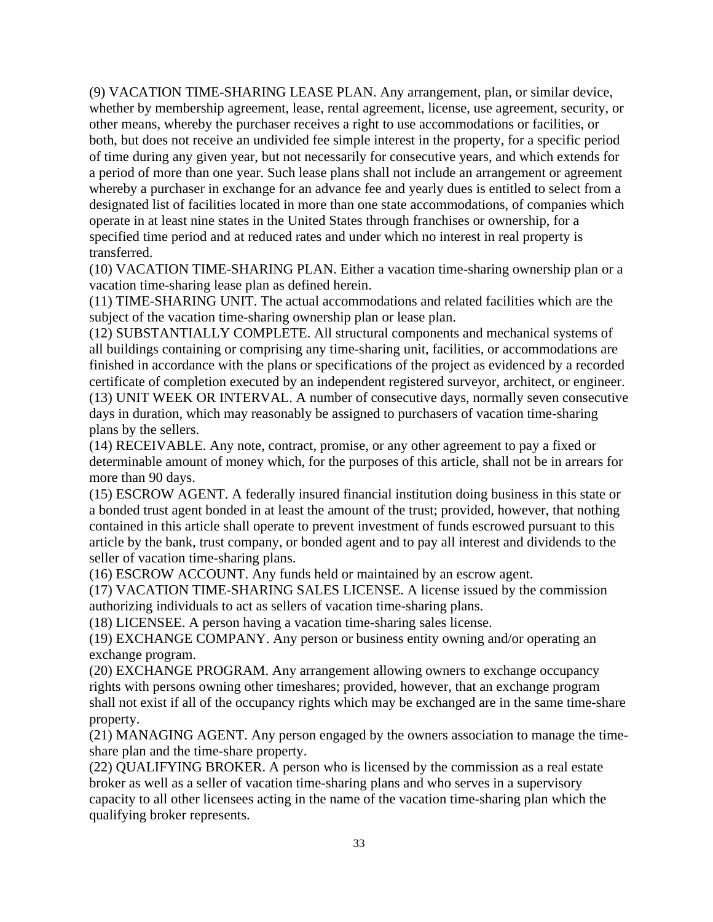(9) VACATION TIME-SHARING LEASE PLAN. Any arrangement, plan, or similar device, whether by membership agreement, lease, rental agreement, license, use agreement, security, or other means, whereby the purchaser receives a right to use accommodations or facilities, or both, but does not receive an undivided fee simple interest in the property, for a specific period of time during any given year, but not necessarily for consecutive years, and which extends for a period of more than one year. Such lease plans shall not include an arrangement or agreement whereby a purchaser in exchange for an advance fee and yearly dues is entitled to select from a designated list of facilities located in more than one state accommodations, of companies which operate in at least nine states in the United States through franchises or ownership, for a specified time period and at reduced rates and under which no interest in real property is transferred.

(10) VACATION TIME-SHARING PLAN. Either a vacation time-sharing ownership plan or a vacation time-sharing lease plan as defined herein.

(11) TIME-SHARING UNIT. The actual accommodations and related facilities which are the subject of the vacation time-sharing ownership plan or lease plan.

(12) SUBSTANTIALLY COMPLETE. All structural components and mechanical systems of all buildings containing or comprising any time-sharing unit, facilities, or accommodations are finished in accordance with the plans or specifications of the project as evidenced by a recorded certificate of completion executed by an independent registered surveyor, architect, or engineer.

(13) UNIT WEEK OR INTERVAL. A number of consecutive days, normally seven consecutive days in duration, which may reasonably be assigned to purchasers of vacation time-sharing plans by the sellers.

(14) RECEIVABLE. Any note, contract, promise, or any other agreement to pay a fixed or determinable amount of money which, for the purposes of this article, shall not be in arrears for more than 90 days.

(15) ESCROW AGENT. A federally insured financial institution doing business in this state or a bonded trust agent bonded in at least the amount of the trust; provided, however, that nothing contained in this article shall operate to prevent investment of funds escrowed pursuant to this article by the bank, trust company, or bonded agent and to pay all interest and dividends to the seller of vacation time-sharing plans.

(16) ESCROW ACCOUNT. Any funds held or maintained by an escrow agent.

(17) VACATION TIME-SHARING SALES LICENSE. A license issued by the commission authorizing individuals to act as sellers of vacation time-sharing plans.

(18) LICENSEE. A person having a vacation time-sharing sales license.

(19) EXCHANGE COMPANY. Any person or business entity owning and/or operating an exchange program.

(20) EXCHANGE PROGRAM. Any arrangement allowing owners to exchange occupancy rights with persons owning other timeshares; provided, however, that an exchange program shall not exist if all of the occupancy rights which may be exchanged are in the same time-share property.

(21) MANAGING AGENT. Any person engaged by the owners association to manage the time-share plan and the time-share property.

(22) QUALIFYING BROKER. A person who is licensed by the commission as a real estate broker as well as a seller of vacation time-sharing plans and who serves in a supervisory capacity to all other licensees acting in the name of the vacation time-sharing plan which the qualifying broker represents.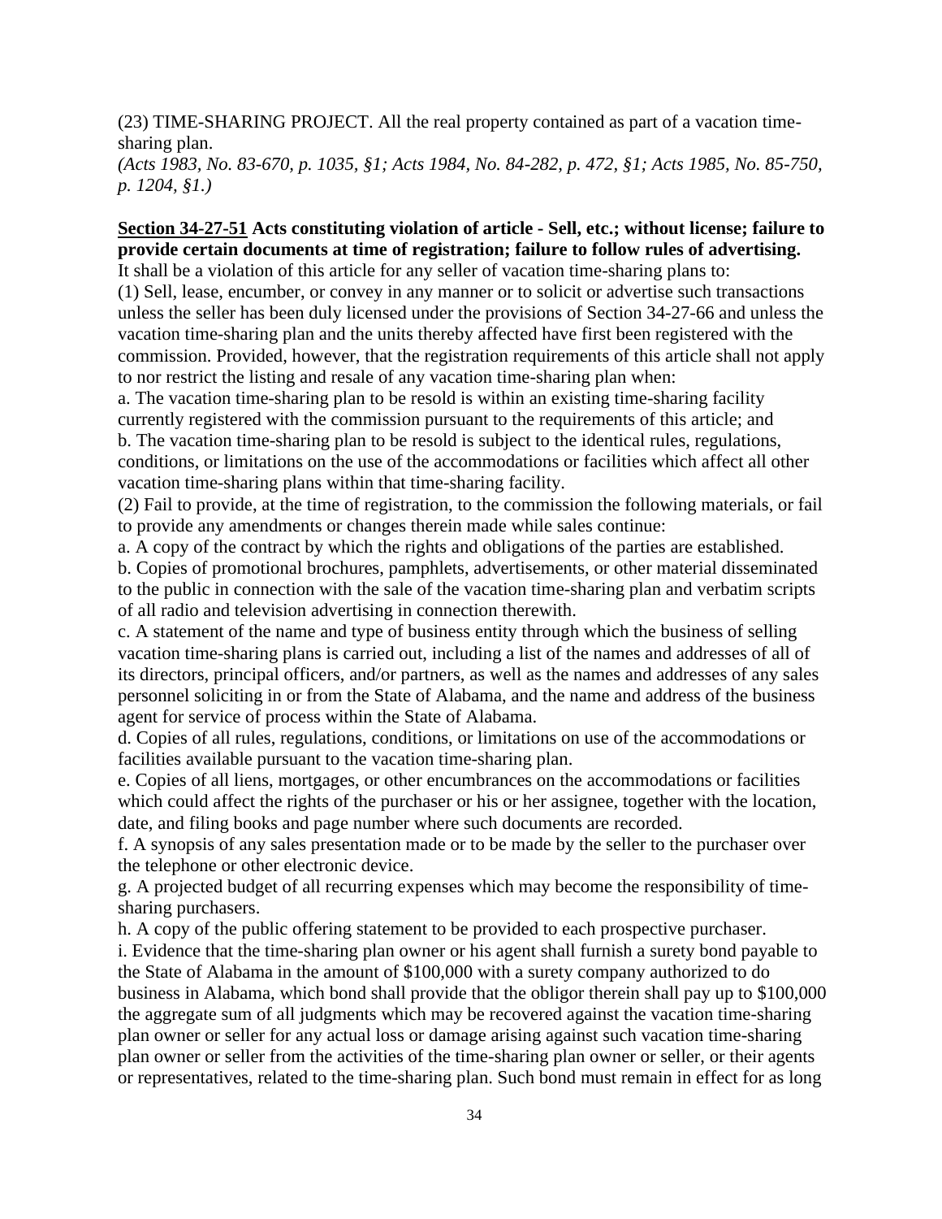(23) TIME-SHARING PROJECT. All the real property contained as part of a vacation time-sharing plan.
*(Acts 1983, No. 83-670, p. 1035, §1; Acts 1984, No. 84-282, p. 472, §1; Acts 1985, No. 85-750, p. 1204, §1.)*

**<u>Section 34-27-51</u> Acts constituting violation of article - Sell, etc.; without license; failure to provide certain documents at time of registration; failure to follow rules of advertising.**

It shall be a violation of this article for any seller of vacation time-sharing plans to:

(1) Sell, lease, encumber, or convey in any manner or to solicit or advertise such transactions unless the seller has been duly licensed under the provisions of Section 34-27-66 and unless the vacation time-sharing plan and the units thereby affected have first been registered with the commission. Provided, however, that the registration requirements of this article shall not apply to nor restrict the listing and resale of any vacation time-sharing plan when:

a. The vacation time-sharing plan to be resold is within an existing time-sharing facility currently registered with the commission pursuant to the requirements of this article; and

b. The vacation time-sharing plan to be resold is subject to the identical rules, regulations, conditions, or limitations on the use of the accommodations or facilities which affect all other vacation time-sharing plans within that time-sharing facility.

(2) Fail to provide, at the time of registration, to the commission the following materials, or fail to provide any amendments or changes therein made while sales continue:

a. A copy of the contract by which the rights and obligations of the parties are established.

b. Copies of promotional brochures, pamphlets, advertisements, or other material disseminated to the public in connection with the sale of the vacation time-sharing plan and verbatim scripts of all radio and television advertising in connection therewith.

c. A statement of the name and type of business entity through which the business of selling vacation time-sharing plans is carried out, including a list of the names and addresses of all of its directors, principal officers, and/or partners, as well as the names and addresses of any sales personnel soliciting in or from the State of Alabama, and the name and address of the business agent for service of process within the State of Alabama.

d. Copies of all rules, regulations, conditions, or limitations on use of the accommodations or facilities available pursuant to the vacation time-sharing plan.

e. Copies of all liens, mortgages, or other encumbrances on the accommodations or facilities which could affect the rights of the purchaser or his or her assignee, together with the location, date, and filing books and page number where such documents are recorded.

f. A synopsis of any sales presentation made or to be made by the seller to the purchaser over the telephone or other electronic device.

g. A projected budget of all recurring expenses which may become the responsibility of time-sharing purchasers.

h. A copy of the public offering statement to be provided to each prospective purchaser.

i. Evidence that the time-sharing plan owner or his agent shall furnish a surety bond payable to the State of Alabama in the amount of $100,000 with a surety company authorized to do business in Alabama, which bond shall provide that the obligor therein shall pay up to $100,000 the aggregate sum of all judgments which may be recovered against the vacation time-sharing plan owner or seller for any actual loss or damage arising against such vacation time-sharing plan owner or seller from the activities of the time-sharing plan owner or seller, or their agents or representatives, related to the time-sharing plan. Such bond must remain in effect for as long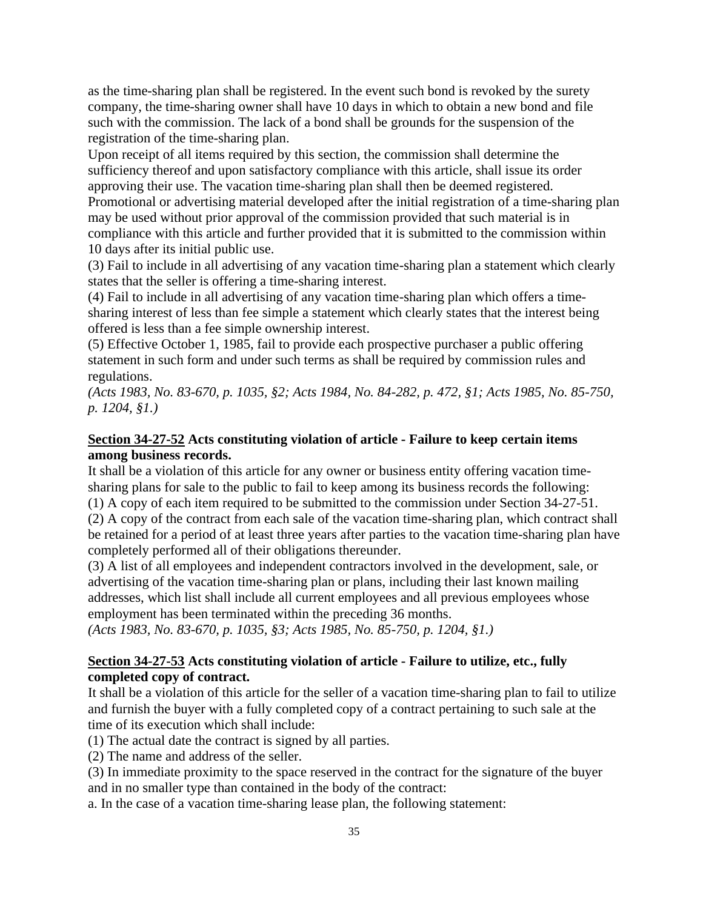as the time-sharing plan shall be registered. In the event such bond is revoked by the surety company, the time-sharing owner shall have 10 days in which to obtain a new bond and file such with the commission. The lack of a bond shall be grounds for the suspension of the registration of the time-sharing plan.

Upon receipt of all items required by this section, the commission shall determine the sufficiency thereof and upon satisfactory compliance with this article, shall issue its order approving their use. The vacation time-sharing plan shall then be deemed registered. Promotional or advertising material developed after the initial registration of a time-sharing plan may be used without prior approval of the commission provided that such material is in compliance with this article and further provided that it is submitted to the commission within 10 days after its initial public use.

(3) Fail to include in all advertising of any vacation time-sharing plan a statement which clearly states that the seller is offering a time-sharing interest.

(4) Fail to include in all advertising of any vacation time-sharing plan which offers a time-sharing interest of less than fee simple a statement which clearly states that the interest being offered is less than a fee simple ownership interest.

(5) Effective October 1, 1985, fail to provide each prospective purchaser a public offering statement in such form and under such terms as shall be required by commission rules and regulations.

*(Acts 1983, No. 83-670, p. 1035, §2; Acts 1984, No. 84-282, p. 472, §1; Acts 1985, No. 85-750, p. 1204, §1.)*

### Section 34-27-52 Acts constituting violation of article - Failure to keep certain items among business records.

It shall be a violation of this article for any owner or business entity offering vacation time-sharing plans for sale to the public to fail to keep among its business records the following:

(1) A copy of each item required to be submitted to the commission under Section 34-27-51.

(2) A copy of the contract from each sale of the vacation time-sharing plan, which contract shall be retained for a period of at least three years after parties to the vacation time-sharing plan have completely performed all of their obligations thereunder.

(3) A list of all employees and independent contractors involved in the development, sale, or advertising of the vacation time-sharing plan or plans, including their last known mailing addresses, which list shall include all current employees and all previous employees whose employment has been terminated within the preceding 36 months.

*(Acts 1983, No. 83-670, p. 1035, §3; Acts 1985, No. 85-750, p. 1204, §1.)*

### Section 34-27-53 Acts constituting violation of article - Failure to utilize, etc., fully completed copy of contract.

It shall be a violation of this article for the seller of a vacation time-sharing plan to fail to utilize and furnish the buyer with a fully completed copy of a contract pertaining to such sale at the time of its execution which shall include:

(1) The actual date the contract is signed by all parties.

(2) The name and address of the seller.

(3) In immediate proximity to the space reserved in the contract for the signature of the buyer and in no smaller type than contained in the body of the contract:

a. In the case of a vacation time-sharing lease plan, the following statement: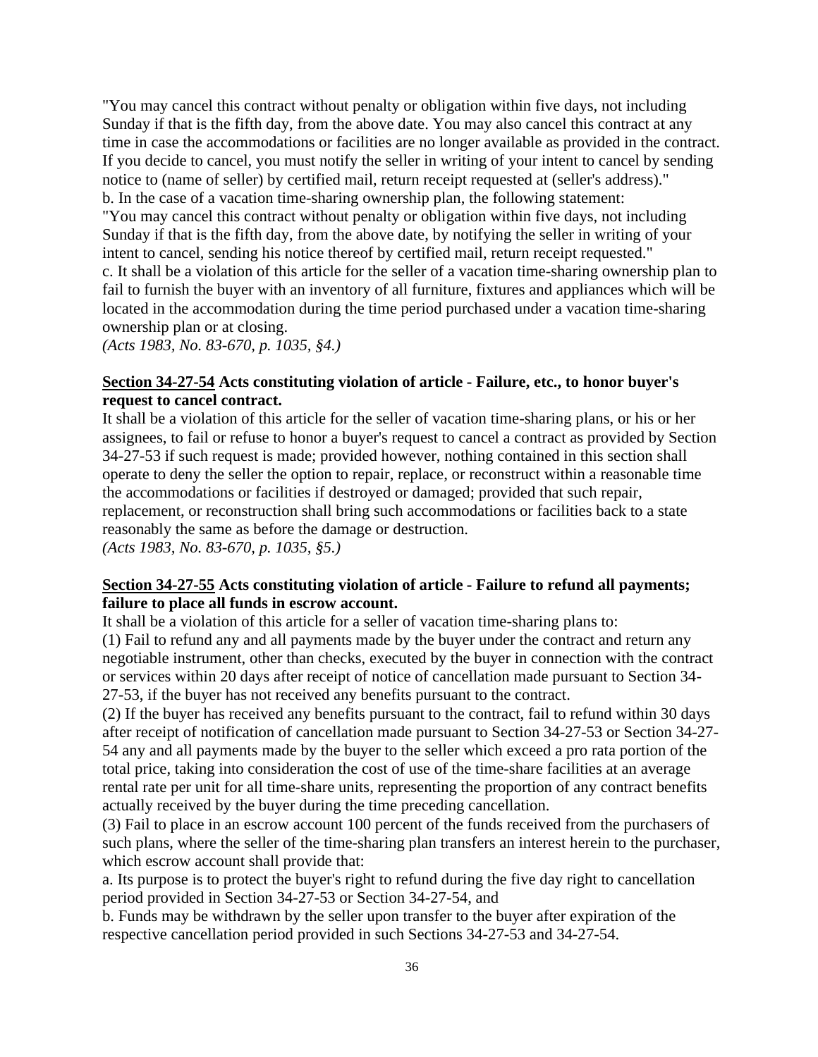"You may cancel this contract without penalty or obligation within five days, not including Sunday if that is the fifth day, from the above date. You may also cancel this contract at any time in case the accommodations or facilities are no longer available as provided in the contract. If you decide to cancel, you must notify the seller in writing of your intent to cancel by sending notice to (name of seller) by certified mail, return receipt requested at (seller's address)."

b. In the case of a vacation time-sharing ownership plan, the following statement:

"You may cancel this contract without penalty or obligation within five days, not including Sunday if that is the fifth day, from the above date, by notifying the seller in writing of your intent to cancel, sending his notice thereof by certified mail, return receipt requested."

c. It shall be a violation of this article for the seller of a vacation time-sharing ownership plan to fail to furnish the buyer with an inventory of all furniture, fixtures and appliances which will be located in the accommodation during the time period purchased under a vacation time-sharing ownership plan or at closing.

*(Acts 1983, No. 83-670, p. 1035, §4.)*

**Section 34-27-54 Acts constituting violation of article - Failure, etc., to honor buyer's request to cancel contract.**

It shall be a violation of this article for the seller of vacation time-sharing plans, or his or her assignees, to fail or refuse to honor a buyer's request to cancel a contract as provided by Section 34-27-53 if such request is made; provided however, nothing contained in this section shall operate to deny the seller the option to repair, replace, or reconstruct within a reasonable time the accommodations or facilities if destroyed or damaged; provided that such repair, replacement, or reconstruction shall bring such accommodations or facilities back to a state reasonably the same as before the damage or destruction.

*(Acts 1983, No. 83-670, p. 1035, §5.)*

**Section 34-27-55 Acts constituting violation of article - Failure to refund all payments; failure to place all funds in escrow account.**

It shall be a violation of this article for a seller of vacation time-sharing plans to:

(1) Fail to refund any and all payments made by the buyer under the contract and return any negotiable instrument, other than checks, executed by the buyer in connection with the contract or services within 20 days after receipt of notice of cancellation made pursuant to Section 34-27-53, if the buyer has not received any benefits pursuant to the contract.

(2) If the buyer has received any benefits pursuant to the contract, fail to refund within 30 days after receipt of notification of cancellation made pursuant to Section 34-27-53 or Section 34-27-54 any and all payments made by the buyer to the seller which exceed a pro rata portion of the total price, taking into consideration the cost of use of the time-share facilities at an average rental rate per unit for all time-share units, representing the proportion of any contract benefits actually received by the buyer during the time preceding cancellation.

(3) Fail to place in an escrow account 100 percent of the funds received from the purchasers of such plans, where the seller of the time-sharing plan transfers an interest herein to the purchaser, which escrow account shall provide that:

a. Its purpose is to protect the buyer's right to refund during the five day right to cancellation period provided in Section 34-27-53 or Section 34-27-54, and

b. Funds may be withdrawn by the seller upon transfer to the buyer after expiration of the respective cancellation period provided in such Sections 34-27-53 and 34-27-54.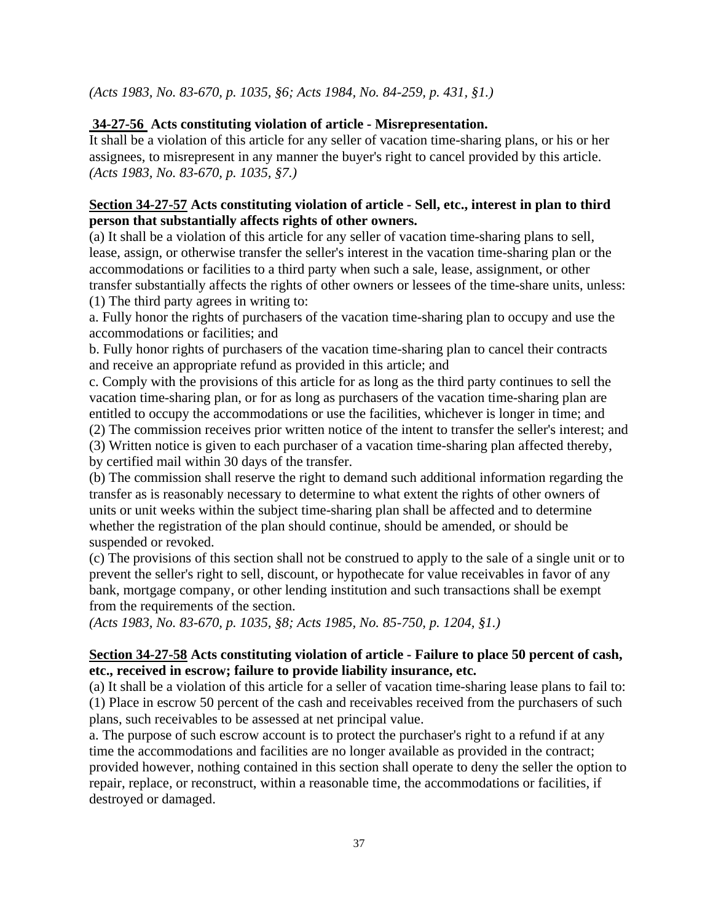*(Acts 1983, No. 83-670, p. 1035, §6; Acts 1984, No. 84-259, p. 431, §1.)*

**34-27-56 Acts constituting violation of article - Misrepresentation.**

It shall be a violation of this article for any seller of vacation time-sharing plans, or his or her assignees, to misrepresent in any manner the buyer's right to cancel provided by this article.
*(Acts 1983, No. 83-670, p. 1035, §7.)*

**Section 34-27-57 Acts constituting violation of article - Sell, etc., interest in plan to third person that substantially affects rights of other owners.**

(a) It shall be a violation of this article for any seller of vacation time-sharing plans to sell, lease, assign, or otherwise transfer the seller's interest in the vacation time-sharing plan or the accommodations or facilities to a third party when such a sale, lease, assignment, or other transfer substantially affects the rights of other owners or lessees of the time-share units, unless:

(1) The third party agrees in writing to:

a. Fully honor the rights of purchasers of the vacation time-sharing plan to occupy and use the accommodations or facilities; and

b. Fully honor rights of purchasers of the vacation time-sharing plan to cancel their contracts and receive an appropriate refund as provided in this article; and

c. Comply with the provisions of this article for as long as the third party continues to sell the vacation time-sharing plan, or for as long as purchasers of the vacation time-sharing plan are entitled to occupy the accommodations or use the facilities, whichever is longer in time; and

(2) The commission receives prior written notice of the intent to transfer the seller's interest; and

(3) Written notice is given to each purchaser of a vacation time-sharing plan affected thereby, by certified mail within 30 days of the transfer.

(b) The commission shall reserve the right to demand such additional information regarding the transfer as is reasonably necessary to determine to what extent the rights of other owners of units or unit weeks within the subject time-sharing plan shall be affected and to determine whether the registration of the plan should continue, should be amended, or should be suspended or revoked.

(c) The provisions of this section shall not be construed to apply to the sale of a single unit or to prevent the seller's right to sell, discount, or hypothecate for value receivables in favor of any bank, mortgage company, or other lending institution and such transactions shall be exempt from the requirements of the section.

*(Acts 1983, No. 83-670, p. 1035, §8; Acts 1985, No. 85-750, p. 1204, §1.)*

**Section 34-27-58 Acts constituting violation of article - Failure to place 50 percent of cash, etc., received in escrow; failure to provide liability insurance, etc.**

(a) It shall be a violation of this article for a seller of vacation time-sharing lease plans to fail to:

(1) Place in escrow 50 percent of the cash and receivables received from the purchasers of such plans, such receivables to be assessed at net principal value.

a. The purpose of such escrow account is to protect the purchaser's right to a refund if at any time the accommodations and facilities are no longer available as provided in the contract; provided however, nothing contained in this section shall operate to deny the seller the option to repair, replace, or reconstruct, within a reasonable time, the accommodations or facilities, if destroyed or damaged.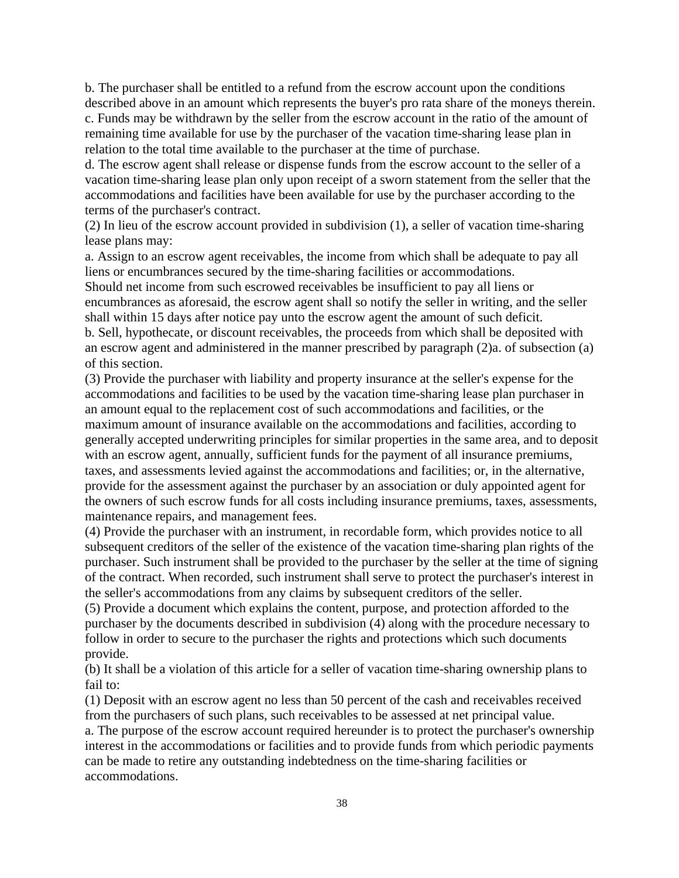b. The purchaser shall be entitled to a refund from the escrow account upon the conditions described above in an amount which represents the buyer's pro rata share of the moneys therein.
c. Funds may be withdrawn by the seller from the escrow account in the ratio of the amount of remaining time available for use by the purchaser of the vacation time-sharing lease plan in relation to the total time available to the purchaser at the time of purchase.
d. The escrow agent shall release or dispense funds from the escrow account to the seller of a vacation time-sharing lease plan only upon receipt of a sworn statement from the seller that the accommodations and facilities have been available for use by the purchaser according to the terms of the purchaser's contract.
(2) In lieu of the escrow account provided in subdivision (1), a seller of vacation time-sharing lease plans may:
a. Assign to an escrow agent receivables, the income from which shall be adequate to pay all liens or encumbrances secured by the time-sharing facilities or accommodations.
Should net income from such escrowed receivables be insufficient to pay all liens or encumbrances as aforesaid, the escrow agent shall so notify the seller in writing, and the seller shall within 15 days after notice pay unto the escrow agent the amount of such deficit.
b. Sell, hypothecate, or discount receivables, the proceeds from which shall be deposited with an escrow agent and administered in the manner prescribed by paragraph (2)a. of subsection (a) of this section.
(3) Provide the purchaser with liability and property insurance at the seller's expense for the accommodations and facilities to be used by the vacation time-sharing lease plan purchaser in an amount equal to the replacement cost of such accommodations and facilities, or the maximum amount of insurance available on the accommodations and facilities, according to generally accepted underwriting principles for similar properties in the same area, and to deposit with an escrow agent, annually, sufficient funds for the payment of all insurance premiums, taxes, and assessments levied against the accommodations and facilities; or, in the alternative, provide for the assessment against the purchaser by an association or duly appointed agent for the owners of such escrow funds for all costs including insurance premiums, taxes, assessments, maintenance repairs, and management fees.
(4) Provide the purchaser with an instrument, in recordable form, which provides notice to all subsequent creditors of the seller of the existence of the vacation time-sharing plan rights of the purchaser. Such instrument shall be provided to the purchaser by the seller at the time of signing of the contract. When recorded, such instrument shall serve to protect the purchaser's interest in the seller's accommodations from any claims by subsequent creditors of the seller.
(5) Provide a document which explains the content, purpose, and protection afforded to the purchaser by the documents described in subdivision (4) along with the procedure necessary to follow in order to secure to the purchaser the rights and protections which such documents provide.
(b) It shall be a violation of this article for a seller of vacation time-sharing ownership plans to fail to:
(1) Deposit with an escrow agent no less than 50 percent of the cash and receivables received from the purchasers of such plans, such receivables to be assessed at net principal value.
a. The purpose of the escrow account required hereunder is to protect the purchaser's ownership interest in the accommodations or facilities and to provide funds from which periodic payments can be made to retire any outstanding indebtedness on the time-sharing facilities or accommodations.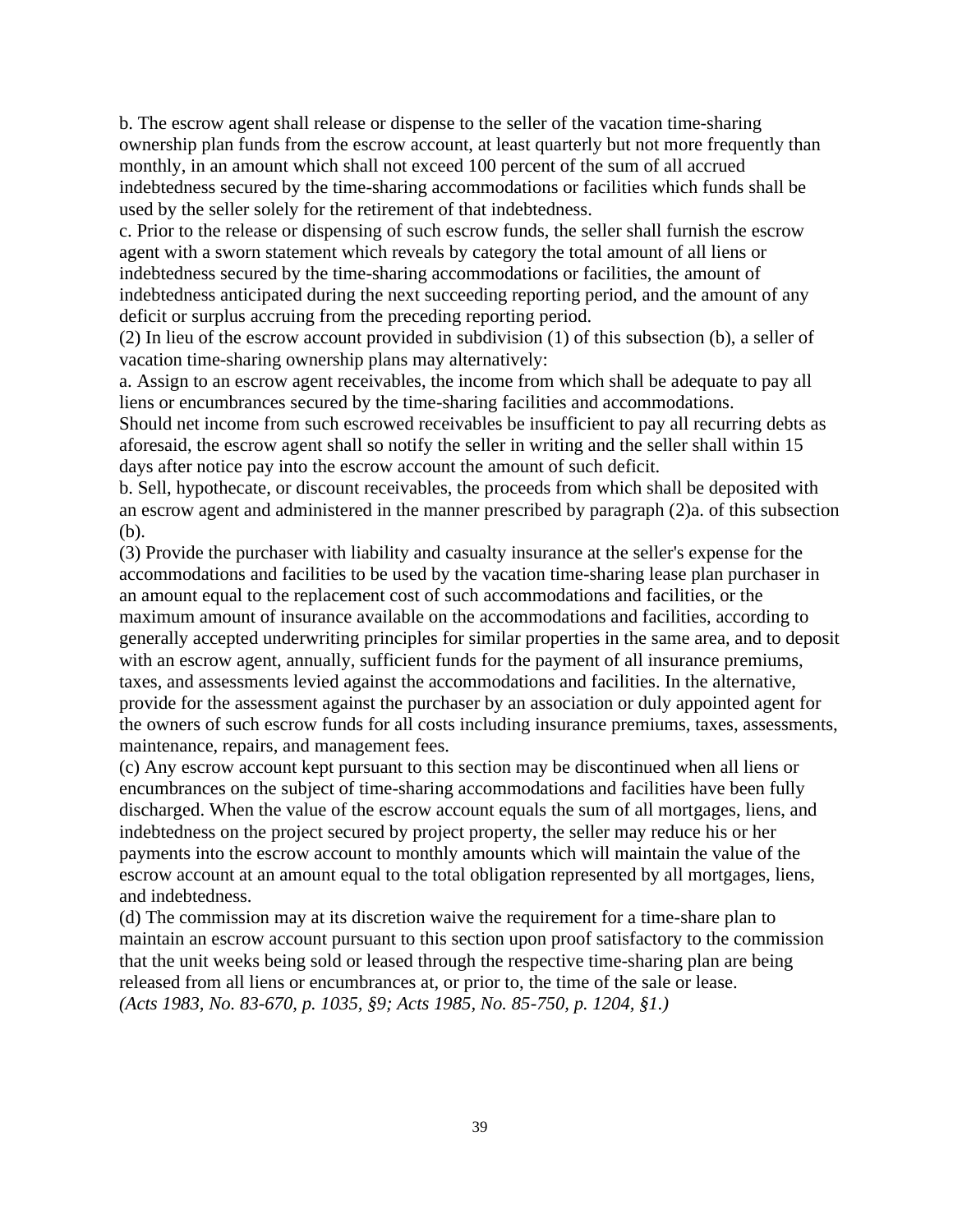b. The escrow agent shall release or dispense to the seller of the vacation time-sharing ownership plan funds from the escrow account, at least quarterly but not more frequently than monthly, in an amount which shall not exceed 100 percent of the sum of all accrued indebtedness secured by the time-sharing accommodations or facilities which funds shall be used by the seller solely for the retirement of that indebtedness.

c. Prior to the release or dispensing of such escrow funds, the seller shall furnish the escrow agent with a sworn statement which reveals by category the total amount of all liens or indebtedness secured by the time-sharing accommodations or facilities, the amount of indebtedness anticipated during the next succeeding reporting period, and the amount of any deficit or surplus accruing from the preceding reporting period.

(2) In lieu of the escrow account provided in subdivision (1) of this subsection (b), a seller of vacation time-sharing ownership plans may alternatively:

a. Assign to an escrow agent receivables, the income from which shall be adequate to pay all liens or encumbrances secured by the time-sharing facilities and accommodations.

Should net income from such escrowed receivables be insufficient to pay all recurring debts as aforesaid, the escrow agent shall so notify the seller in writing and the seller shall within 15 days after notice pay into the escrow account the amount of such deficit.

b. Sell, hypothecate, or discount receivables, the proceeds from which shall be deposited with an escrow agent and administered in the manner prescribed by paragraph (2)a. of this subsection (b).

(3) Provide the purchaser with liability and casualty insurance at the seller's expense for the accommodations and facilities to be used by the vacation time-sharing lease plan purchaser in an amount equal to the replacement cost of such accommodations and facilities, or the maximum amount of insurance available on the accommodations and facilities, according to generally accepted underwriting principles for similar properties in the same area, and to deposit with an escrow agent, annually, sufficient funds for the payment of all insurance premiums, taxes, and assessments levied against the accommodations and facilities. In the alternative, provide for the assessment against the purchaser by an association or duly appointed agent for the owners of such escrow funds for all costs including insurance premiums, taxes, assessments, maintenance, repairs, and management fees.

(c) Any escrow account kept pursuant to this section may be discontinued when all liens or encumbrances on the subject of time-sharing accommodations and facilities have been fully discharged. When the value of the escrow account equals the sum of all mortgages, liens, and indebtedness on the project secured by project property, the seller may reduce his or her payments into the escrow account to monthly amounts which will maintain the value of the escrow account at an amount equal to the total obligation represented by all mortgages, liens, and indebtedness.

(d) The commission may at its discretion waive the requirement for a time-share plan to maintain an escrow account pursuant to this section upon proof satisfactory to the commission that the unit weeks being sold or leased through the respective time-sharing plan are being released from all liens or encumbrances at, or prior to, the time of the sale or lease.

*(Acts 1983, No. 83-670, p. 1035, §9; Acts 1985, No. 85-750, p. 1204, §1.)*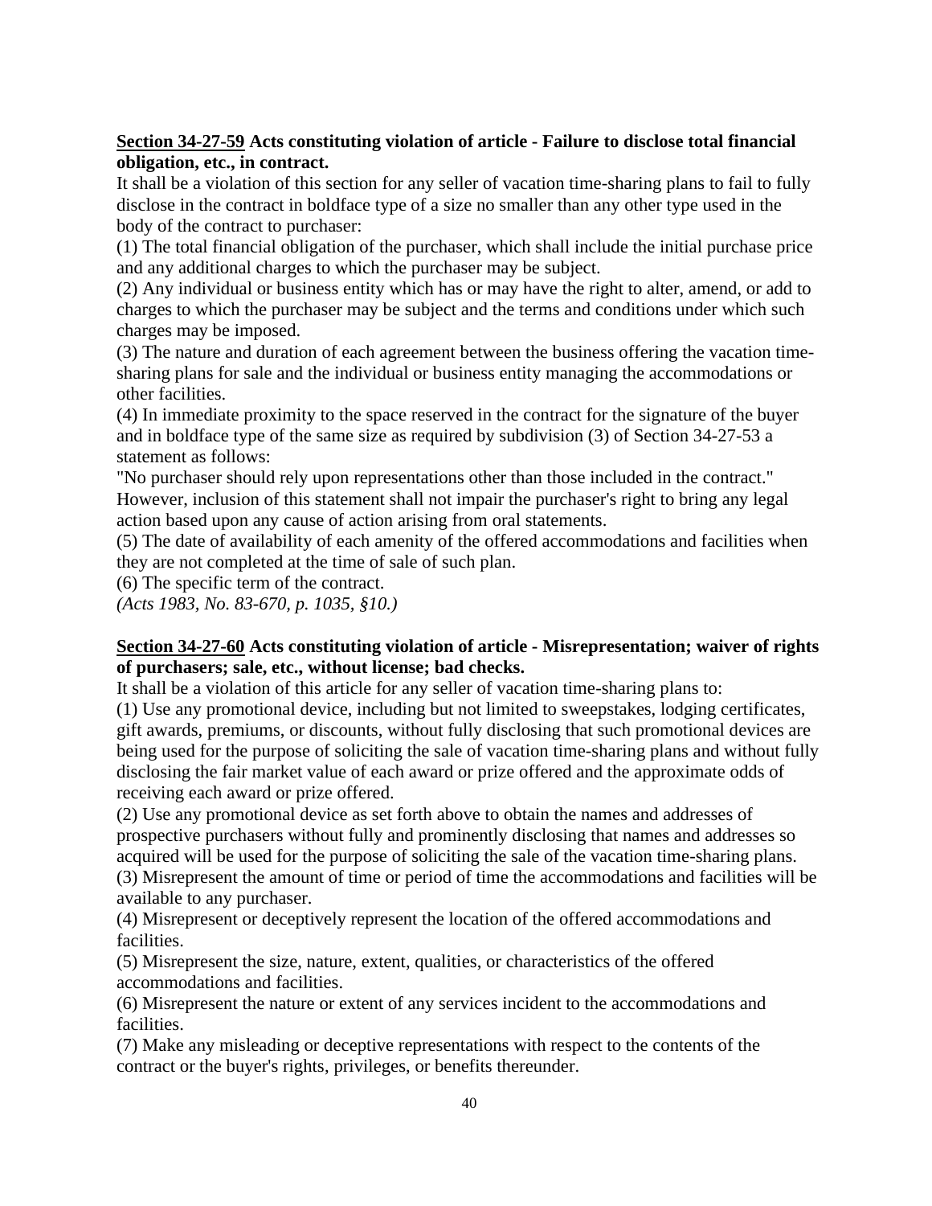**<u>Section 34-27-59</u> Acts constituting violation of article - Failure to disclose total financial obligation, etc., in contract.**

It shall be a violation of this section for any seller of vacation time-sharing plans to fail to fully disclose in the contract in boldface type of a size no smaller than any other type used in the body of the contract to purchaser:

(1) The total financial obligation of the purchaser, which shall include the initial purchase price and any additional charges to which the purchaser may be subject.

(2) Any individual or business entity which has or may have the right to alter, amend, or add to charges to which the purchaser may be subject and the terms and conditions under which such charges may be imposed.

(3) The nature and duration of each agreement between the business offering the vacation time-sharing plans for sale and the individual or business entity managing the accommodations or other facilities.

(4) In immediate proximity to the space reserved in the contract for the signature of the buyer and in boldface type of the same size as required by subdivision (3) of Section 34-27-53 a statement as follows:

"No purchaser should rely upon representations other than those included in the contract." However, inclusion of this statement shall not impair the purchaser's right to bring any legal action based upon any cause of action arising from oral statements.

(5) The date of availability of each amenity of the offered accommodations and facilities when they are not completed at the time of sale of such plan.

(6) The specific term of the contract.

*(Acts 1983, No. 83-670, p. 1035, §10.)*

**<u>Section 34-27-60</u> Acts constituting violation of article - Misrepresentation; waiver of rights of purchasers; sale, etc., without license; bad checks.**

It shall be a violation of this article for any seller of vacation time-sharing plans to:

(1) Use any promotional device, including but not limited to sweepstakes, lodging certificates, gift awards, premiums, or discounts, without fully disclosing that such promotional devices are being used for the purpose of soliciting the sale of vacation time-sharing plans and without fully disclosing the fair market value of each award or prize offered and the approximate odds of receiving each award or prize offered.

(2) Use any promotional device as set forth above to obtain the names and addresses of prospective purchasers without fully and prominently disclosing that names and addresses so acquired will be used for the purpose of soliciting the sale of the vacation time-sharing plans.

(3) Misrepresent the amount of time or period of time the accommodations and facilities will be available to any purchaser.

(4) Misrepresent or deceptively represent the location of the offered accommodations and facilities.

(5) Misrepresent the size, nature, extent, qualities, or characteristics of the offered accommodations and facilities.

(6) Misrepresent the nature or extent of any services incident to the accommodations and facilities.

(7) Make any misleading or deceptive representations with respect to the contents of the contract or the buyer's rights, privileges, or benefits thereunder.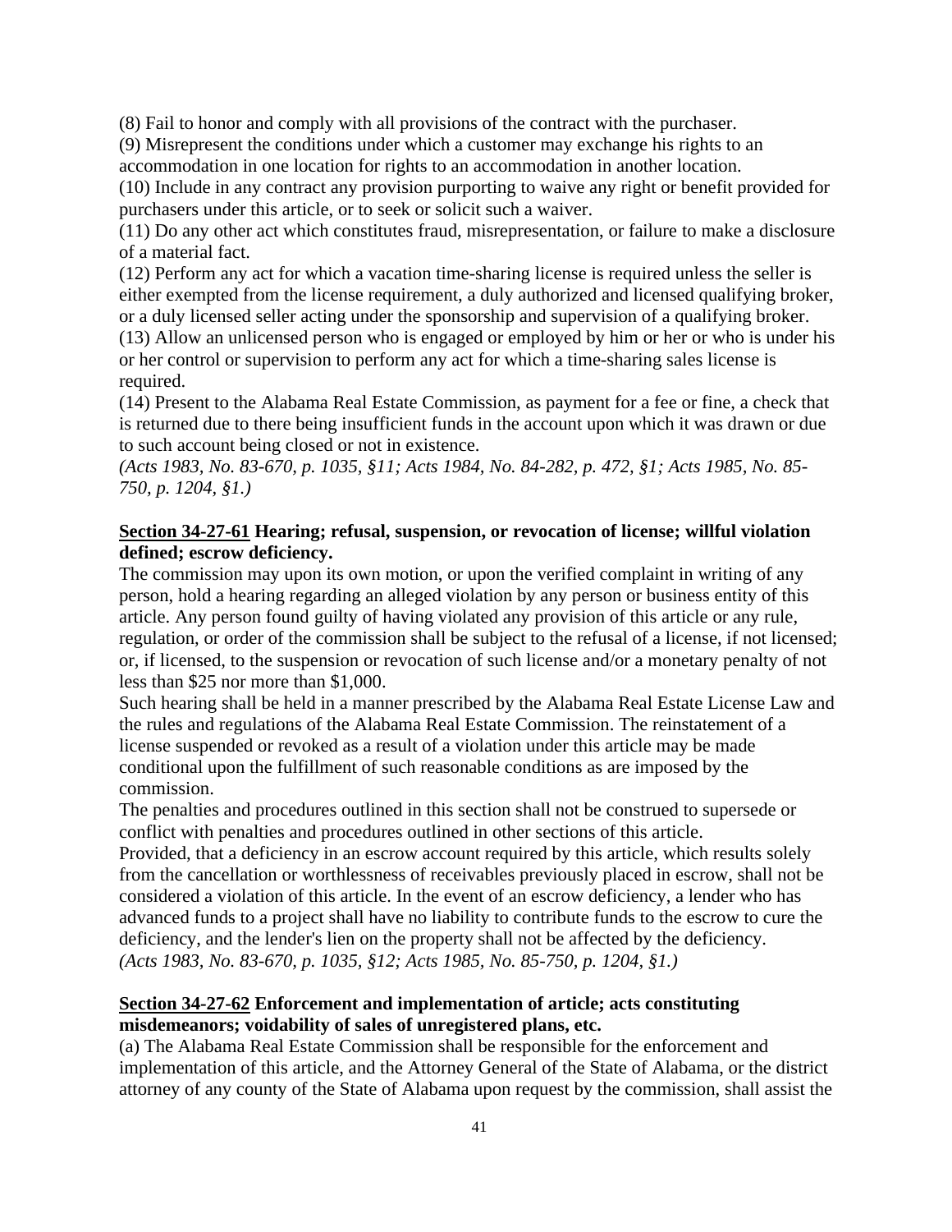(8) Fail to honor and comply with all provisions of the contract with the purchaser.

(9) Misrepresent the conditions under which a customer may exchange his rights to an accommodation in one location for rights to an accommodation in another location.

(10) Include in any contract any provision purporting to waive any right or benefit provided for purchasers under this article, or to seek or solicit such a waiver.

(11) Do any other act which constitutes fraud, misrepresentation, or failure to make a disclosure of a material fact.

(12) Perform any act for which a vacation time-sharing license is required unless the seller is either exempted from the license requirement, a duly authorized and licensed qualifying broker, or a duly licensed seller acting under the sponsorship and supervision of a qualifying broker.

(13) Allow an unlicensed person who is engaged or employed by him or her or who is under his or her control or supervision to perform any act for which a time-sharing sales license is required.

(14) Present to the Alabama Real Estate Commission, as payment for a fee or fine, a check that is returned due to there being insufficient funds in the account upon which it was drawn or due to such account being closed or not in existence.

*(Acts 1983, No. 83-670, p. 1035, §11; Acts 1984, No. 84-282, p. 472, §1; Acts 1985, No. 85-750, p. 1204, §1.)*

### **Section 34-27-61** Hearing; refusal, suspension, or revocation of license; willful violation defined; escrow deficiency.

The commission may upon its own motion, or upon the verified complaint in writing of any person, hold a hearing regarding an alleged violation by any person or business entity of this article. Any person found guilty of having violated any provision of this article or any rule, regulation, or order of the commission shall be subject to the refusal of a license, if not licensed; or, if licensed, to the suspension or revocation of such license and/or a monetary penalty of not less than \$25 nor more than \$1,000.

Such hearing shall be held in a manner prescribed by the Alabama Real Estate License Law and the rules and regulations of the Alabama Real Estate Commission. The reinstatement of a license suspended or revoked as a result of a violation under this article may be made conditional upon the fulfillment of such reasonable conditions as are imposed by the commission.

The penalties and procedures outlined in this section shall not be construed to supersede or conflict with penalties and procedures outlined in other sections of this article.

Provided, that a deficiency in an escrow account required by this article, which results solely from the cancellation or worthlessness of receivables previously placed in escrow, shall not be considered a violation of this article. In the event of an escrow deficiency, a lender who has advanced funds to a project shall have no liability to contribute funds to the escrow to cure the deficiency, and the lender's lien on the property shall not be affected by the deficiency.

*(Acts 1983, No. 83-670, p. 1035, §12; Acts 1985, No. 85-750, p. 1204, §1.)*

### **Section 34-27-62** Enforcement and implementation of article; acts constituting misdemeanors; voidability of sales of unregistered plans, etc.

(a) The Alabama Real Estate Commission shall be responsible for the enforcement and implementation of this article, and the Attorney General of the State of Alabama, or the district attorney of any county of the State of Alabama upon request by the commission, shall assist the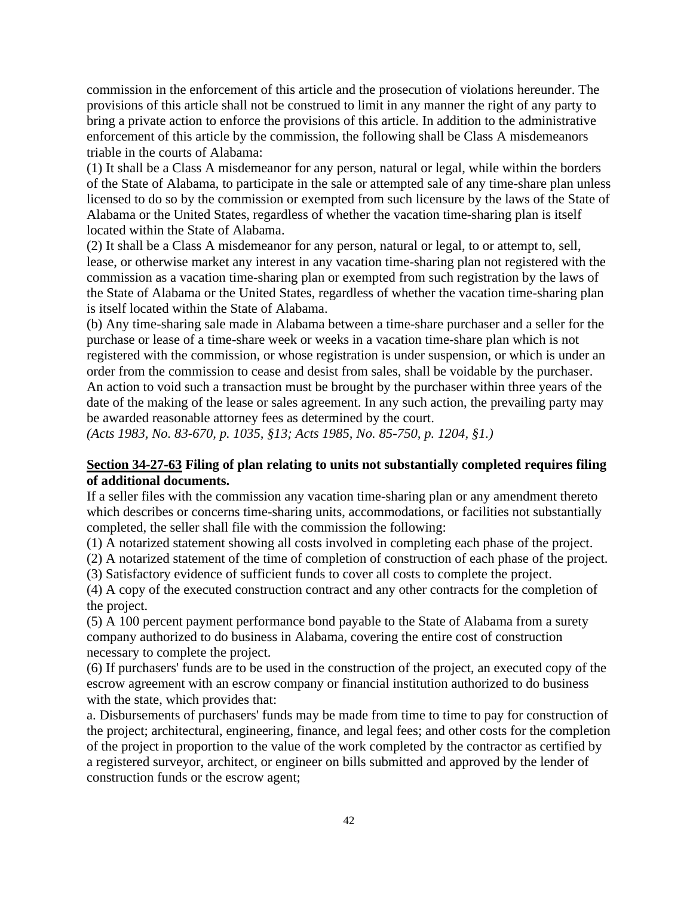commission in the enforcement of this article and the prosecution of violations hereunder. The provisions of this article shall not be construed to limit in any manner the right of any party to bring a private action to enforce the provisions of this article. In addition to the administrative enforcement of this article by the commission, the following shall be Class A misdemeanors triable in the courts of Alabama:

(1) It shall be a Class A misdemeanor for any person, natural or legal, while within the borders of the State of Alabama, to participate in the sale or attempted sale of any time-share plan unless licensed to do so by the commission or exempted from such licensure by the laws of the State of Alabama or the United States, regardless of whether the vacation time-sharing plan is itself located within the State of Alabama.

(2) It shall be a Class A misdemeanor for any person, natural or legal, to or attempt to, sell, lease, or otherwise market any interest in any vacation time-sharing plan not registered with the commission as a vacation time-sharing plan or exempted from such registration by the laws of the State of Alabama or the United States, regardless of whether the vacation time-sharing plan is itself located within the State of Alabama.

(b) Any time-sharing sale made in Alabama between a time-share purchaser and a seller for the purchase or lease of a time-share week or weeks in a vacation time-share plan which is not registered with the commission, or whose registration is under suspension, or which is under an order from the commission to cease and desist from sales, shall be voidable by the purchaser. An action to void such a transaction must be brought by the purchaser within three years of the date of the making of the lease or sales agreement. In any such action, the prevailing party may be awarded reasonable attorney fees as determined by the court.

*(Acts 1983, No. 83-670, p. 1035, §13; Acts 1985, No. 85-750, p. 1204, §1.)*

**Section 34-27-63 Filing of plan relating to units not substantially completed requires filing of additional documents.**

If a seller files with the commission any vacation time-sharing plan or any amendment thereto which describes or concerns time-sharing units, accommodations, or facilities not substantially completed, the seller shall file with the commission the following:

(1) A notarized statement showing all costs involved in completing each phase of the project.

(2) A notarized statement of the time of completion of construction of each phase of the project.

(3) Satisfactory evidence of sufficient funds to cover all costs to complete the project.

(4) A copy of the executed construction contract and any other contracts for the completion of the project.

(5) A 100 percent payment performance bond payable to the State of Alabama from a surety company authorized to do business in Alabama, covering the entire cost of construction necessary to complete the project.

(6) If purchasers' funds are to be used in the construction of the project, an executed copy of the escrow agreement with an escrow company or financial institution authorized to do business with the state, which provides that:

a. Disbursements of purchasers' funds may be made from time to time to pay for construction of the project; architectural, engineering, finance, and legal fees; and other costs for the completion of the project in proportion to the value of the work completed by the contractor as certified by a registered surveyor, architect, or engineer on bills submitted and approved by the lender of construction funds or the escrow agent;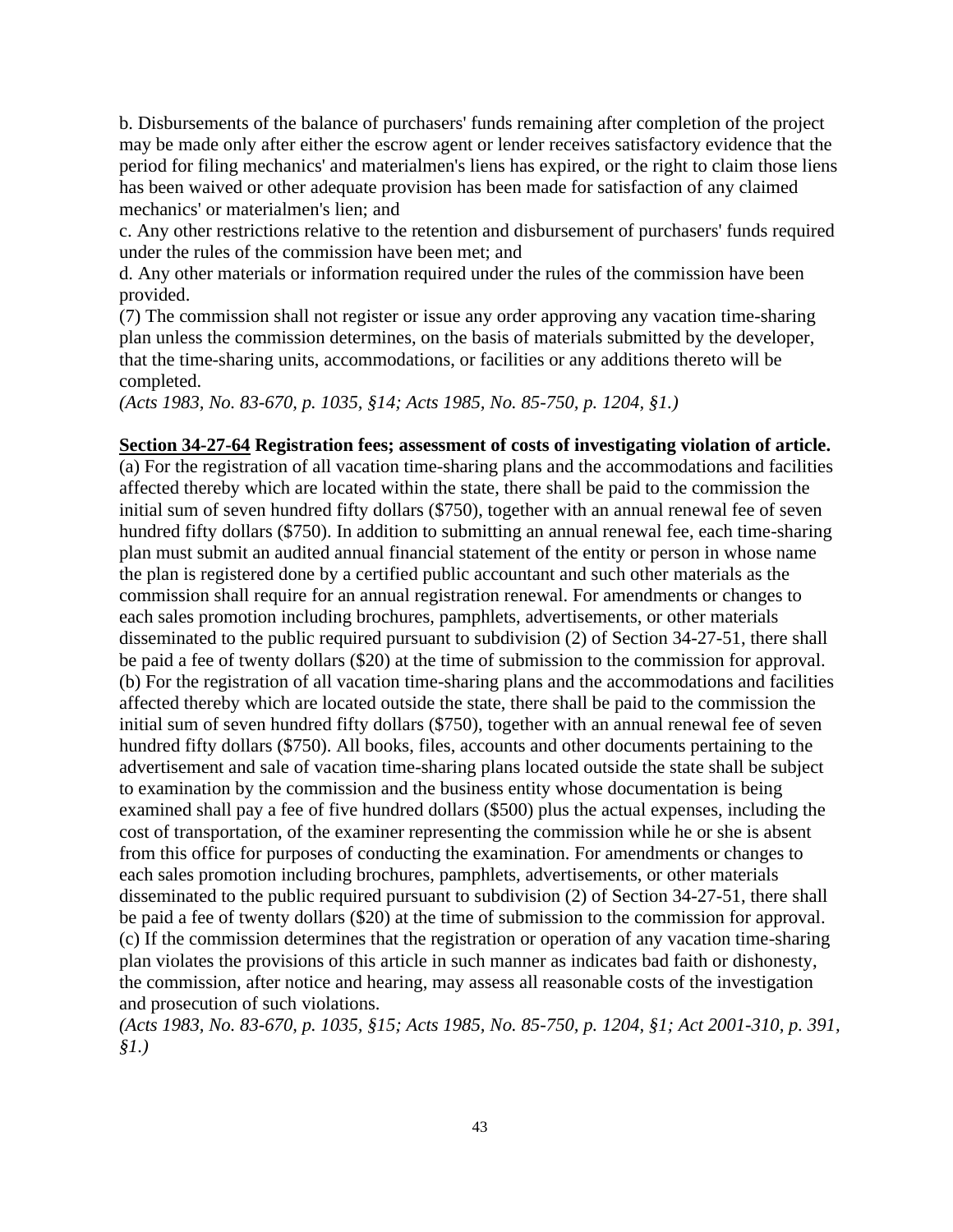b. Disbursements of the balance of purchasers' funds remaining after completion of the project may be made only after either the escrow agent or lender receives satisfactory evidence that the period for filing mechanics' and materialmen's liens has expired, or the right to claim those liens has been waived or other adequate provision has been made for satisfaction of any claimed mechanics' or materialmen's lien; and

c. Any other restrictions relative to the retention and disbursement of purchasers' funds required under the rules of the commission have been met; and

d. Any other materials or information required under the rules of the commission have been provided.

(7) The commission shall not register or issue any order approving any vacation time-sharing plan unless the commission determines, on the basis of materials submitted by the developer, that the time-sharing units, accommodations, or facilities or any additions thereto will be completed.

*(Acts 1983, No. 83-670, p. 1035, §14; Acts 1985, No. 85-750, p. 1204, §1.)*

**Section 34-27-64 Registration fees; assessment of costs of investigating violation of article.**

(a) For the registration of all vacation time-sharing plans and the accommodations and facilities affected thereby which are located within the state, there shall be paid to the commission the initial sum of seven hundred fifty dollars ($750), together with an annual renewal fee of seven hundred fifty dollars ($750). In addition to submitting an annual renewal fee, each time-sharing plan must submit an audited annual financial statement of the entity or person in whose name the plan is registered done by a certified public accountant and such other materials as the commission shall require for an annual registration renewal. For amendments or changes to each sales promotion including brochures, pamphlets, advertisements, or other materials disseminated to the public required pursuant to subdivision (2) of Section 34-27-51, there shall be paid a fee of twenty dollars ($20) at the time of submission to the commission for approval.

(b) For the registration of all vacation time-sharing plans and the accommodations and facilities affected thereby which are located outside the state, there shall be paid to the commission the initial sum of seven hundred fifty dollars ($750), together with an annual renewal fee of seven hundred fifty dollars ($750). All books, files, accounts and other documents pertaining to the advertisement and sale of vacation time-sharing plans located outside the state shall be subject to examination by the commission and the business entity whose documentation is being examined shall pay a fee of five hundred dollars ($500) plus the actual expenses, including the cost of transportation, of the examiner representing the commission while he or she is absent from this office for purposes of conducting the examination. For amendments or changes to each sales promotion including brochures, pamphlets, advertisements, or other materials disseminated to the public required pursuant to subdivision (2) of Section 34-27-51, there shall be paid a fee of twenty dollars ($20) at the time of submission to the commission for approval.

(c) If the commission determines that the registration or operation of any vacation time-sharing plan violates the provisions of this article in such manner as indicates bad faith or dishonesty, the commission, after notice and hearing, may assess all reasonable costs of the investigation and prosecution of such violations.

*(Acts 1983, No. 83-670, p. 1035, §15; Acts 1985, No. 85-750, p. 1204, §1; Act 2001-310, p. 391, §1.)*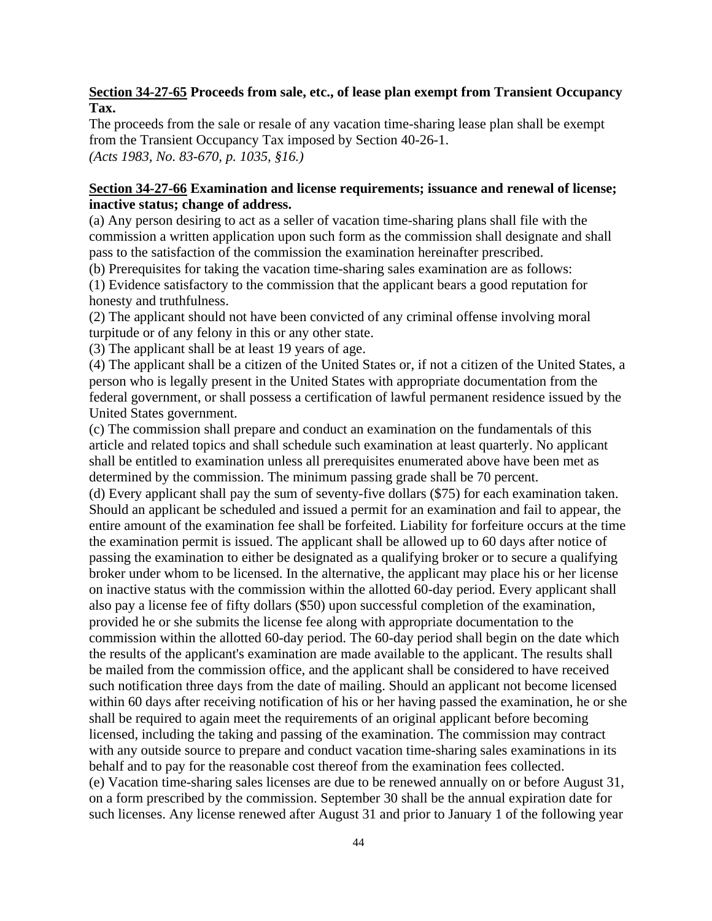**Section 34-27-65 Proceeds from sale, etc., of lease plan exempt from Transient Occupancy Tax.**

The proceeds from the sale or resale of any vacation time-sharing lease plan shall be exempt from the Transient Occupancy Tax imposed by Section 40-26-1.

*(Acts 1983, No. 83-670, p. 1035, §16.)*

**Section 34-27-66 Examination and license requirements; issuance and renewal of license; inactive status; change of address.**

(a) Any person desiring to act as a seller of vacation time-sharing plans shall file with the commission a written application upon such form as the commission shall designate and shall pass to the satisfaction of the commission the examination hereinafter prescribed.

(b) Prerequisites for taking the vacation time-sharing sales examination are as follows:

(1) Evidence satisfactory to the commission that the applicant bears a good reputation for honesty and truthfulness.

(2) The applicant should not have been convicted of any criminal offense involving moral turpitude or of any felony in this or any other state.

(3) The applicant shall be at least 19 years of age.

(4) The applicant shall be a citizen of the United States or, if not a citizen of the United States, a person who is legally present in the United States with appropriate documentation from the federal government, or shall possess a certification of lawful permanent residence issued by the United States government.

(c) The commission shall prepare and conduct an examination on the fundamentals of this article and related topics and shall schedule such examination at least quarterly. No applicant shall be entitled to examination unless all prerequisites enumerated above have been met as determined by the commission. The minimum passing grade shall be 70 percent.

(d) Every applicant shall pay the sum of seventy-five dollars ($75) for each examination taken. Should an applicant be scheduled and issued a permit for an examination and fail to appear, the entire amount of the examination fee shall be forfeited. Liability for forfeiture occurs at the time the examination permit is issued. The applicant shall be allowed up to 60 days after notice of passing the examination to either be designated as a qualifying broker or to secure a qualifying broker under whom to be licensed. In the alternative, the applicant may place his or her license on inactive status with the commission within the allotted 60-day period. Every applicant shall also pay a license fee of fifty dollars ($50) upon successful completion of the examination, provided he or she submits the license fee along with appropriate documentation to the commission within the allotted 60-day period. The 60-day period shall begin on the date which the results of the applicant's examination are made available to the applicant. The results shall be mailed from the commission office, and the applicant shall be considered to have received such notification three days from the date of mailing. Should an applicant not become licensed within 60 days after receiving notification of his or her having passed the examination, he or she shall be required to again meet the requirements of an original applicant before becoming licensed, including the taking and passing of the examination. The commission may contract with any outside source to prepare and conduct vacation time-sharing sales examinations in its behalf and to pay for the reasonable cost thereof from the examination fees collected.

(e) Vacation time-sharing sales licenses are due to be renewed annually on or before August 31, on a form prescribed by the commission. September 30 shall be the annual expiration date for such licenses. Any license renewed after August 31 and prior to January 1 of the following year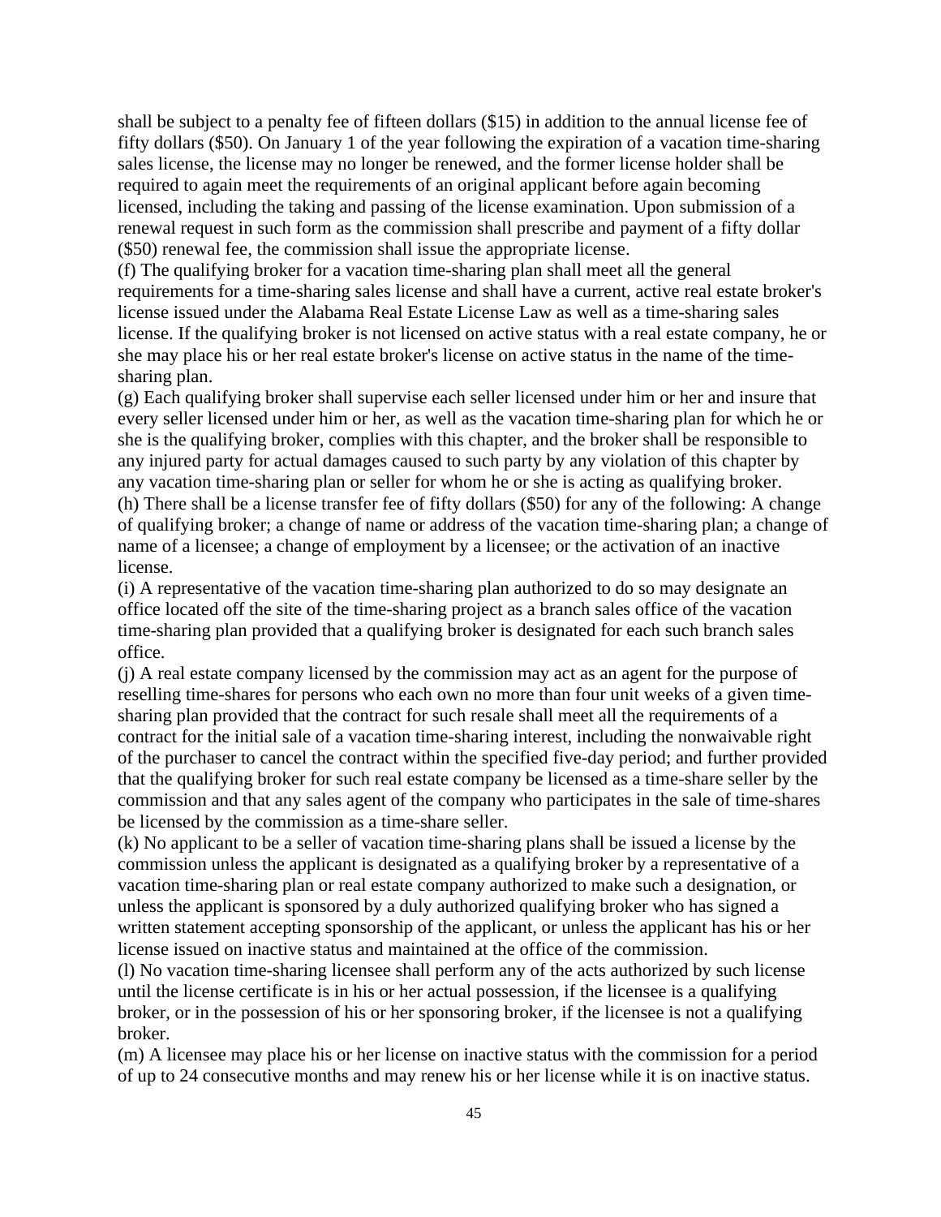shall be subject to a penalty fee of fifteen dollars ($15) in addition to the annual license fee of fifty dollars ($50). On January 1 of the year following the expiration of a vacation time-sharing sales license, the license may no longer be renewed, and the former license holder shall be required to again meet the requirements of an original applicant before again becoming licensed, including the taking and passing of the license examination. Upon submission of a renewal request in such form as the commission shall prescribe and payment of a fifty dollar ($50) renewal fee, the commission shall issue the appropriate license.

(f) The qualifying broker for a vacation time-sharing plan shall meet all the general requirements for a time-sharing sales license and shall have a current, active real estate broker's license issued under the Alabama Real Estate License Law as well as a time-sharing sales license. If the qualifying broker is not licensed on active status with a real estate company, he or she may place his or her real estate broker's license on active status in the name of the time-sharing plan.

(g) Each qualifying broker shall supervise each seller licensed under him or her and insure that every seller licensed under him or her, as well as the vacation time-sharing plan for which he or she is the qualifying broker, complies with this chapter, and the broker shall be responsible to any injured party for actual damages caused to such party by any violation of this chapter by any vacation time-sharing plan or seller for whom he or she is acting as qualifying broker.

(h) There shall be a license transfer fee of fifty dollars ($50) for any of the following: A change of qualifying broker; a change of name or address of the vacation time-sharing plan; a change of name of a licensee; a change of employment by a licensee; or the activation of an inactive license.

(i) A representative of the vacation time-sharing plan authorized to do so may designate an office located off the site of the time-sharing project as a branch sales office of the vacation time-sharing plan provided that a qualifying broker is designated for each such branch sales office.

(j) A real estate company licensed by the commission may act as an agent for the purpose of reselling time-shares for persons who each own no more than four unit weeks of a given time-sharing plan provided that the contract for such resale shall meet all the requirements of a contract for the initial sale of a vacation time-sharing interest, including the nonwaivable right of the purchaser to cancel the contract within the specified five-day period; and further provided that the qualifying broker for such real estate company be licensed as a time-share seller by the commission and that any sales agent of the company who participates in the sale of time-shares be licensed by the commission as a time-share seller.

(k) No applicant to be a seller of vacation time-sharing plans shall be issued a license by the commission unless the applicant is designated as a qualifying broker by a representative of a vacation time-sharing plan or real estate company authorized to make such a designation, or unless the applicant is sponsored by a duly authorized qualifying broker who has signed a written statement accepting sponsorship of the applicant, or unless the applicant has his or her license issued on inactive status and maintained at the office of the commission.

(l) No vacation time-sharing licensee shall perform any of the acts authorized by such license until the license certificate is in his or her actual possession, if the licensee is a qualifying broker, or in the possession of his or her sponsoring broker, if the licensee is not a qualifying broker.

(m) A licensee may place his or her license on inactive status with the commission for a period of up to 24 consecutive months and may renew his or her license while it is on inactive status.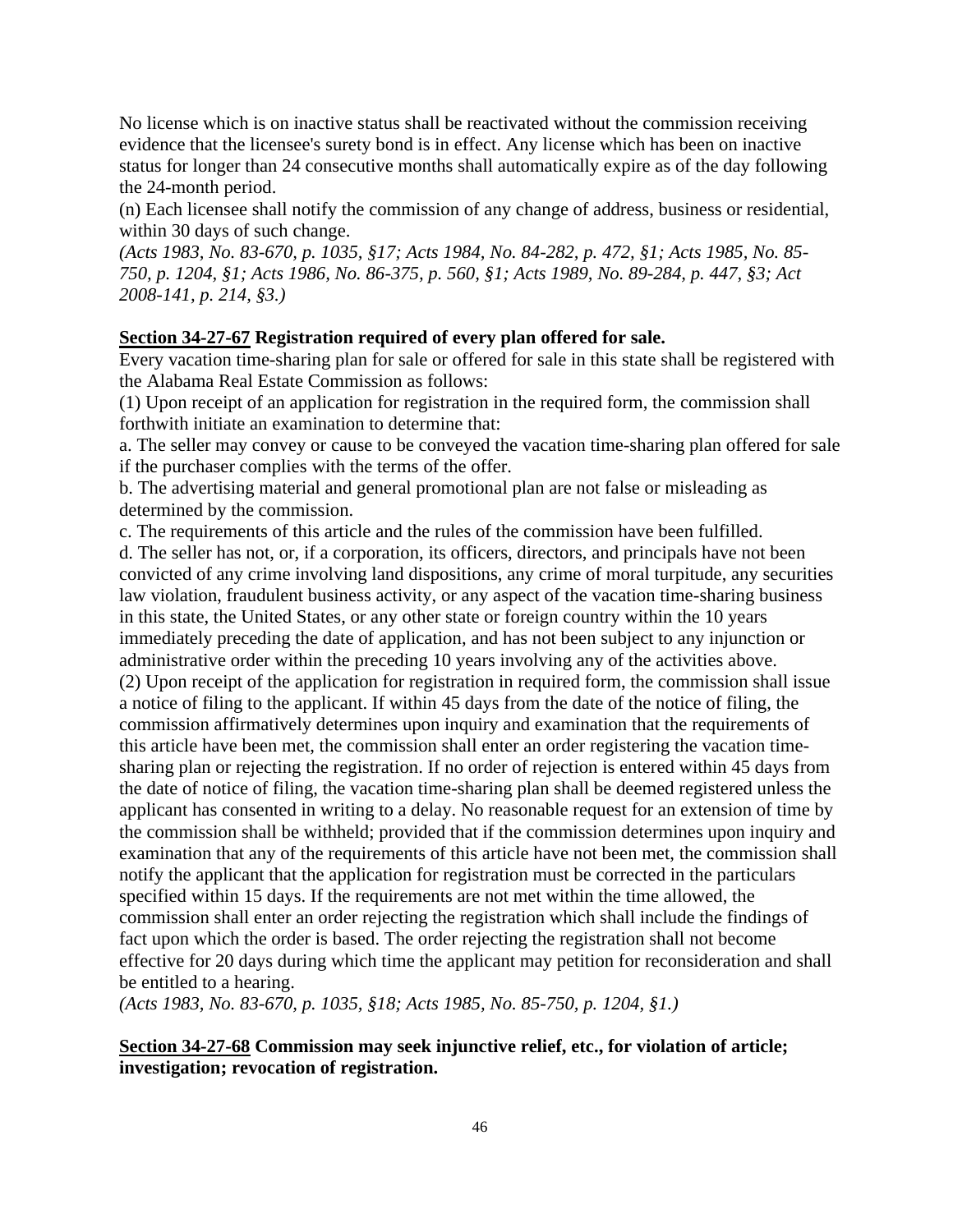No license which is on inactive status shall be reactivated without the commission receiving evidence that the licensee's surety bond is in effect. Any license which has been on inactive status for longer than 24 consecutive months shall automatically expire as of the day following the 24-month period.

(n) Each licensee shall notify the commission of any change of address, business or residential, within 30 days of such change.

*(Acts 1983, No. 83-670, p. 1035, §17; Acts 1984, No. 84-282, p. 472, §1; Acts 1985, No. 85-750, p. 1204, §1; Acts 1986, No. 86-375, p. 560, §1; Acts 1989, No. 89-284, p. 447, §3; Act 2008-141, p. 214, §3.)*

**Section 34-27-67 Registration required of every plan offered for sale.**

Every vacation time-sharing plan for sale or offered for sale in this state shall be registered with the Alabama Real Estate Commission as follows:

(1) Upon receipt of an application for registration in the required form, the commission shall forthwith initiate an examination to determine that:

a. The seller may convey or cause to be conveyed the vacation time-sharing plan offered for sale if the purchaser complies with the terms of the offer.

b. The advertising material and general promotional plan are not false or misleading as determined by the commission.

c. The requirements of this article and the rules of the commission have been fulfilled.

d. The seller has not, or, if a corporation, its officers, directors, and principals have not been convicted of any crime involving land dispositions, any crime of moral turpitude, any securities law violation, fraudulent business activity, or any aspect of the vacation time-sharing business in this state, the United States, or any other state or foreign country within the 10 years immediately preceding the date of application, and has not been subject to any injunction or administrative order within the preceding 10 years involving any of the activities above.

(2) Upon receipt of the application for registration in required form, the commission shall issue a notice of filing to the applicant. If within 45 days from the date of the notice of filing, the commission affirmatively determines upon inquiry and examination that the requirements of this article have been met, the commission shall enter an order registering the vacation time-sharing plan or rejecting the registration. If no order of rejection is entered within 45 days from the date of notice of filing, the vacation time-sharing plan shall be deemed registered unless the applicant has consented in writing to a delay. No reasonable request for an extension of time by the commission shall be withheld; provided that if the commission determines upon inquiry and examination that any of the requirements of this article have not been met, the commission shall notify the applicant that the application for registration must be corrected in the particulars specified within 15 days. If the requirements are not met within the time allowed, the commission shall enter an order rejecting the registration which shall include the findings of fact upon which the order is based. The order rejecting the registration shall not become effective for 20 days during which time the applicant may petition for reconsideration and shall be entitled to a hearing.

*(Acts 1983, No. 83-670, p. 1035, §18; Acts 1985, No. 85-750, p. 1204, §1.)*

**Section 34-27-68 Commission may seek injunctive relief, etc., for violation of article; investigation; revocation of registration.**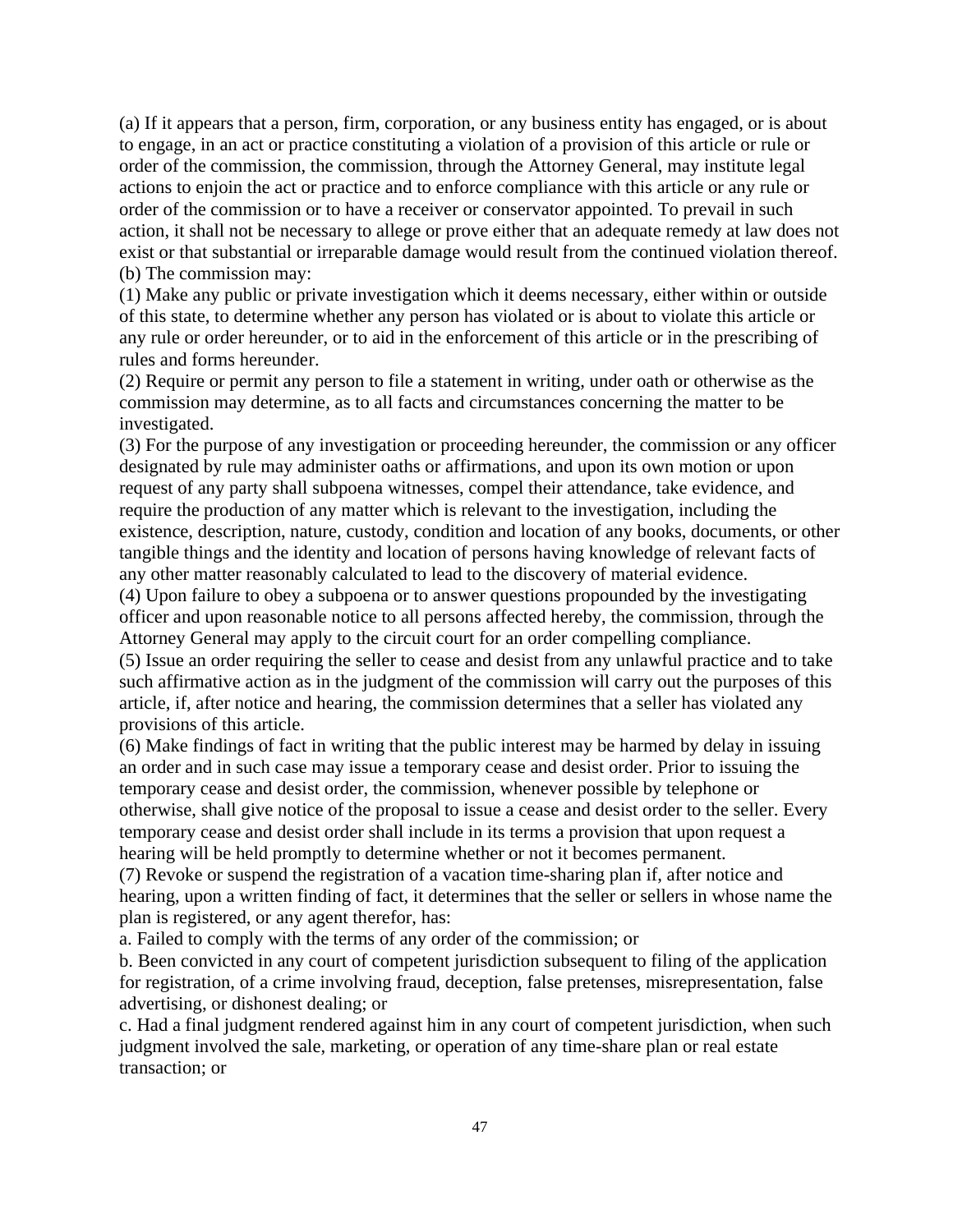(a) If it appears that a person, firm, corporation, or any business entity has engaged, or is about to engage, in an act or practice constituting a violation of a provision of this article or rule or order of the commission, the commission, through the Attorney General, may institute legal actions to enjoin the act or practice and to enforce compliance with this article or any rule or order of the commission or to have a receiver or conservator appointed. To prevail in such action, it shall not be necessary to allege or prove either that an adequate remedy at law does not exist or that substantial or irreparable damage would result from the continued violation thereof.

(b) The commission may:

(1) Make any public or private investigation which it deems necessary, either within or outside of this state, to determine whether any person has violated or is about to violate this article or any rule or order hereunder, or to aid in the enforcement of this article or in the prescribing of rules and forms hereunder.

(2) Require or permit any person to file a statement in writing, under oath or otherwise as the commission may determine, as to all facts and circumstances concerning the matter to be investigated.

(3) For the purpose of any investigation or proceeding hereunder, the commission or any officer designated by rule may administer oaths or affirmations, and upon its own motion or upon request of any party shall subpoena witnesses, compel their attendance, take evidence, and require the production of any matter which is relevant to the investigation, including the existence, description, nature, custody, condition and location of any books, documents, or other tangible things and the identity and location of persons having knowledge of relevant facts of any other matter reasonably calculated to lead to the discovery of material evidence.

(4) Upon failure to obey a subpoena or to answer questions propounded by the investigating officer and upon reasonable notice to all persons affected hereby, the commission, through the Attorney General may apply to the circuit court for an order compelling compliance.

(5) Issue an order requiring the seller to cease and desist from any unlawful practice and to take such affirmative action as in the judgment of the commission will carry out the purposes of this article, if, after notice and hearing, the commission determines that a seller has violated any provisions of this article.

(6) Make findings of fact in writing that the public interest may be harmed by delay in issuing an order and in such case may issue a temporary cease and desist order. Prior to issuing the temporary cease and desist order, the commission, whenever possible by telephone or otherwise, shall give notice of the proposal to issue a cease and desist order to the seller. Every temporary cease and desist order shall include in its terms a provision that upon request a hearing will be held promptly to determine whether or not it becomes permanent.

(7) Revoke or suspend the registration of a vacation time-sharing plan if, after notice and hearing, upon a written finding of fact, it determines that the seller or sellers in whose name the plan is registered, or any agent therefor, has:

a. Failed to comply with the terms of any order of the commission; or

b. Been convicted in any court of competent jurisdiction subsequent to filing of the application for registration, of a crime involving fraud, deception, false pretenses, misrepresentation, false advertising, or dishonest dealing; or

c. Had a final judgment rendered against him in any court of competent jurisdiction, when such judgment involved the sale, marketing, or operation of any time-share plan or real estate transaction; or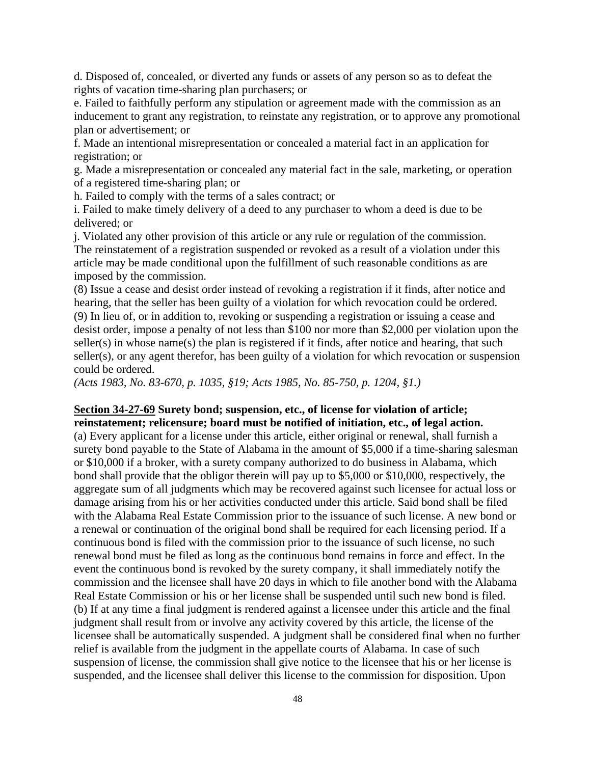d. Disposed of, concealed, or diverted any funds or assets of any person so as to defeat the rights of vacation time-sharing plan purchasers; or

e. Failed to faithfully perform any stipulation or agreement made with the commission as an inducement to grant any registration, to reinstate any registration, or to approve any promotional plan or advertisement; or

f. Made an intentional misrepresentation or concealed a material fact in an application for registration; or

g. Made a misrepresentation or concealed any material fact in the sale, marketing, or operation of a registered time-sharing plan; or

h. Failed to comply with the terms of a sales contract; or

i. Failed to make timely delivery of a deed to any purchaser to whom a deed is due to be delivered; or

j. Violated any other provision of this article or any rule or regulation of the commission.

The reinstatement of a registration suspended or revoked as a result of a violation under this article may be made conditional upon the fulfillment of such reasonable conditions as are imposed by the commission.

(8) Issue a cease and desist order instead of revoking a registration if it finds, after notice and hearing, that the seller has been guilty of a violation for which revocation could be ordered.

(9) In lieu of, or in addition to, revoking or suspending a registration or issuing a cease and desist order, impose a penalty of not less than $100 nor more than $2,000 per violation upon the seller(s) in whose name(s) the plan is registered if it finds, after notice and hearing, that such seller(s), or any agent therefor, has been guilty of a violation for which revocation or suspension could be ordered.

*(Acts 1983, No. 83-670, p. 1035, §19; Acts 1985, No. 85-750, p. 1204, §1.)*

**Section 34-27-69 Surety bond; suspension, etc., of license for violation of article; reinstatement; relicensure; board must be notified of initiation, etc., of legal action.**

(a) Every applicant for a license under this article, either original or renewal, shall furnish a surety bond payable to the State of Alabama in the amount of $5,000 if a time-sharing salesman or $10,000 if a broker, with a surety company authorized to do business in Alabama, which bond shall provide that the obligor therein will pay up to $5,000 or $10,000, respectively, the aggregate sum of all judgments which may be recovered against such licensee for actual loss or damage arising from his or her activities conducted under this article. Said bond shall be filed with the Alabama Real Estate Commission prior to the issuance of such license. A new bond or a renewal or continuation of the original bond shall be required for each licensing period. If a continuous bond is filed with the commission prior to the issuance of such license, no such renewal bond must be filed as long as the continuous bond remains in force and effect. In the event the continuous bond is revoked by the surety company, it shall immediately notify the commission and the licensee shall have 20 days in which to file another bond with the Alabama Real Estate Commission or his or her license shall be suspended until such new bond is filed.

(b) If at any time a final judgment is rendered against a licensee under this article and the final judgment shall result from or involve any activity covered by this article, the license of the licensee shall be automatically suspended. A judgment shall be considered final when no further relief is available from the judgment in the appellate courts of Alabama. In case of such suspension of license, the commission shall give notice to the licensee that his or her license is suspended, and the licensee shall deliver this license to the commission for disposition. Upon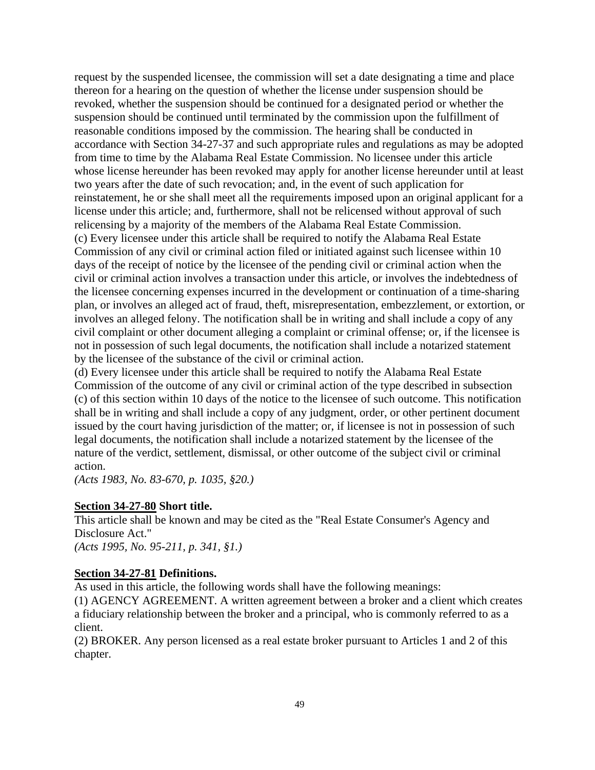request by the suspended licensee, the commission will set a date designating a time and place thereon for a hearing on the question of whether the license under suspension should be revoked, whether the suspension should be continued for a designated period or whether the suspension should be continued until terminated by the commission upon the fulfillment of reasonable conditions imposed by the commission. The hearing shall be conducted in accordance with Section 34-27-37 and such appropriate rules and regulations as may be adopted from time to time by the Alabama Real Estate Commission. No licensee under this article whose license hereunder has been revoked may apply for another license hereunder until at least two years after the date of such revocation; and, in the event of such application for reinstatement, he or she shall meet all the requirements imposed upon an original applicant for a license under this article; and, furthermore, shall not be relicensed without approval of such relicensing by a majority of the members of the Alabama Real Estate Commission.

(c) Every licensee under this article shall be required to notify the Alabama Real Estate Commission of any civil or criminal action filed or initiated against such licensee within 10 days of the receipt of notice by the licensee of the pending civil or criminal action when the civil or criminal action involves a transaction under this article, or involves the indebtedness of the licensee concerning expenses incurred in the development or continuation of a time-sharing plan, or involves an alleged act of fraud, theft, misrepresentation, embezzlement, or extortion, or involves an alleged felony. The notification shall be in writing and shall include a copy of any civil complaint or other document alleging a complaint or criminal offense; or, if the licensee is not in possession of such legal documents, the notification shall include a notarized statement by the licensee of the substance of the civil or criminal action.

(d) Every licensee under this article shall be required to notify the Alabama Real Estate Commission of the outcome of any civil or criminal action of the type described in subsection (c) of this section within 10 days of the notice to the licensee of such outcome. This notification shall be in writing and shall include a copy of any judgment, order, or other pertinent document issued by the court having jurisdiction of the matter; or, if licensee is not in possession of such legal documents, the notification shall include a notarized statement by the licensee of the nature of the verdict, settlement, dismissal, or other outcome of the subject civil or criminal action.

*(Acts 1983, No. 83-670, p. 1035, §20.)*

**Section 34-27-80 Short title.**

This article shall be known and may be cited as the "Real Estate Consumer's Agency and Disclosure Act."

*(Acts 1995, No. 95-211, p. 341, §1.)*

**Section 34-27-81 Definitions.**

As used in this article, the following words shall have the following meanings:

(1) AGENCY AGREEMENT. A written agreement between a broker and a client which creates a fiduciary relationship between the broker and a principal, who is commonly referred to as a client.

(2) BROKER. Any person licensed as a real estate broker pursuant to Articles 1 and 2 of this chapter.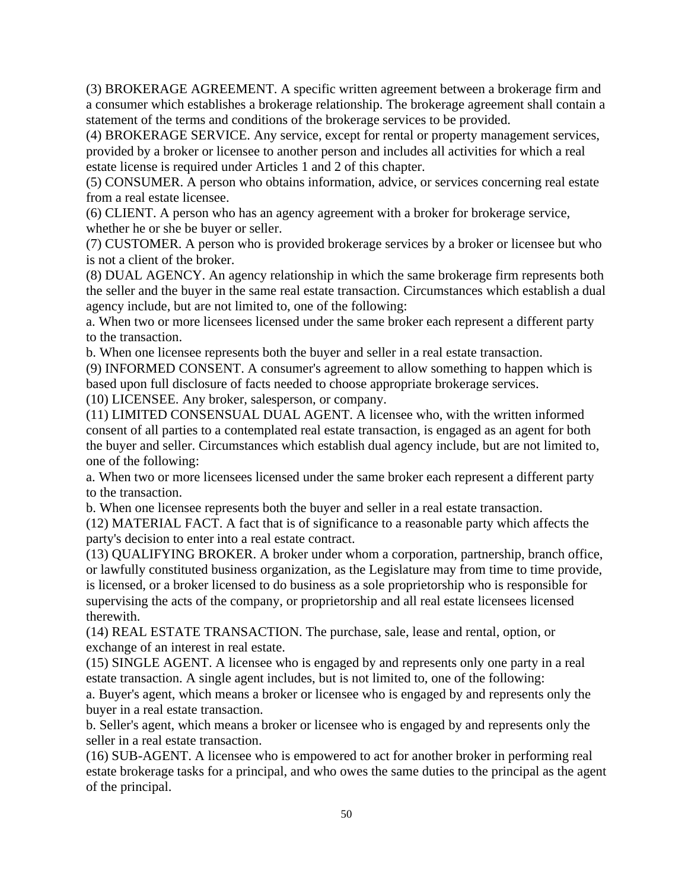(3) BROKERAGE AGREEMENT. A specific written agreement between a brokerage firm and a consumer which establishes a brokerage relationship. The brokerage agreement shall contain a statement of the terms and conditions of the brokerage services to be provided.

(4) BROKERAGE SERVICE. Any service, except for rental or property management services, provided by a broker or licensee to another person and includes all activities for which a real estate license is required under Articles 1 and 2 of this chapter.

(5) CONSUMER. A person who obtains information, advice, or services concerning real estate from a real estate licensee.

(6) CLIENT. A person who has an agency agreement with a broker for brokerage service, whether he or she be buyer or seller.

(7) CUSTOMER. A person who is provided brokerage services by a broker or licensee but who is not a client of the broker.

(8) DUAL AGENCY. An agency relationship in which the same brokerage firm represents both the seller and the buyer in the same real estate transaction. Circumstances which establish a dual agency include, but are not limited to, one of the following:

a. When two or more licensees licensed under the same broker each represent a different party to the transaction.

b. When one licensee represents both the buyer and seller in a real estate transaction.

(9) INFORMED CONSENT. A consumer's agreement to allow something to happen which is based upon full disclosure of facts needed to choose appropriate brokerage services.

(10) LICENSEE. Any broker, salesperson, or company.

(11) LIMITED CONSENSUAL DUAL AGENT. A licensee who, with the written informed consent of all parties to a contemplated real estate transaction, is engaged as an agent for both the buyer and seller. Circumstances which establish dual agency include, but are not limited to, one of the following:

a. When two or more licensees licensed under the same broker each represent a different party to the transaction.

b. When one licensee represents both the buyer and seller in a real estate transaction.

(12) MATERIAL FACT. A fact that is of significance to a reasonable party which affects the party's decision to enter into a real estate contract.

(13) QUALIFYING BROKER. A broker under whom a corporation, partnership, branch office, or lawfully constituted business organization, as the Legislature may from time to time provide, is licensed, or a broker licensed to do business as a sole proprietorship who is responsible for supervising the acts of the company, or proprietorship and all real estate licensees licensed therewith.

(14) REAL ESTATE TRANSACTION. The purchase, sale, lease and rental, option, or exchange of an interest in real estate.

(15) SINGLE AGENT. A licensee who is engaged by and represents only one party in a real estate transaction. A single agent includes, but is not limited to, one of the following:

a. Buyer's agent, which means a broker or licensee who is engaged by and represents only the buyer in a real estate transaction.

b. Seller's agent, which means a broker or licensee who is engaged by and represents only the seller in a real estate transaction.

(16) SUB-AGENT. A licensee who is empowered to act for another broker in performing real estate brokerage tasks for a principal, and who owes the same duties to the principal as the agent of the principal.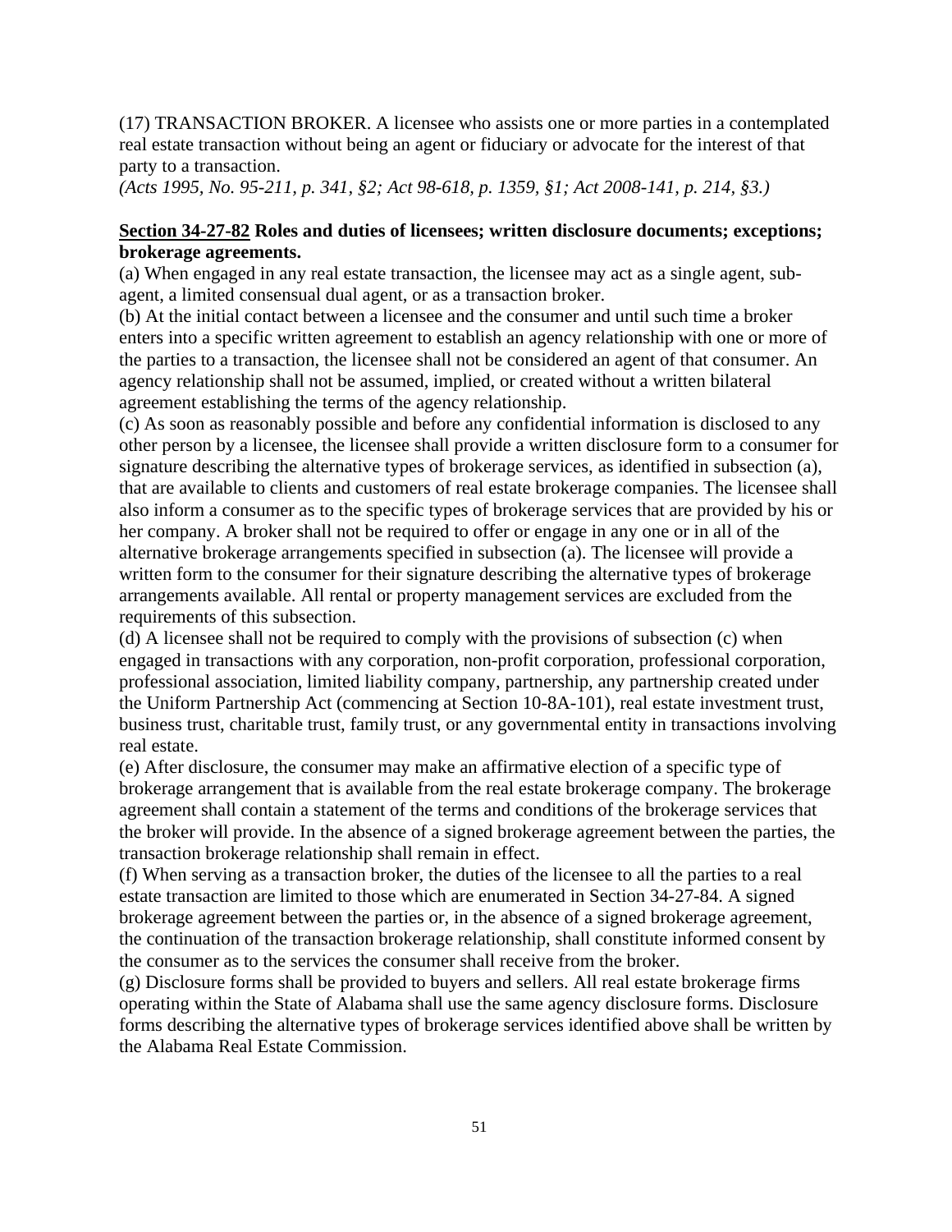(17) TRANSACTION BROKER. A licensee who assists one or more parties in a contemplated real estate transaction without being an agent or fiduciary or advocate for the interest of that party to a transaction.

*(Acts 1995, No. 95-211, p. 341, §2; Act 98-618, p. 1359, §1; Act 2008-141, p. 214, §3.)*

**Section 34-27-82 Roles and duties of licensees; written disclosure documents; exceptions; brokerage agreements.**

(a) When engaged in any real estate transaction, the licensee may act as a single agent, sub-agent, a limited consensual dual agent, or as a transaction broker.

(b) At the initial contact between a licensee and the consumer and until such time a broker enters into a specific written agreement to establish an agency relationship with one or more of the parties to a transaction, the licensee shall not be considered an agent of that consumer. An agency relationship shall not be assumed, implied, or created without a written bilateral agreement establishing the terms of the agency relationship.

(c) As soon as reasonably possible and before any confidential information is disclosed to any other person by a licensee, the licensee shall provide a written disclosure form to a consumer for signature describing the alternative types of brokerage services, as identified in subsection (a), that are available to clients and customers of real estate brokerage companies. The licensee shall also inform a consumer as to the specific types of brokerage services that are provided by his or her company. A broker shall not be required to offer or engage in any one or in all of the alternative brokerage arrangements specified in subsection (a). The licensee will provide a written form to the consumer for their signature describing the alternative types of brokerage arrangements available. All rental or property management services are excluded from the requirements of this subsection.

(d) A licensee shall not be required to comply with the provisions of subsection (c) when engaged in transactions with any corporation, non-profit corporation, professional corporation, professional association, limited liability company, partnership, any partnership created under the Uniform Partnership Act (commencing at Section 10-8A-101), real estate investment trust, business trust, charitable trust, family trust, or any governmental entity in transactions involving real estate.

(e) After disclosure, the consumer may make an affirmative election of a specific type of brokerage arrangement that is available from the real estate brokerage company. The brokerage agreement shall contain a statement of the terms and conditions of the brokerage services that the broker will provide. In the absence of a signed brokerage agreement between the parties, the transaction brokerage relationship shall remain in effect.

(f) When serving as a transaction broker, the duties of the licensee to all the parties to a real estate transaction are limited to those which are enumerated in Section 34-27-84. A signed brokerage agreement between the parties or, in the absence of a signed brokerage agreement, the continuation of the transaction brokerage relationship, shall constitute informed consent by the consumer as to the services the consumer shall receive from the broker.

(g) Disclosure forms shall be provided to buyers and sellers. All real estate brokerage firms operating within the State of Alabama shall use the same agency disclosure forms. Disclosure forms describing the alternative types of brokerage services identified above shall be written by the Alabama Real Estate Commission.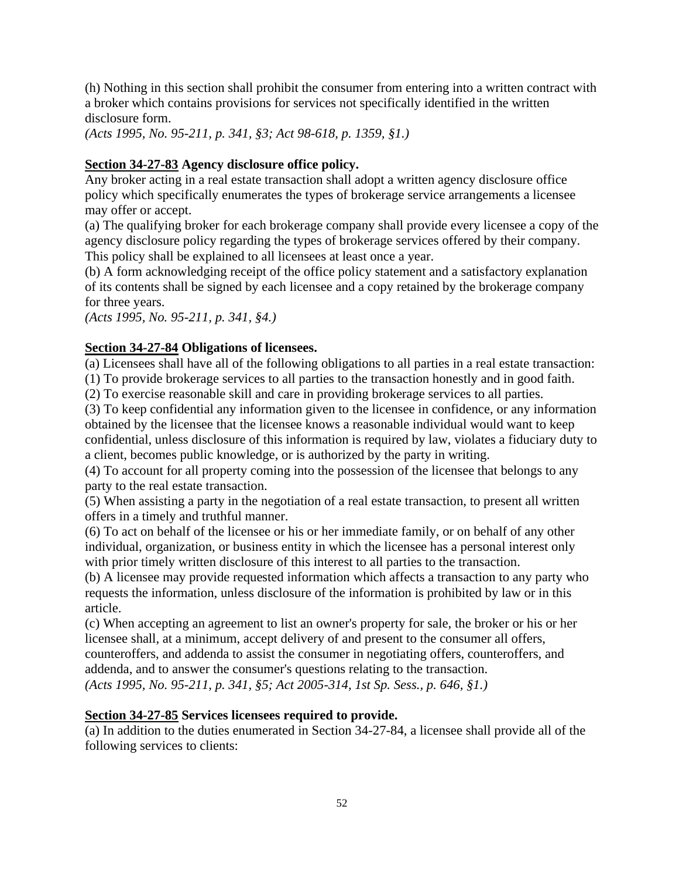(h) Nothing in this section shall prohibit the consumer from entering into a written contract with a broker which contains provisions for services not specifically identified in the written disclosure form.
*(Acts 1995, No. 95-211, p. 341, §3; Act 98-618, p. 1359, §1.)*

**Section 34-27-83 Agency disclosure office policy.**

Any broker acting in a real estate transaction shall adopt a written agency disclosure office policy which specifically enumerates the types of brokerage service arrangements a licensee may offer or accept.

(a) The qualifying broker for each brokerage company shall provide every licensee a copy of the agency disclosure policy regarding the types of brokerage services offered by their company. This policy shall be explained to all licensees at least once a year.

(b) A form acknowledging receipt of the office policy statement and a satisfactory explanation of its contents shall be signed by each licensee and a copy retained by the brokerage company for three years.
*(Acts 1995, No. 95-211, p. 341, §4.)*

**Section 34-27-84 Obligations of licensees.**

(a) Licensees shall have all of the following obligations to all parties in a real estate transaction:

(1) To provide brokerage services to all parties to the transaction honestly and in good faith.

(2) To exercise reasonable skill and care in providing brokerage services to all parties.

(3) To keep confidential any information given to the licensee in confidence, or any information obtained by the licensee that the licensee knows a reasonable individual would want to keep confidential, unless disclosure of this information is required by law, violates a fiduciary duty to a client, becomes public knowledge, or is authorized by the party in writing.

(4) To account for all property coming into the possession of the licensee that belongs to any party to the real estate transaction.

(5) When assisting a party in the negotiation of a real estate transaction, to present all written offers in a timely and truthful manner.

(6) To act on behalf of the licensee or his or her immediate family, or on behalf of any other individual, organization, or business entity in which the licensee has a personal interest only with prior timely written disclosure of this interest to all parties to the transaction.

(b) A licensee may provide requested information which affects a transaction to any party who requests the information, unless disclosure of the information is prohibited by law or in this article.

(c) When accepting an agreement to list an owner's property for sale, the broker or his or her licensee shall, at a minimum, accept delivery of and present to the consumer all offers, counteroffers, and addenda to assist the consumer in negotiating offers, counteroffers, and addenda, and to answer the consumer's questions relating to the transaction.
*(Acts 1995, No. 95-211, p. 341, §5; Act 2005-314, 1st Sp. Sess., p. 646, §1.)*

**Section 34-27-85 Services licensees required to provide.**

(a) In addition to the duties enumerated in Section 34-27-84, a licensee shall provide all of the following services to clients: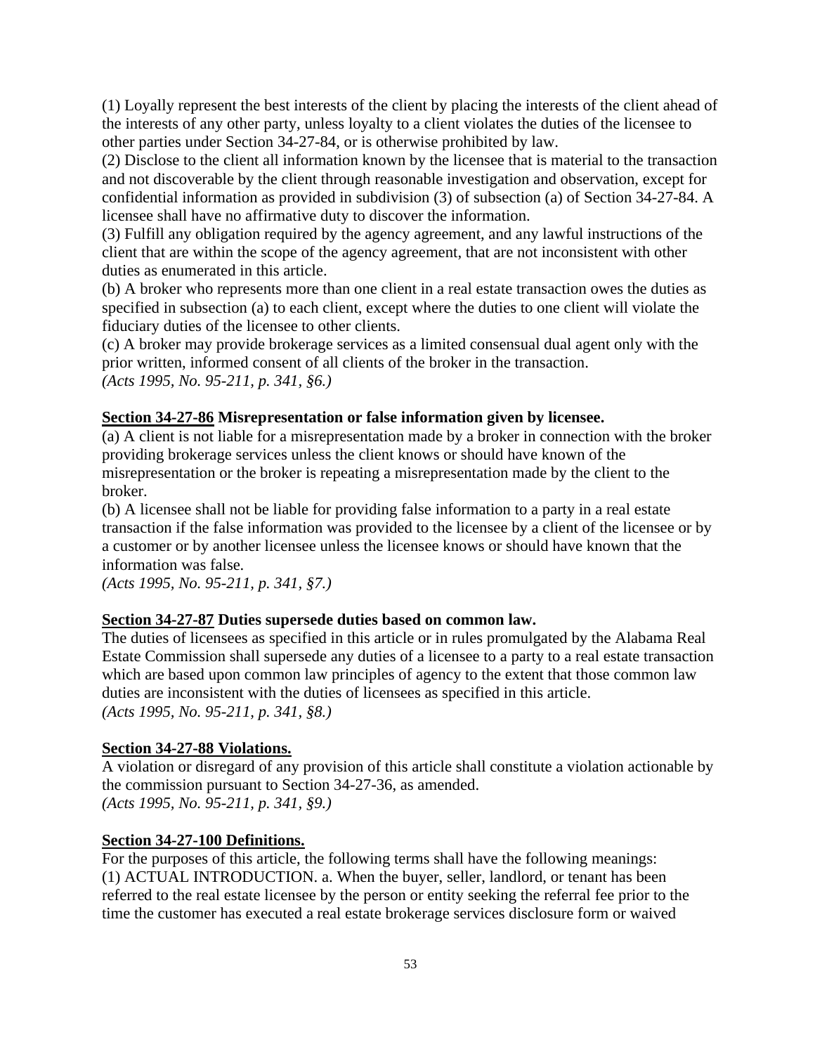(1) Loyally represent the best interests of the client by placing the interests of the client ahead of the interests of any other party, unless loyalty to a client violates the duties of the licensee to other parties under Section 34-27-84, or is otherwise prohibited by law.

(2) Disclose to the client all information known by the licensee that is material to the transaction and not discoverable by the client through reasonable investigation and observation, except for confidential information as provided in subdivision (3) of subsection (a) of Section 34-27-84. A licensee shall have no affirmative duty to discover the information.

(3) Fulfill any obligation required by the agency agreement, and any lawful instructions of the client that are within the scope of the agency agreement, that are not inconsistent with other duties as enumerated in this article.

(b) A broker who represents more than one client in a real estate transaction owes the duties as specified in subsection (a) to each client, except where the duties to one client will violate the fiduciary duties of the licensee to other clients.

(c) A broker may provide brokerage services as a limited consensual dual agent only with the prior written, informed consent of all clients of the broker in the transaction.

*(Acts 1995, No. 95-211, p. 341, §6.)*

**Section 34-27-86 Misrepresentation or false information given by licensee.**

(a) A client is not liable for a misrepresentation made by a broker in connection with the broker providing brokerage services unless the client knows or should have known of the misrepresentation or the broker is repeating a misrepresentation made by the client to the broker.

(b) A licensee shall not be liable for providing false information to a party in a real estate transaction if the false information was provided to the licensee by a client of the licensee or by a customer or by another licensee unless the licensee knows or should have known that the information was false.

*(Acts 1995, No. 95-211, p. 341, §7.)*

**Section 34-27-87 Duties supersede duties based on common law.**

The duties of licensees as specified in this article or in rules promulgated by the Alabama Real Estate Commission shall supersede any duties of a licensee to a party to a real estate transaction which are based upon common law principles of agency to the extent that those common law duties are inconsistent with the duties of licensees as specified in this article.

*(Acts 1995, No. 95-211, p. 341, §8.)*

**Section 34-27-88 Violations.**

A violation or disregard of any provision of this article shall constitute a violation actionable by the commission pursuant to Section 34-27-36, as amended.

*(Acts 1995, No. 95-211, p. 341, §9.)*

**Section 34-27-100 Definitions.**

For the purposes of this article, the following terms shall have the following meanings:

(1) ACTUAL INTRODUCTION. a. When the buyer, seller, landlord, or tenant has been referred to the real estate licensee by the person or entity seeking the referral fee prior to the time the customer has executed a real estate brokerage services disclosure form or waived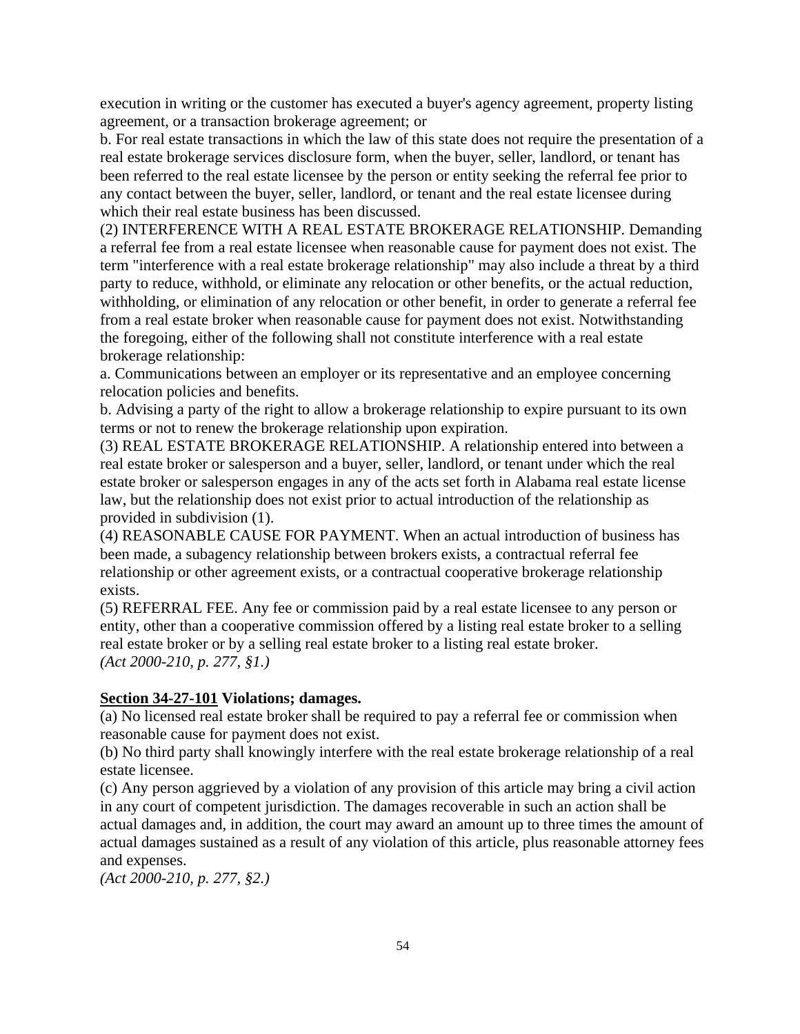execution in writing or the customer has executed a buyer's agency agreement, property listing agreement, or a transaction brokerage agreement; or

b. For real estate transactions in which the law of this state does not require the presentation of a real estate brokerage services disclosure form, when the buyer, seller, landlord, or tenant has been referred to the real estate licensee by the person or entity seeking the referral fee prior to any contact between the buyer, seller, landlord, or tenant and the real estate licensee during which their real estate business has been discussed.

(2) INTERFERENCE WITH A REAL ESTATE BROKERAGE RELATIONSHIP. Demanding a referral fee from a real estate licensee when reasonable cause for payment does not exist. The term "interference with a real estate brokerage relationship" may also include a threat by a third party to reduce, withhold, or eliminate any relocation or other benefits, or the actual reduction, withholding, or elimination of any relocation or other benefit, in order to generate a referral fee from a real estate broker when reasonable cause for payment does not exist. Notwithstanding the foregoing, either of the following shall not constitute interference with a real estate brokerage relationship:

a. Communications between an employer or its representative and an employee concerning relocation policies and benefits.

b. Advising a party of the right to allow a brokerage relationship to expire pursuant to its own terms or not to renew the brokerage relationship upon expiration.

(3) REAL ESTATE BROKERAGE RELATIONSHIP. A relationship entered into between a real estate broker or salesperson and a buyer, seller, landlord, or tenant under which the real estate broker or salesperson engages in any of the acts set forth in Alabama real estate license law, but the relationship does not exist prior to actual introduction of the relationship as provided in subdivision (1).

(4) REASONABLE CAUSE FOR PAYMENT. When an actual introduction of business has been made, a subagency relationship between brokers exists, a contractual referral fee relationship or other agreement exists, or a contractual cooperative brokerage relationship exists.

(5) REFERRAL FEE. Any fee or commission paid by a real estate licensee to any person or entity, other than a cooperative commission offered by a listing real estate broker to a selling real estate broker or by a selling real estate broker to a listing real estate broker.

*(Act 2000-210, p. 277, §1.)*

**Section 34-27-101 Violations; damages.**

(a) No licensed real estate broker shall be required to pay a referral fee or commission when reasonable cause for payment does not exist.

(b) No third party shall knowingly interfere with the real estate brokerage relationship of a real estate licensee.

(c) Any person aggrieved by a violation of any provision of this article may bring a civil action in any court of competent jurisdiction. The damages recoverable in such an action shall be actual damages and, in addition, the court may award an amount up to three times the amount of actual damages sustained as a result of any violation of this article, plus reasonable attorney fees and expenses.

*(Act 2000-210, p. 277, §2.)*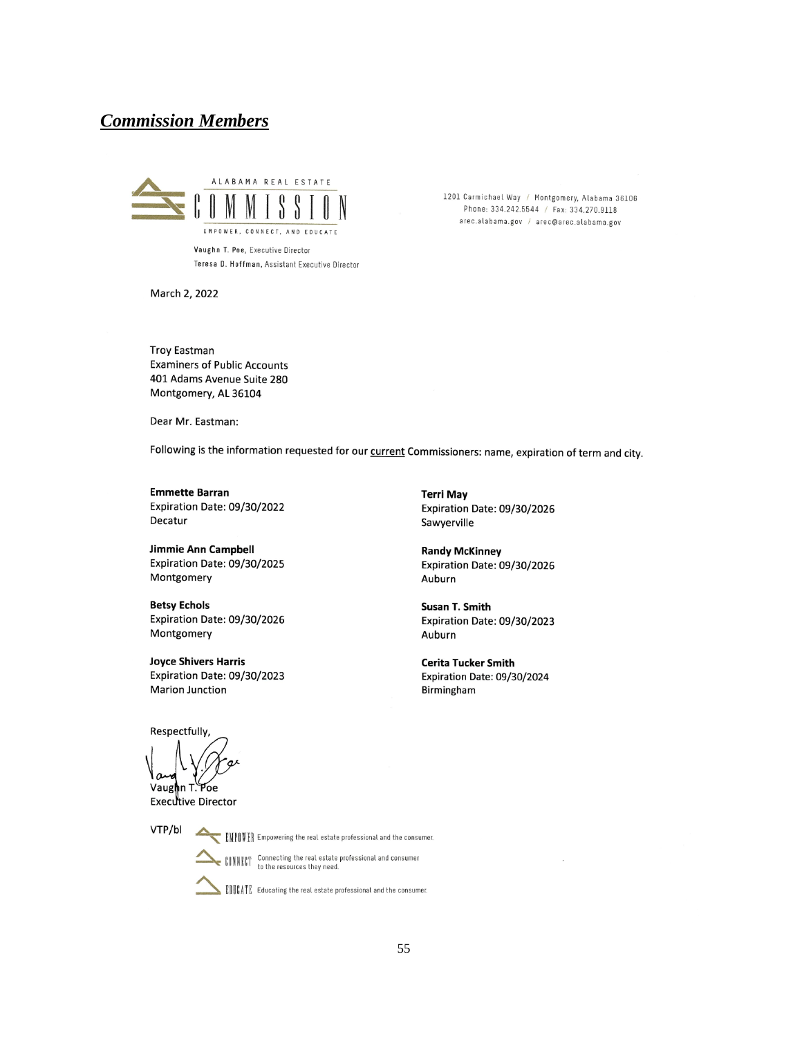## *Commission Members*

ALABAMA REAL ESTATE

COMMISSION

EMPOWER, CONNECT, AND EDUCATE

Vaughn T. Poe, Executive Director

Teresa D. Hoffman, Assistant Executive Director

1201 Carmichael Way / Montgomery, Alabama 36106
Phone: 334.242.5544 / Fax: 334.270.9118
arec.alabama.gov / arec@arec.alabama.gov

March 2, 2022

Troy Eastman
Examiners of Public Accounts
401 Adams Avenue Suite 280
Montgomery, AL 36104

Dear Mr. Eastman:

Following is the information requested for our current Commissioners: name, expiration of term and city.

**Emmette Barran**
Expiration Date: 09/30/2022
Decatur

**Jimmie Ann Campbell**
Expiration Date: 09/30/2025
Montgomery

**Betsy Echols**
Expiration Date: 09/30/2026
Montgomery

**Joyce Shivers Harris**
Expiration Date: 09/30/2023
Marion Junction

**Terri May**
Expiration Date: 09/30/2026
Sawyerville

**Randy McKinney**
Expiration Date: 09/30/2026
Auburn

**Susan T. Smith**
Expiration Date: 09/30/2023
Auburn

**Cerita Tucker Smith**
Expiration Date: 09/30/2024
Birmingham

Respectfully,

Vaughn T. Poe
Executive Director

VTP/bl

EMPOWER Empowering the real estate professional and the consumer.

CONNECT Connecting the real estate professional and consumer to the resources they need.

EDUCATE Educating the real estate professional and the consumer.